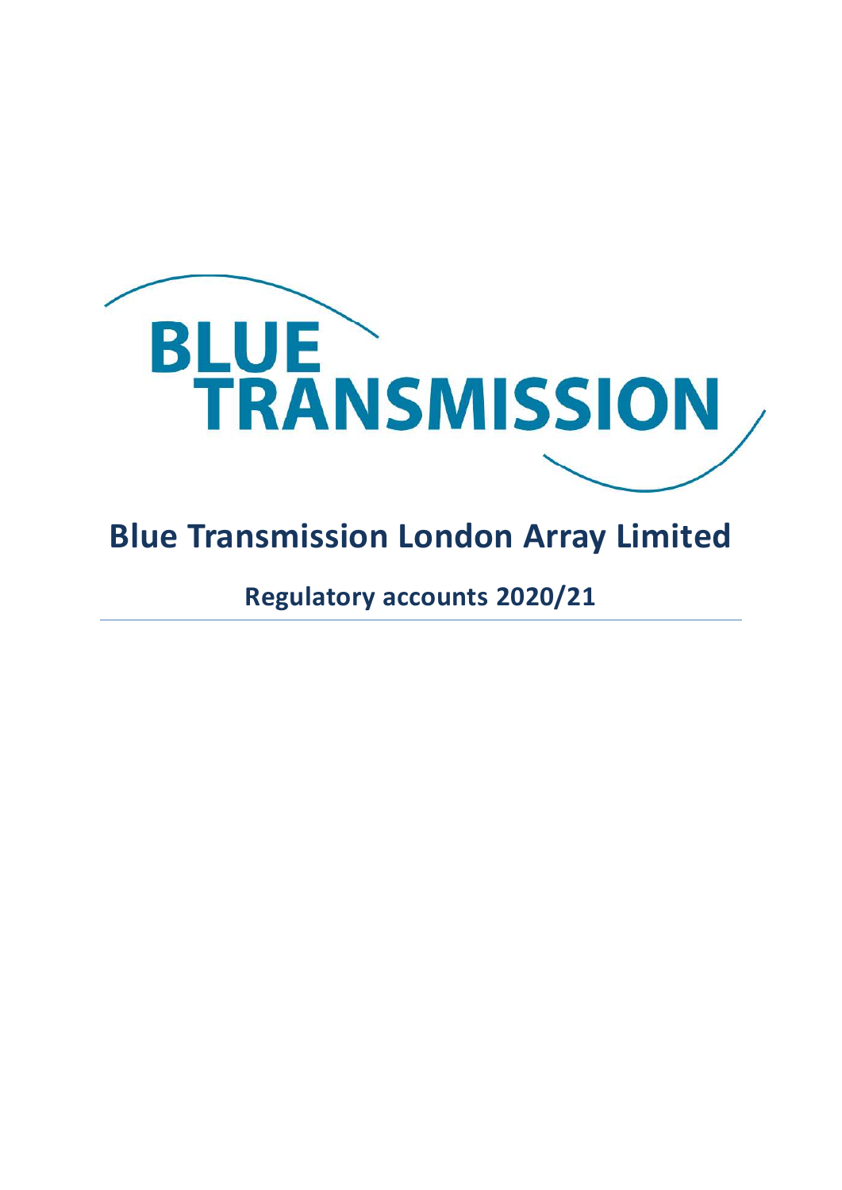BLUE TRANSMISSION

# Blue Transmission London Array Limited

## Regulatory accounts 2020/21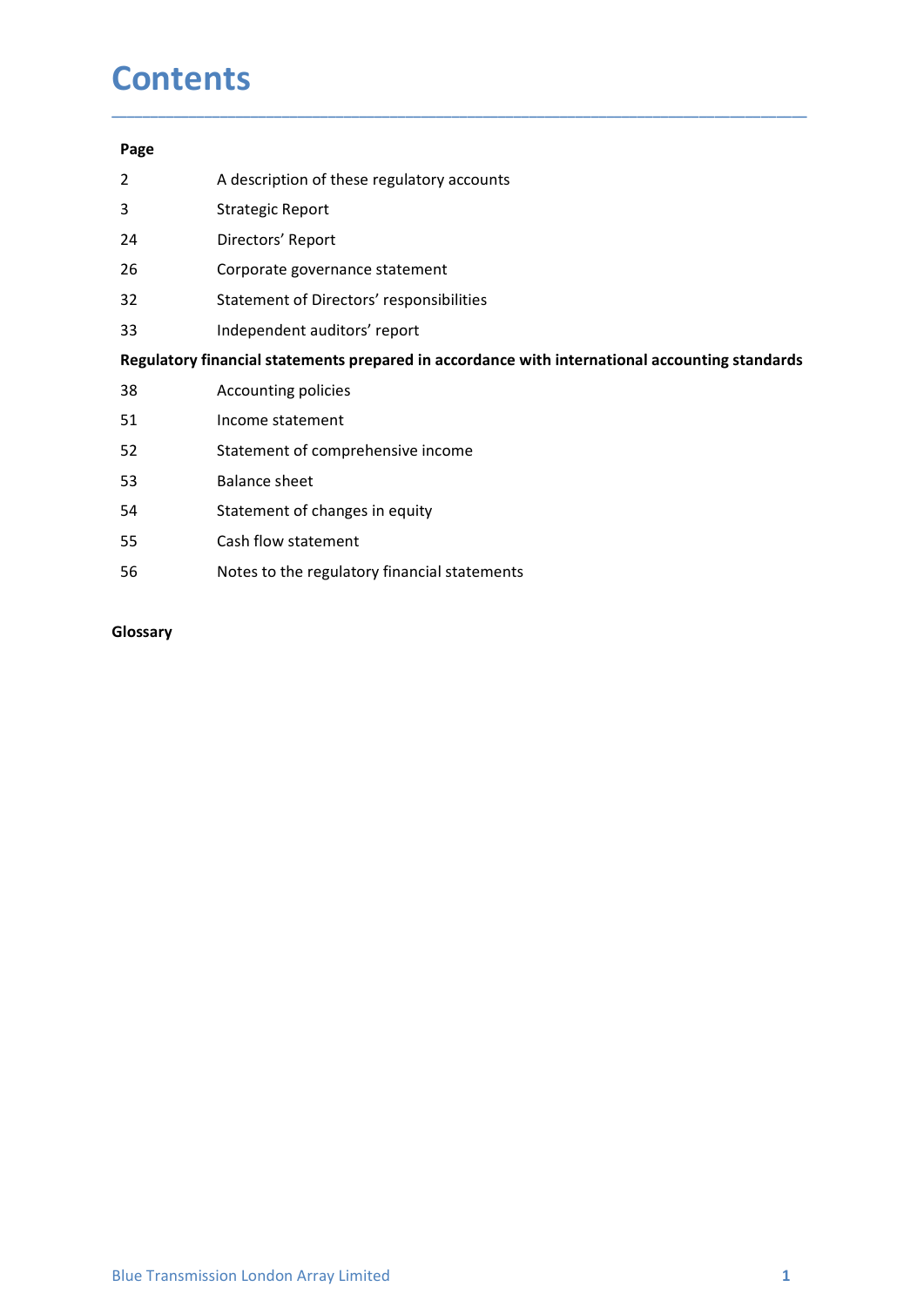# Contents

| Page | |
|---|---|
| 2 | A description of these regulatory accounts |
| 3 | Strategic Report |
| 24 | Directors' Report |
| 26 | Corporate governance statement |
| 32 | Statement of Directors' responsibilities |
| 33 | Independent auditors' report |
| **Regulatory financial statements prepared in accordance with international accounting standards** | |
| 38 | Accounting policies |
| 51 | Income statement |
| 52 | Statement of comprehensive income |
| 53 | Balance sheet |
| 54 | Statement of changes in equity |
| 55 | Cash flow statement |
| 56 | Notes to the regulatory financial statements |

**Glossary**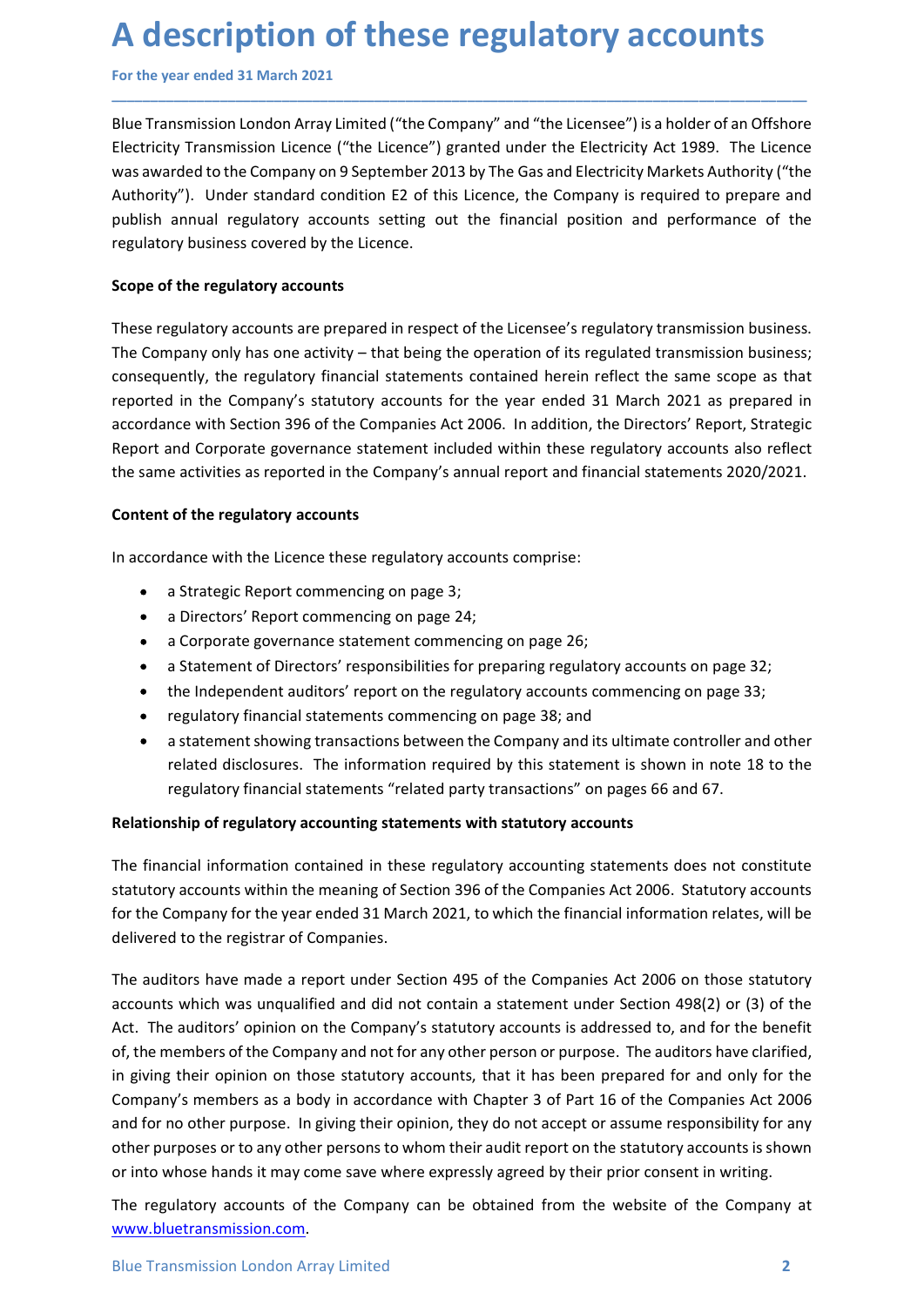# A description of these regulatory accounts

For the year ended 31 March 2021

Blue Transmission London Array Limited ("the Company" and "the Licensee") is a holder of an Offshore Electricity Transmission Licence ("the Licence") granted under the Electricity Act 1989. The Licence was awarded to the Company on 9 September 2013 by The Gas and Electricity Markets Authority ("the Authority"). Under standard condition E2 of this Licence, the Company is required to prepare and publish annual regulatory accounts setting out the financial position and performance of the regulatory business covered by the Licence.

**Scope of the regulatory accounts**

These regulatory accounts are prepared in respect of the Licensee's regulatory transmission business. The Company only has one activity – that being the operation of its regulated transmission business; consequently, the regulatory financial statements contained herein reflect the same scope as that reported in the Company's statutory accounts for the year ended 31 March 2021 as prepared in accordance with Section 396 of the Companies Act 2006. In addition, the Directors' Report, Strategic Report and Corporate governance statement included within these regulatory accounts also reflect the same activities as reported in the Company's annual report and financial statements 2020/2021.

**Content of the regulatory accounts**

In accordance with the Licence these regulatory accounts comprise:

- a Strategic Report commencing on page 3;
- a Directors' Report commencing on page 24;
- a Corporate governance statement commencing on page 26;
- a Statement of Directors' responsibilities for preparing regulatory accounts on page 32;
- the Independent auditors' report on the regulatory accounts commencing on page 33;
- regulatory financial statements commencing on page 38; and
- a statement showing transactions between the Company and its ultimate controller and other related disclosures. The information required by this statement is shown in note 18 to the regulatory financial statements "related party transactions" on pages 66 and 67.

**Relationship of regulatory accounting statements with statutory accounts**

The financial information contained in these regulatory accounting statements does not constitute statutory accounts within the meaning of Section 396 of the Companies Act 2006. Statutory accounts for the Company for the year ended 31 March 2021, to which the financial information relates, will be delivered to the registrar of Companies.

The auditors have made a report under Section 495 of the Companies Act 2006 on those statutory accounts which was unqualified and did not contain a statement under Section 498(2) or (3) of the Act. The auditors' opinion on the Company's statutory accounts is addressed to, and for the benefit of, the members of the Company and not for any other person or purpose. The auditors have clarified, in giving their opinion on those statutory accounts, that it has been prepared for and only for the Company's members as a body in accordance with Chapter 3 of Part 16 of the Companies Act 2006 and for no other purpose. In giving their opinion, they do not accept or assume responsibility for any other purposes or to any other persons to whom their audit report on the statutory accounts is shown or into whose hands it may come save where expressly agreed by their prior consent in writing.

The regulatory accounts of the Company can be obtained from the website of the Company at [www.bluetransmission.com](www.bluetransmission.com).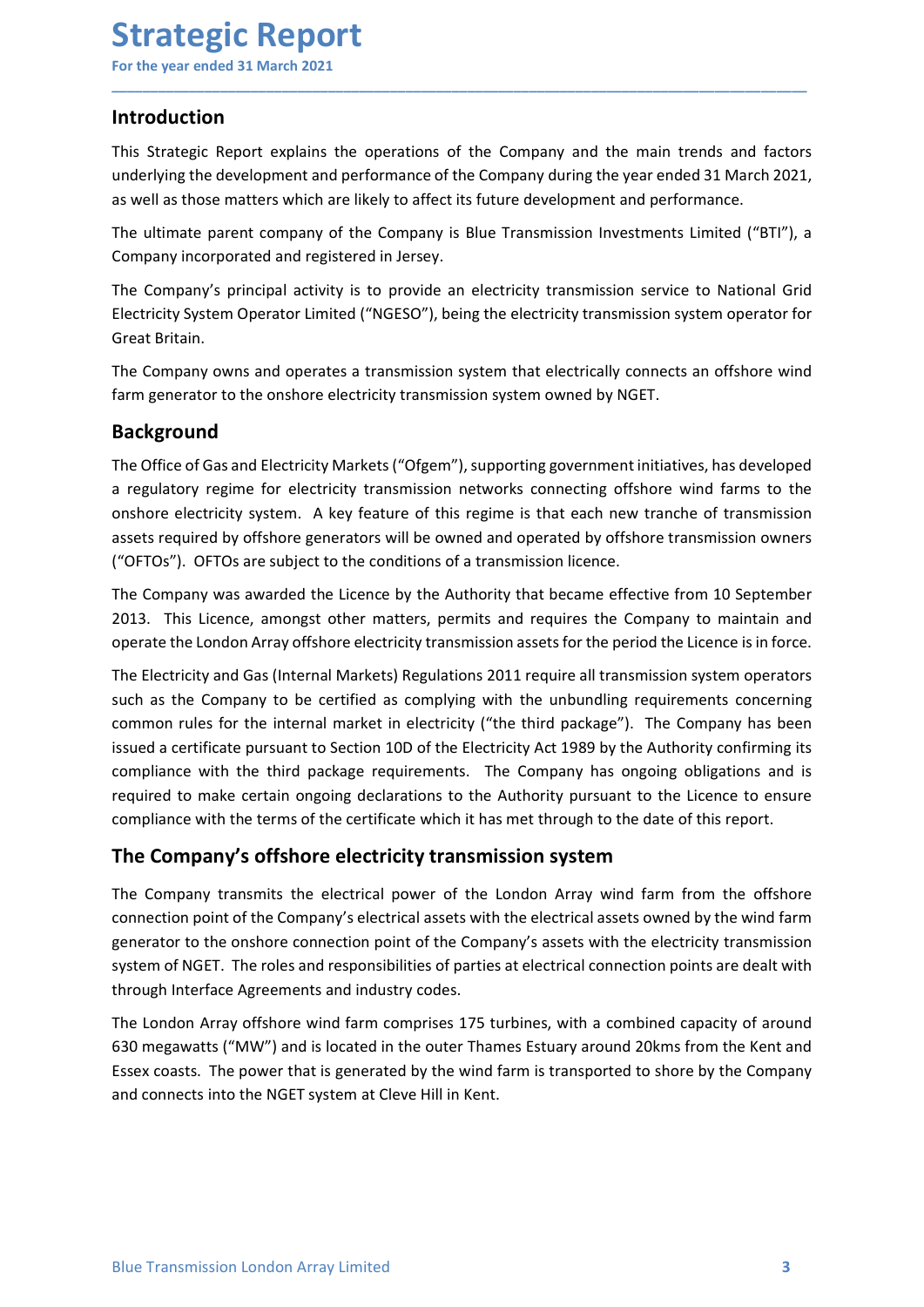# Strategic Report

For the year ended 31 March 2021

## Introduction

This Strategic Report explains the operations of the Company and the main trends and factors underlying the development and performance of the Company during the year ended 31 March 2021, as well as those matters which are likely to affect its future development and performance.

The ultimate parent company of the Company is Blue Transmission Investments Limited ("BTI"), a Company incorporated and registered in Jersey.

The Company's principal activity is to provide an electricity transmission service to National Grid Electricity System Operator Limited ("NGESO"), being the electricity transmission system operator for Great Britain.

The Company owns and operates a transmission system that electrically connects an offshore wind farm generator to the onshore electricity transmission system owned by NGET.

## Background

The Office of Gas and Electricity Markets ("Ofgem"), supporting government initiatives, has developed a regulatory regime for electricity transmission networks connecting offshore wind farms to the onshore electricity system. A key feature of this regime is that each new tranche of transmission assets required by offshore generators will be owned and operated by offshore transmission owners ("OFTOs"). OFTOs are subject to the conditions of a transmission licence.

The Company was awarded the Licence by the Authority that became effective from 10 September 2013. This Licence, amongst other matters, permits and requires the Company to maintain and operate the London Array offshore electricity transmission assets for the period the Licence is in force.

The Electricity and Gas (Internal Markets) Regulations 2011 require all transmission system operators such as the Company to be certified as complying with the unbundling requirements concerning common rules for the internal market in electricity ("the third package"). The Company has been issued a certificate pursuant to Section 10D of the Electricity Act 1989 by the Authority confirming its compliance with the third package requirements. The Company has ongoing obligations and is required to make certain ongoing declarations to the Authority pursuant to the Licence to ensure compliance with the terms of the certificate which it has met through to the date of this report.

## The Company's offshore electricity transmission system

The Company transmits the electrical power of the London Array wind farm from the offshore connection point of the Company's electrical assets with the electrical assets owned by the wind farm generator to the onshore connection point of the Company's assets with the electricity transmission system of NGET. The roles and responsibilities of parties at electrical connection points are dealt with through Interface Agreements and industry codes.

The London Array offshore wind farm comprises 175 turbines, with a combined capacity of around 630 megawatts ("MW") and is located in the outer Thames Estuary around 20kms from the Kent and Essex coasts. The power that is generated by the wind farm is transported to shore by the Company and connects into the NGET system at Cleve Hill in Kent.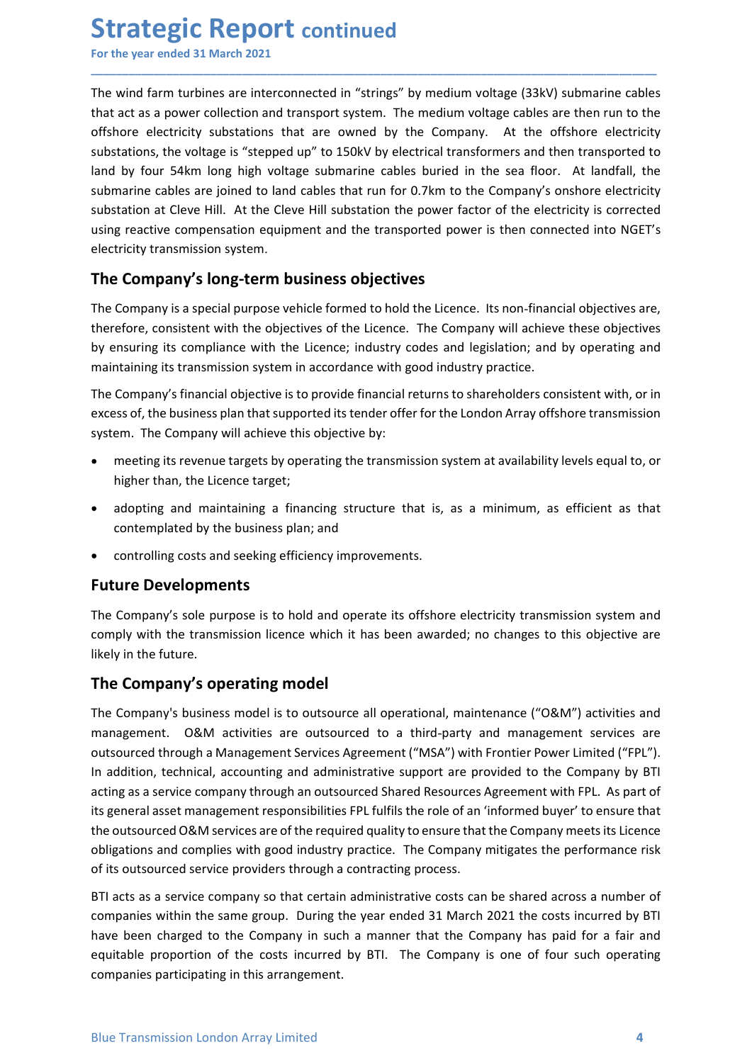The wind farm turbines are interconnected in "strings" by medium voltage (33kV) submarine cables that act as a power collection and transport system. The medium voltage cables are then run to the offshore electricity substations that are owned by the Company. At the offshore electricity substations, the voltage is "stepped up" to 150kV by electrical transformers and then transported to land by four 54km long high voltage submarine cables buried in the sea floor. At landfall, the submarine cables are joined to land cables that run for 0.7km to the Company's onshore electricity substation at Cleve Hill. At the Cleve Hill substation the power factor of the electricity is corrected using reactive compensation equipment and the transported power is then connected into NGET's electricity transmission system.

## The Company's long-term business objectives

The Company is a special purpose vehicle formed to hold the Licence. Its non-financial objectives are, therefore, consistent with the objectives of the Licence. The Company will achieve these objectives by ensuring its compliance with the Licence; industry codes and legislation; and by operating and maintaining its transmission system in accordance with good industry practice.

The Company's financial objective is to provide financial returns to shareholders consistent with, or in excess of, the business plan that supported its tender offer for the London Array offshore transmission system. The Company will achieve this objective by:

- meeting its revenue targets by operating the transmission system at availability levels equal to, or higher than, the Licence target;
- adopting and maintaining a financing structure that is, as a minimum, as efficient as that contemplated by the business plan; and
- controlling costs and seeking efficiency improvements.

## Future Developments

The Company's sole purpose is to hold and operate its offshore electricity transmission system and comply with the transmission licence which it has been awarded; no changes to this objective are likely in the future.

## The Company's operating model

The Company's business model is to outsource all operational, maintenance ("O&M") activities and management. O&M activities are outsourced to a third-party and management services are outsourced through a Management Services Agreement ("MSA") with Frontier Power Limited ("FPL"). In addition, technical, accounting and administrative support are provided to the Company by BTI acting as a service company through an outsourced Shared Resources Agreement with FPL. As part of its general asset management responsibilities FPL fulfils the role of an 'informed buyer' to ensure that the outsourced O&M services are of the required quality to ensure that the Company meets its Licence obligations and complies with good industry practice. The Company mitigates the performance risk of its outsourced service providers through a contracting process.

BTI acts as a service company so that certain administrative costs can be shared across a number of companies within the same group. During the year ended 31 March 2021 the costs incurred by BTI have been charged to the Company in such a manner that the Company has paid for a fair and equitable proportion of the costs incurred by BTI. The Company is one of four such operating companies participating in this arrangement.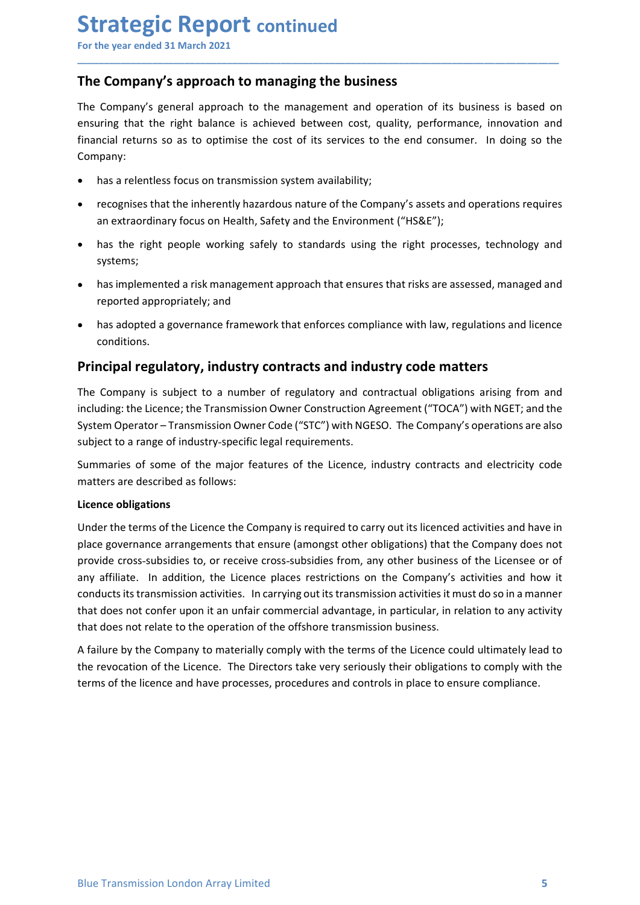## The Company's approach to managing the business

The Company's general approach to the management and operation of its business is based on ensuring that the right balance is achieved between cost, quality, performance, innovation and financial returns so as to optimise the cost of its services to the end consumer. In doing so the Company:

- has a relentless focus on transmission system availability;
- recognises that the inherently hazardous nature of the Company's assets and operations requires an extraordinary focus on Health, Safety and the Environment ("HS&E");
- has the right people working safely to standards using the right processes, technology and systems;
- has implemented a risk management approach that ensures that risks are assessed, managed and reported appropriately; and
- has adopted a governance framework that enforces compliance with law, regulations and licence conditions.

## Principal regulatory, industry contracts and industry code matters

The Company is subject to a number of regulatory and contractual obligations arising from and including: the Licence; the Transmission Owner Construction Agreement ("TOCA") with NGET; and the System Operator – Transmission Owner Code ("STC") with NGESO. The Company's operations are also subject to a range of industry-specific legal requirements.

Summaries of some of the major features of the Licence, industry contracts and electricity code matters are described as follows:

**Licence obligations**

Under the terms of the Licence the Company is required to carry out its licenced activities and have in place governance arrangements that ensure (amongst other obligations) that the Company does not provide cross-subsidies to, or receive cross-subsidies from, any other business of the Licensee or of any affiliate. In addition, the Licence places restrictions on the Company's activities and how it conducts its transmission activities. In carrying out its transmission activities it must do so in a manner that does not confer upon it an unfair commercial advantage, in particular, in relation to any activity that does not relate to the operation of the offshore transmission business.

A failure by the Company to materially comply with the terms of the Licence could ultimately lead to the revocation of the Licence. The Directors take very seriously their obligations to comply with the terms of the licence and have processes, procedures and controls in place to ensure compliance.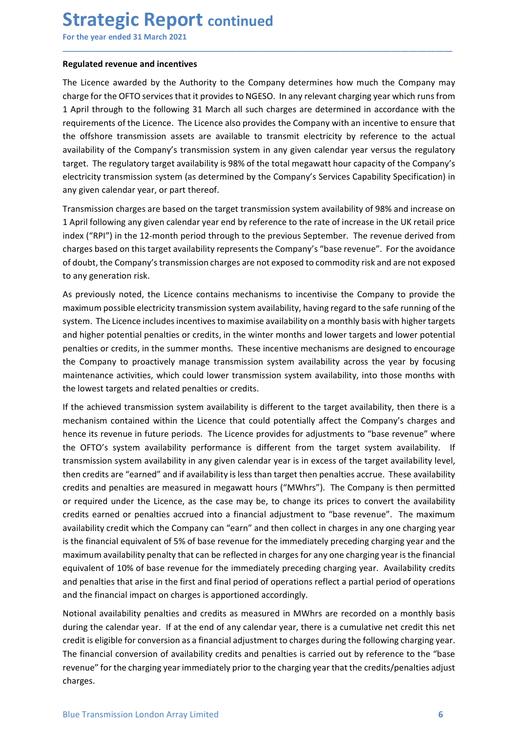# Strategic Report continued

For the year ended 31 March 2021

**Regulated revenue and incentives**

The Licence awarded by the Authority to the Company determines how much the Company may charge for the OFTO services that it provides to NGESO. In any relevant charging year which runs from 1 April through to the following 31 March all such charges are determined in accordance with the requirements of the Licence. The Licence also provides the Company with an incentive to ensure that the offshore transmission assets are available to transmit electricity by reference to the actual availability of the Company's transmission system in any given calendar year versus the regulatory target. The regulatory target availability is 98% of the total megawatt hour capacity of the Company's electricity transmission system (as determined by the Company's Services Capability Specification) in any given calendar year, or part thereof.

Transmission charges are based on the target transmission system availability of 98% and increase on 1 April following any given calendar year end by reference to the rate of increase in the UK retail price index ("RPI") in the 12-month period through to the previous September. The revenue derived from charges based on this target availability represents the Company's "base revenue". For the avoidance of doubt, the Company's transmission charges are not exposed to commodity risk and are not exposed to any generation risk.

As previously noted, the Licence contains mechanisms to incentivise the Company to provide the maximum possible electricity transmission system availability, having regard to the safe running of the system. The Licence includes incentives to maximise availability on a monthly basis with higher targets and higher potential penalties or credits, in the winter months and lower targets and lower potential penalties or credits, in the summer months. These incentive mechanisms are designed to encourage the Company to proactively manage transmission system availability across the year by focusing maintenance activities, which could lower transmission system availability, into those months with the lowest targets and related penalties or credits.

If the achieved transmission system availability is different to the target availability, then there is a mechanism contained within the Licence that could potentially affect the Company's charges and hence its revenue in future periods. The Licence provides for adjustments to "base revenue" where the OFTO's system availability performance is different from the target system availability. If transmission system availability in any given calendar year is in excess of the target availability level, then credits are "earned" and if availability is less than target then penalties accrue. These availability credits and penalties are measured in megawatt hours ("MWhrs"). The Company is then permitted or required under the Licence, as the case may be, to change its prices to convert the availability credits earned or penalties accrued into a financial adjustment to "base revenue". The maximum availability credit which the Company can "earn" and then collect in charges in any one charging year is the financial equivalent of 5% of base revenue for the immediately preceding charging year and the maximum availability penalty that can be reflected in charges for any one charging year is the financial equivalent of 10% of base revenue for the immediately preceding charging year. Availability credits and penalties that arise in the first and final period of operations reflect a partial period of operations and the financial impact on charges is apportioned accordingly.

Notional availability penalties and credits as measured in MWhrs are recorded on a monthly basis during the calendar year. If at the end of any calendar year, there is a cumulative net credit this net credit is eligible for conversion as a financial adjustment to charges during the following charging year. The financial conversion of availability credits and penalties is carried out by reference to the "base revenue" for the charging year immediately prior to the charging year that the credits/penalties adjust charges.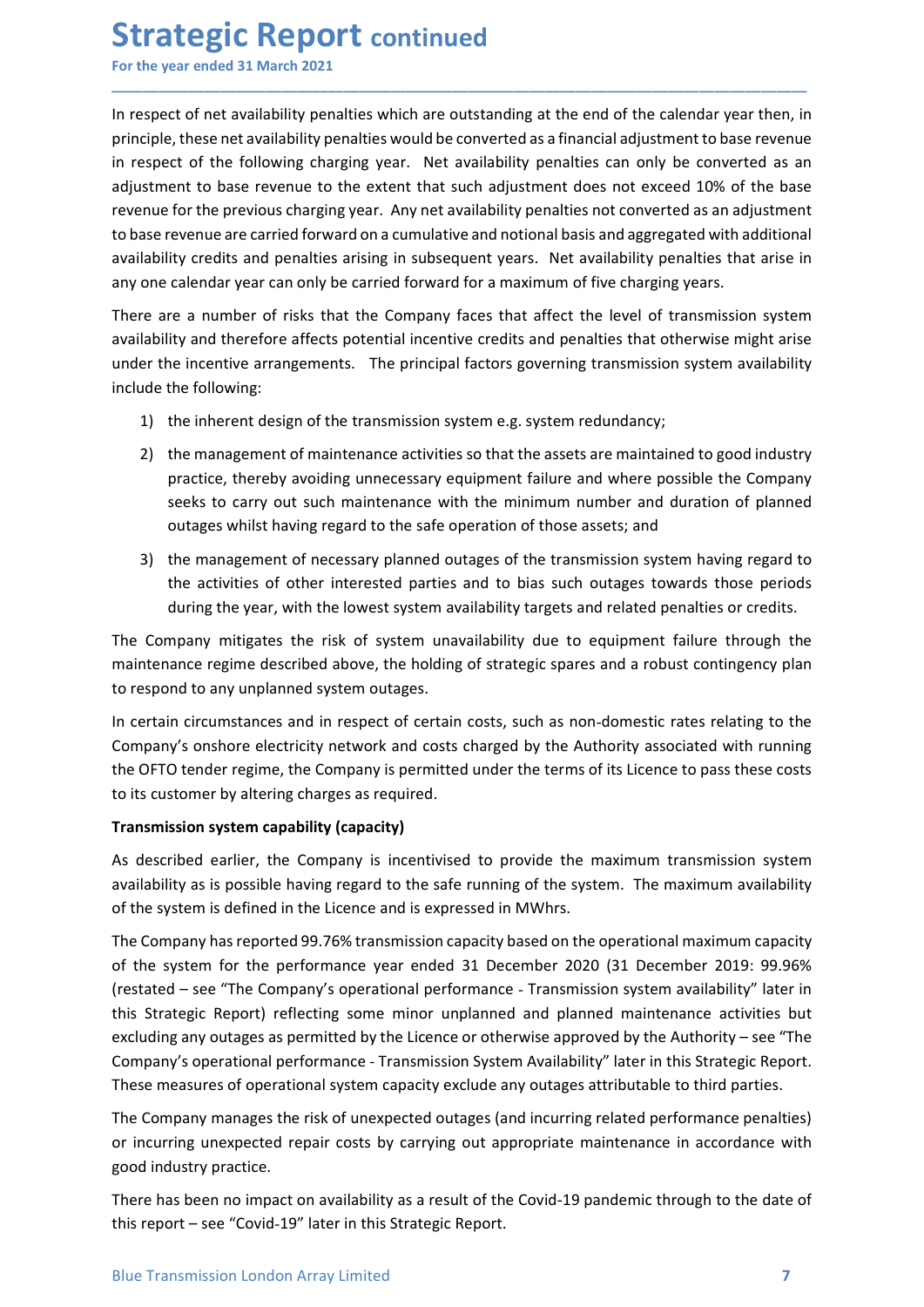In respect of net availability penalties which are outstanding at the end of the calendar year then, in principle, these net availability penalties would be converted as a financial adjustment to base revenue in respect of the following charging year. Net availability penalties can only be converted as an adjustment to base revenue to the extent that such adjustment does not exceed 10% of the base revenue for the previous charging year. Any net availability penalties not converted as an adjustment to base revenue are carried forward on a cumulative and notional basis and aggregated with additional availability credits and penalties arising in subsequent years. Net availability penalties that arise in any one calendar year can only be carried forward for a maximum of five charging years.

There are a number of risks that the Company faces that affect the level of transmission system availability and therefore affects potential incentive credits and penalties that otherwise might arise under the incentive arrangements. The principal factors governing transmission system availability include the following:

1) the inherent design of the transmission system e.g. system redundancy;
2) the management of maintenance activities so that the assets are maintained to good industry practice, thereby avoiding unnecessary equipment failure and where possible the Company seeks to carry out such maintenance with the minimum number and duration of planned outages whilst having regard to the safe operation of those assets; and
3) the management of necessary planned outages of the transmission system having regard to the activities of other interested parties and to bias such outages towards those periods during the year, with the lowest system availability targets and related penalties or credits.

The Company mitigates the risk of system unavailability due to equipment failure through the maintenance regime described above, the holding of strategic spares and a robust contingency plan to respond to any unplanned system outages.

In certain circumstances and in respect of certain costs, such as non-domestic rates relating to the Company's onshore electricity network and costs charged by the Authority associated with running the OFTO tender regime, the Company is permitted under the terms of its Licence to pass these costs to its customer by altering charges as required.

**Transmission system capability (capacity)**

As described earlier, the Company is incentivised to provide the maximum transmission system availability as is possible having regard to the safe running of the system. The maximum availability of the system is defined in the Licence and is expressed in MWhrs.

The Company has reported 99.76% transmission capacity based on the operational maximum capacity of the system for the performance year ended 31 December 2020 (31 December 2019: 99.96% (restated – see "The Company's operational performance - Transmission system availability" later in this Strategic Report) reflecting some minor unplanned and planned maintenance activities but excluding any outages as permitted by the Licence or otherwise approved by the Authority – see "The Company's operational performance - Transmission System Availability" later in this Strategic Report. These measures of operational system capacity exclude any outages attributable to third parties.

The Company manages the risk of unexpected outages (and incurring related performance penalties) or incurring unexpected repair costs by carrying out appropriate maintenance in accordance with good industry practice.

There has been no impact on availability as a result of the Covid-19 pandemic through to the date of this report – see "Covid-19" later in this Strategic Report.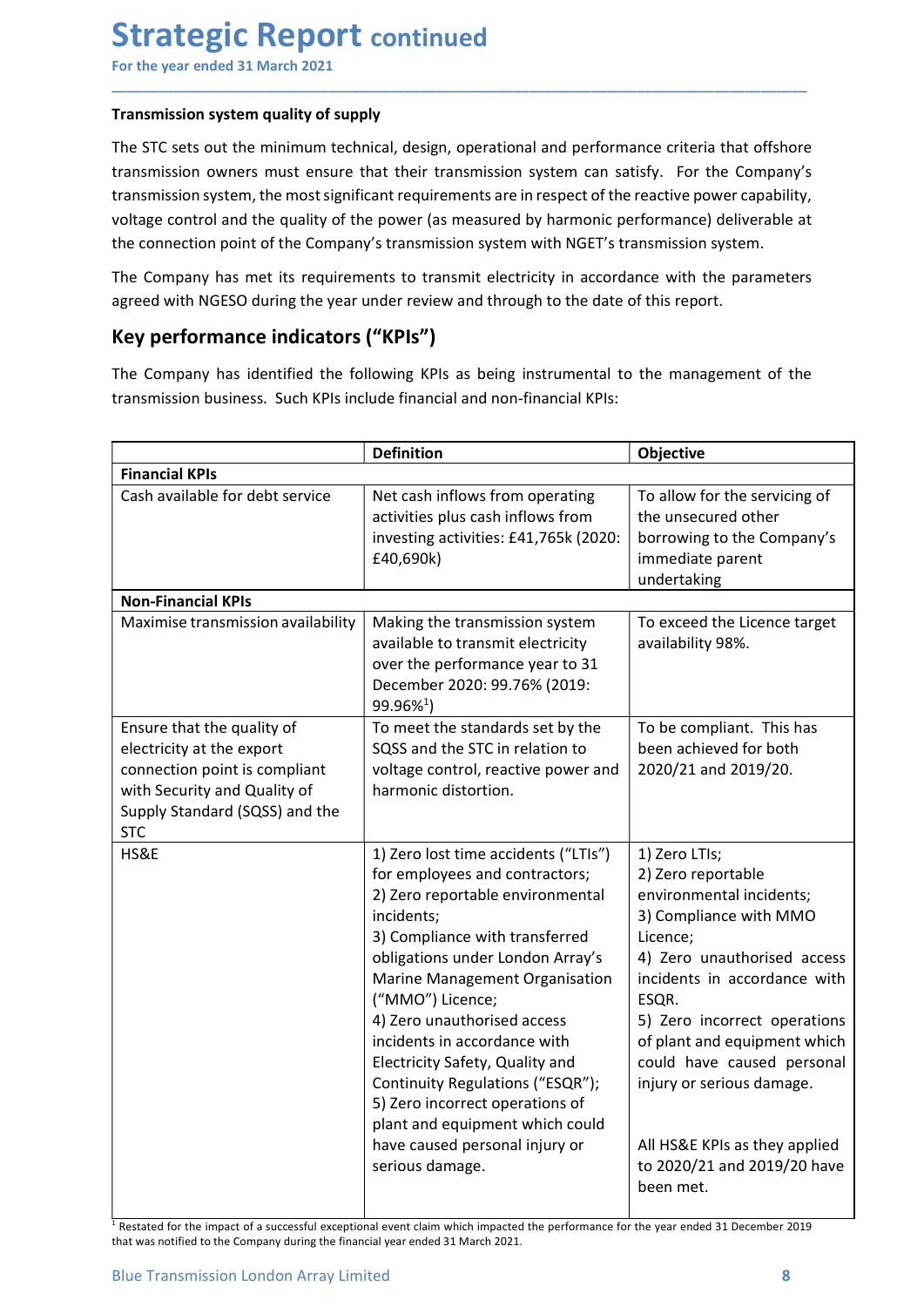# Strategic Report continued

For the year ended 31 March 2021

**Transmission system quality of supply**

The STC sets out the minimum technical, design, operational and performance criteria that offshore transmission owners must ensure that their transmission system can satisfy. For the Company's transmission system, the most significant requirements are in respect of the reactive power capability, voltage control and the quality of the power (as measured by harmonic performance) deliverable at the connection point of the Company's transmission system with NGET's transmission system.

The Company has met its requirements to transmit electricity in accordance with the parameters agreed with NGESO during the year under review and through to the date of this report.

## Key performance indicators ("KPIs")

The Company has identified the following KPIs as being instrumental to the management of the transmission business. Such KPIs include financial and non-financial KPIs:

| | **Definition** | **Objective** |
|---|---|---|
| **Financial KPIs** | | |
| Cash available for debt service | Net cash inflows from operating activities plus cash inflows from investing activities: £41,765k (2020: £40,690k) | To allow for the servicing of the unsecured other borrowing to the Company's immediate parent undertaking |
| **Non-Financial KPIs** | | |
| Maximise transmission availability | Making the transmission system available to transmit electricity over the performance year to 31 December 2020: 99.76% (2019: 99.96%[1]) | To exceed the Licence target availability 98%. |
| Ensure that the quality of electricity at the export connection point is compliant with Security and Quality of Supply Standard (SQSS) and the STC | To meet the standards set by the SQSS and the STC in relation to voltage control, reactive power and harmonic distortion. | To be compliant. This has been achieved for both 2020/21 and 2019/20. |
| HS&E | 1) Zero lost time accidents ("LTIs") for employees and contractors;<br>2) Zero reportable environmental incidents;<br>3) Compliance with transferred obligations under London Array's Marine Management Organisation ("MMO") Licence;<br>4) Zero unauthorised access incidents in accordance with Electricity Safety, Quality and Continuity Regulations ("ESQR");<br>5) Zero incorrect operations of plant and equipment which could have caused personal injury or serious damage. | 1) Zero LTIs;<br>2) Zero reportable environmental incidents;<br>3) Compliance with MMO Licence;<br>4) Zero unauthorised access incidents in accordance with ESQR.<br>5) Zero incorrect operations of plant and equipment which could have caused personal injury or serious damage.<br><br>All HS&E KPIs as they applied to 2020/21 and 2019/20 have been met. |

[1] Restated for the impact of a successful exceptional event claim which impacted the performance for the year ended 31 December 2019 that was notified to the Company during the financial year ended 31 March 2021.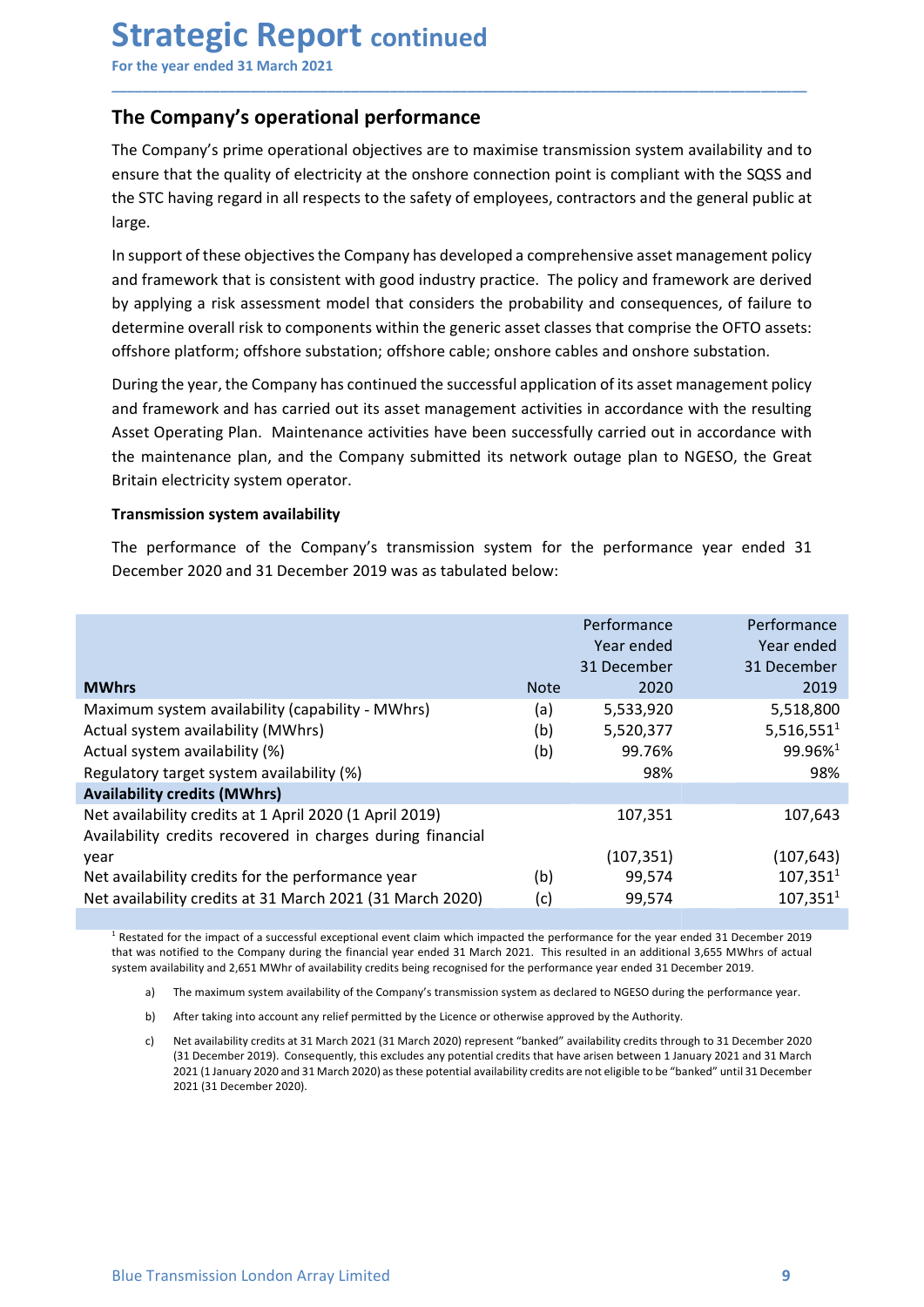# Strategic Report continued

For the year ended 31 March 2021

## The Company's operational performance

The Company's prime operational objectives are to maximise transmission system availability and to ensure that the quality of electricity at the onshore connection point is compliant with the SQSS and the STC having regard in all respects to the safety of employees, contractors and the general public at large.

In support of these objectives the Company has developed a comprehensive asset management policy and framework that is consistent with good industry practice. The policy and framework are derived by applying a risk assessment model that considers the probability and consequences, of failure to determine overall risk to components within the generic asset classes that comprise the OFTO assets: offshore platform; offshore substation; offshore cable; onshore cables and onshore substation.

During the year, the Company has continued the successful application of its asset management policy and framework and has carried out its asset management activities in accordance with the resulting Asset Operating Plan. Maintenance activities have been successfully carried out in accordance with the maintenance plan, and the Company submitted its network outage plan to NGESO, the Great Britain electricity system operator.

**Transmission system availability**

The performance of the Company's transmission system for the performance year ended 31 December 2020 and 31 December 2019 was as tabulated below:

| MWhrs | Note | Performance Year ended 31 December 2020 | Performance Year ended 31 December 2019 |
|---|---|---|---|
| Maximum system availability (capability - MWhrs) | (a) | 5,533,920 | 5,518,800 |
| Actual system availability (MWhrs) | (b) | 5,520,377 | 5,516,551[1] |
| Actual system availability (%) | (b) | 99.76% | 99.96%[1] |
| Regulatory target system availability (%) | | 98% | 98% |
| **Availability credits (MWhrs)** | | | |
| Net availability credits at 1 April 2020 (1 April 2019) | | 107,351 | 107,643 |
| Availability credits recovered in charges during financial year | | (107,351) | (107,643) |
| Net availability credits for the performance year | (b) | 99,574 | 107,351[1] |
| Net availability credits at 31 March 2021 (31 March 2020) | (c) | 99,574 | 107,351[1] |

[1] Restated for the impact of a successful exceptional event claim which impacted the performance for the year ended 31 December 2019 that was notified to the Company during the financial year ended 31 March 2021. This resulted in an additional 3,655 MWhrs of actual system availability and 2,651 MWhr of availability credits being recognised for the performance year ended 31 December 2019.

a) The maximum system availability of the Company's transmission system as declared to NGESO during the performance year.

b) After taking into account any relief permitted by the Licence or otherwise approved by the Authority.

c) Net availability credits at 31 March 2021 (31 March 2020) represent "banked" availability credits through to 31 December 2020 (31 December 2019). Consequently, this excludes any potential credits that have arisen between 1 January 2021 and 31 March 2021 (1 January 2020 and 31 March 2020) as these potential availability credits are not eligible to be "banked" until 31 December 2021 (31 December 2020).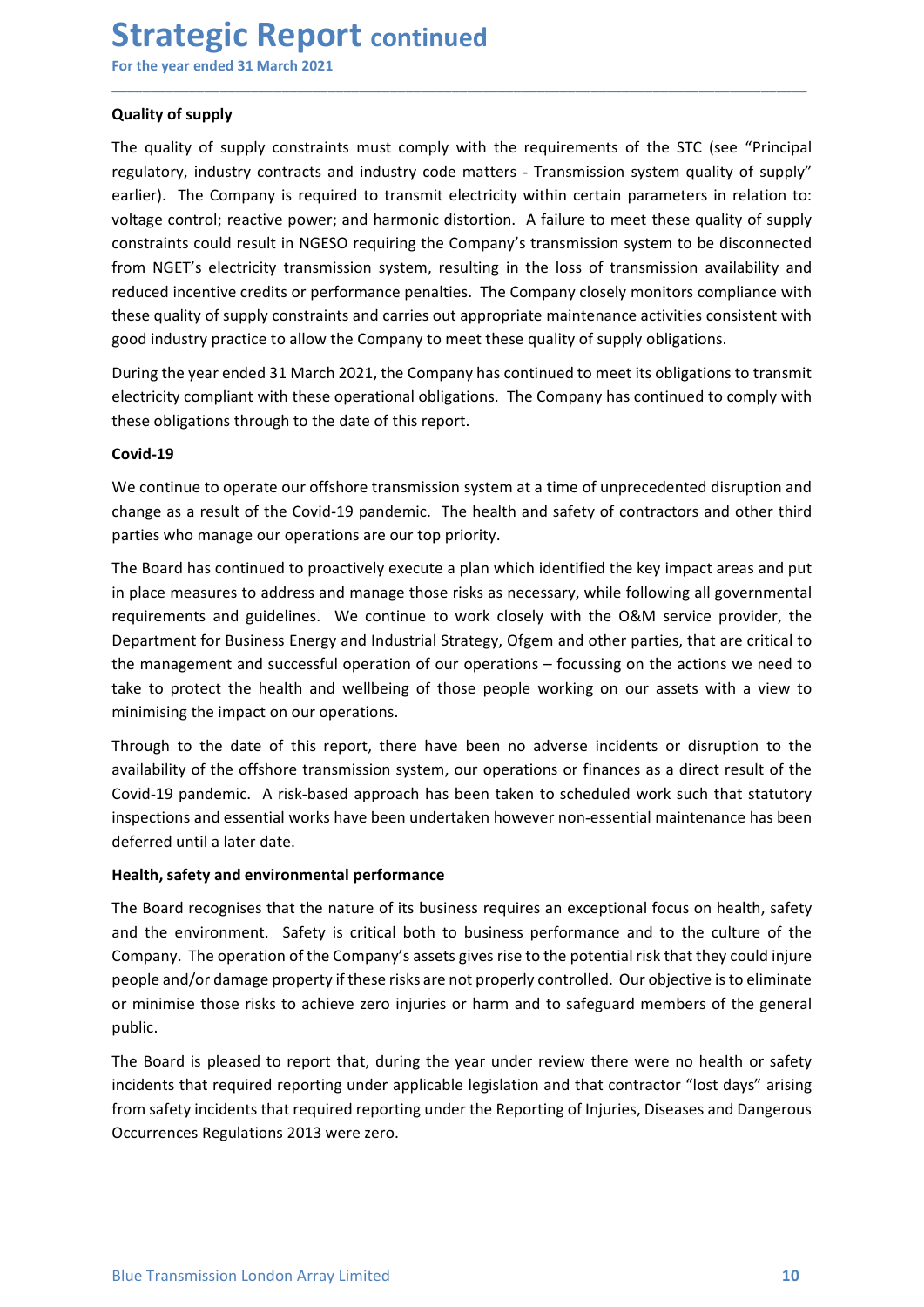# Strategic Report continued

For the year ended 31 March 2021

**Quality of supply**

The quality of supply constraints must comply with the requirements of the STC (see "Principal regulatory, industry contracts and industry code matters - Transmission system quality of supply" earlier). The Company is required to transmit electricity within certain parameters in relation to: voltage control; reactive power; and harmonic distortion. A failure to meet these quality of supply constraints could result in NGESO requiring the Company's transmission system to be disconnected from NGET's electricity transmission system, resulting in the loss of transmission availability and reduced incentive credits or performance penalties. The Company closely monitors compliance with these quality of supply constraints and carries out appropriate maintenance activities consistent with good industry practice to allow the Company to meet these quality of supply obligations.

During the year ended 31 March 2021, the Company has continued to meet its obligations to transmit electricity compliant with these operational obligations. The Company has continued to comply with these obligations through to the date of this report.

**Covid-19**

We continue to operate our offshore transmission system at a time of unprecedented disruption and change as a result of the Covid-19 pandemic. The health and safety of contractors and other third parties who manage our operations are our top priority.

The Board has continued to proactively execute a plan which identified the key impact areas and put in place measures to address and manage those risks as necessary, while following all governmental requirements and guidelines. We continue to work closely with the O&M service provider, the Department for Business Energy and Industrial Strategy, Ofgem and other parties, that are critical to the management and successful operation of our operations – focussing on the actions we need to take to protect the health and wellbeing of those people working on our assets with a view to minimising the impact on our operations.

Through to the date of this report, there have been no adverse incidents or disruption to the availability of the offshore transmission system, our operations or finances as a direct result of the Covid-19 pandemic. A risk-based approach has been taken to scheduled work such that statutory inspections and essential works have been undertaken however non-essential maintenance has been deferred until a later date.

**Health, safety and environmental performance**

The Board recognises that the nature of its business requires an exceptional focus on health, safety and the environment. Safety is critical both to business performance and to the culture of the Company. The operation of the Company's assets gives rise to the potential risk that they could injure people and/or damage property if these risks are not properly controlled. Our objective is to eliminate or minimise those risks to achieve zero injuries or harm and to safeguard members of the general public.

The Board is pleased to report that, during the year under review there were no health or safety incidents that required reporting under applicable legislation and that contractor "lost days" arising from safety incidents that required reporting under the Reporting of Injuries, Diseases and Dangerous Occurrences Regulations 2013 were zero.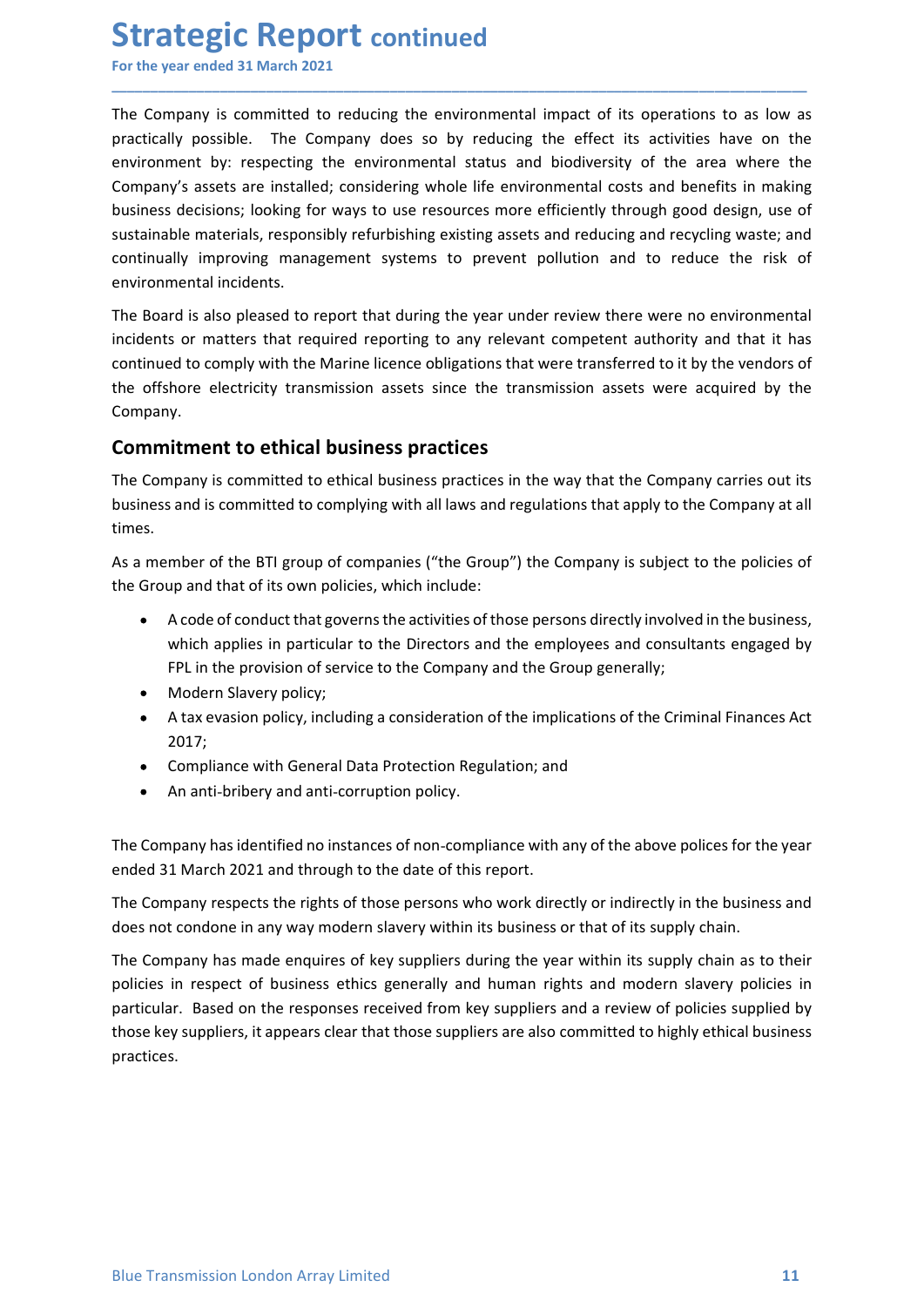The Company is committed to reducing the environmental impact of its operations to as low as practically possible. The Company does so by reducing the effect its activities have on the environment by: respecting the environmental status and biodiversity of the area where the Company's assets are installed; considering whole life environmental costs and benefits in making business decisions; looking for ways to use resources more efficiently through good design, use of sustainable materials, responsibly refurbishing existing assets and reducing and recycling waste; and continually improving management systems to prevent pollution and to reduce the risk of environmental incidents.

The Board is also pleased to report that during the year under review there were no environmental incidents or matters that required reporting to any relevant competent authority and that it has continued to comply with the Marine licence obligations that were transferred to it by the vendors of the offshore electricity transmission assets since the transmission assets were acquired by the Company.

## Commitment to ethical business practices

The Company is committed to ethical business practices in the way that the Company carries out its business and is committed to complying with all laws and regulations that apply to the Company at all times.

As a member of the BTI group of companies ("the Group") the Company is subject to the policies of the Group and that of its own policies, which include:

- A code of conduct that governs the activities of those persons directly involved in the business, which applies in particular to the Directors and the employees and consultants engaged by FPL in the provision of service to the Company and the Group generally;
- Modern Slavery policy;
- A tax evasion policy, including a consideration of the implications of the Criminal Finances Act 2017;
- Compliance with General Data Protection Regulation; and
- An anti-bribery and anti-corruption policy.

The Company has identified no instances of non-compliance with any of the above polices for the year ended 31 March 2021 and through to the date of this report.

The Company respects the rights of those persons who work directly or indirectly in the business and does not condone in any way modern slavery within its business or that of its supply chain.

The Company has made enquires of key suppliers during the year within its supply chain as to their policies in respect of business ethics generally and human rights and modern slavery policies in particular. Based on the responses received from key suppliers and a review of policies supplied by those key suppliers, it appears clear that those suppliers are also committed to highly ethical business practices.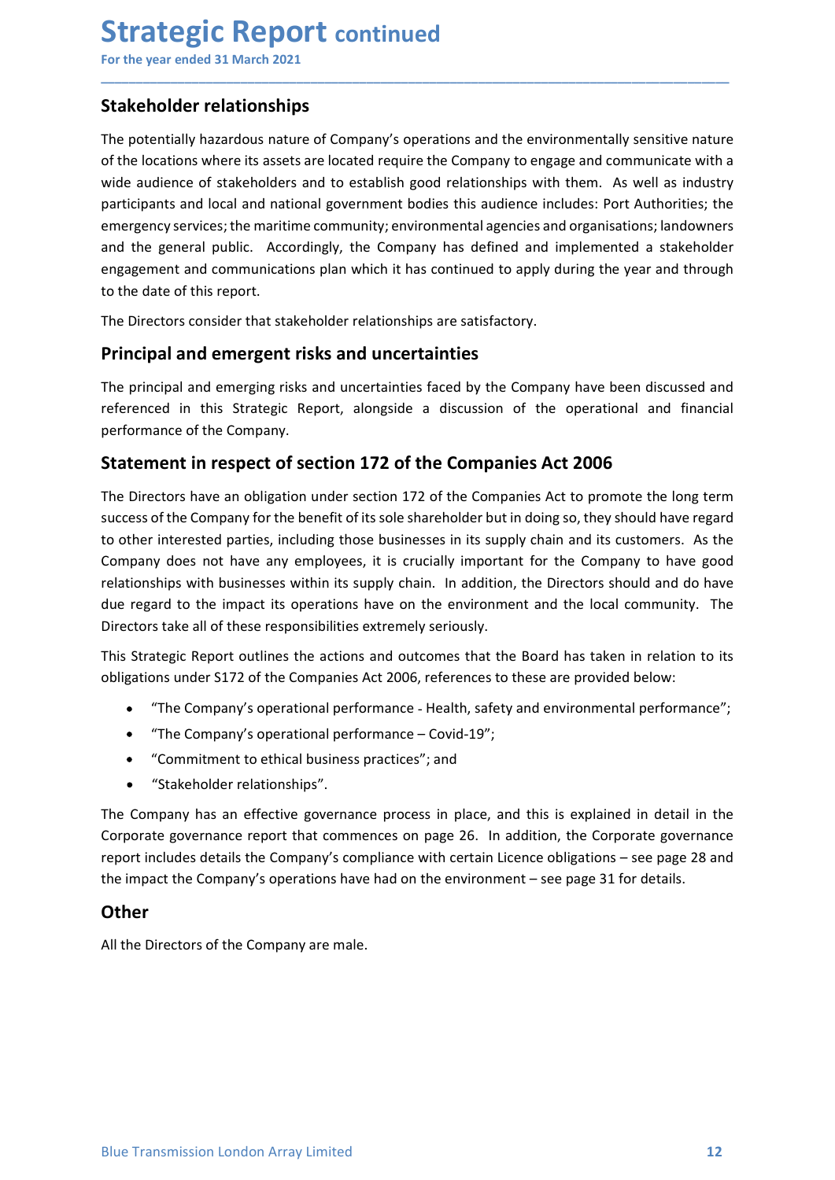## Stakeholder relationships

The potentially hazardous nature of Company's operations and the environmentally sensitive nature of the locations where its assets are located require the Company to engage and communicate with a wide audience of stakeholders and to establish good relationships with them. As well as industry participants and local and national government bodies this audience includes: Port Authorities; the emergency services; the maritime community; environmental agencies and organisations; landowners and the general public. Accordingly, the Company has defined and implemented a stakeholder engagement and communications plan which it has continued to apply during the year and through to the date of this report.

The Directors consider that stakeholder relationships are satisfactory.

## Principal and emergent risks and uncertainties

The principal and emerging risks and uncertainties faced by the Company have been discussed and referenced in this Strategic Report, alongside a discussion of the operational and financial performance of the Company.

## Statement in respect of section 172 of the Companies Act 2006

The Directors have an obligation under section 172 of the Companies Act to promote the long term success of the Company for the benefit of its sole shareholder but in doing so, they should have regard to other interested parties, including those businesses in its supply chain and its customers. As the Company does not have any employees, it is crucially important for the Company to have good relationships with businesses within its supply chain. In addition, the Directors should and do have due regard to the impact its operations have on the environment and the local community. The Directors take all of these responsibilities extremely seriously.

This Strategic Report outlines the actions and outcomes that the Board has taken in relation to its obligations under S172 of the Companies Act 2006, references to these are provided below:

- "The Company's operational performance - Health, safety and environmental performance";
- "The Company's operational performance – Covid-19";
- "Commitment to ethical business practices"; and
- "Stakeholder relationships".

The Company has an effective governance process in place, and this is explained in detail in the Corporate governance report that commences on page 26. In addition, the Corporate governance report includes details the Company's compliance with certain Licence obligations – see page 28 and the impact the Company's operations have had on the environment – see page 31 for details.

## Other

All the Directors of the Company are male.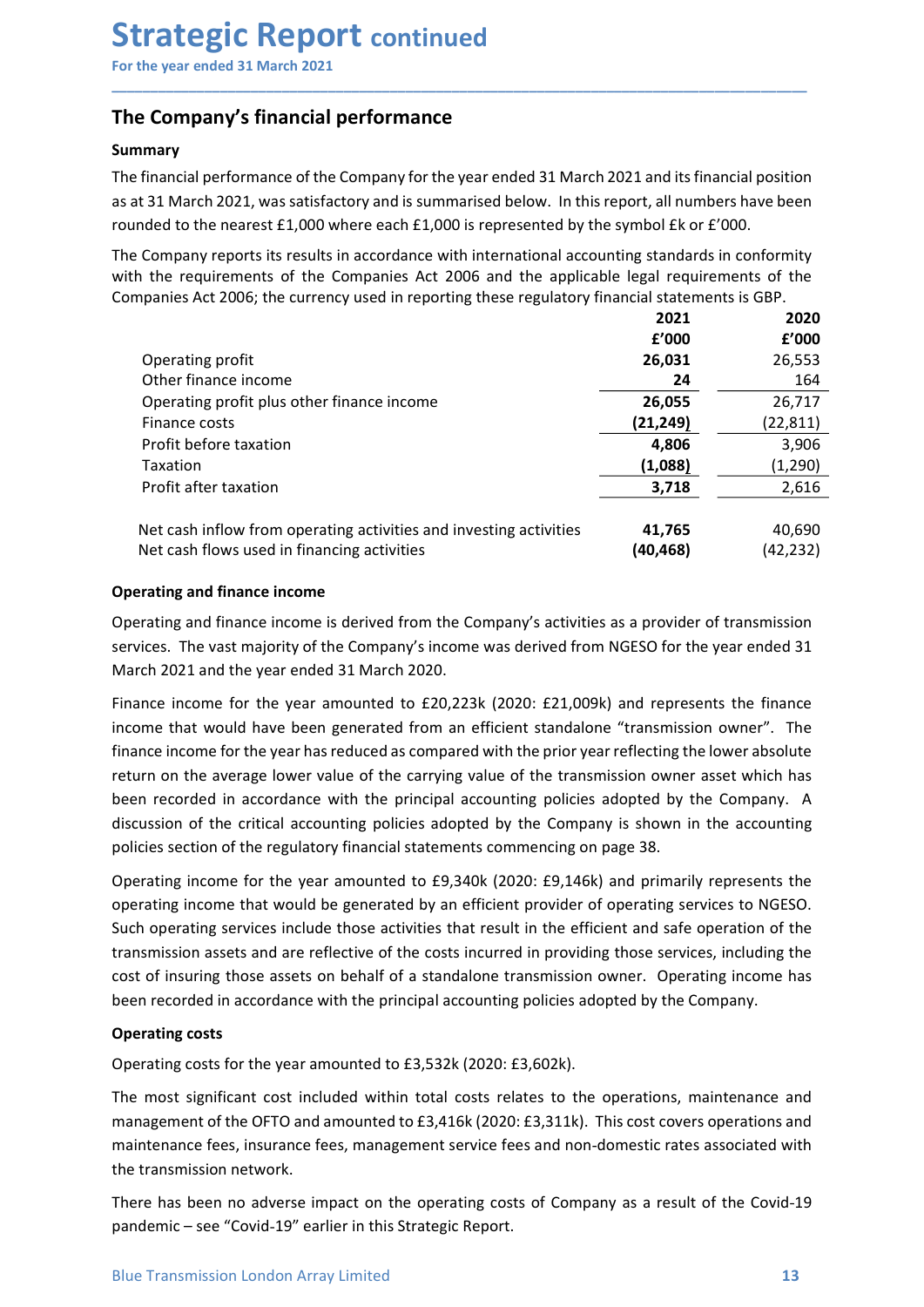# Strategic Report continued

For the year ended 31 March 2021

## The Company's financial performance

### Summary

The financial performance of the Company for the year ended 31 March 2021 and its financial position as at 31 March 2021, was satisfactory and is summarised below. In this report, all numbers have been rounded to the nearest £1,000 where each £1,000 is represented by the symbol £k or £'000.

The Company reports its results in accordance with international accounting standards in conformity with the requirements of the Companies Act 2006 and the applicable legal requirements of the Companies Act 2006; the currency used in reporting these regulatory financial statements is GBP.

| | 2021 | 2020 |
|---|---|---|
| | £'000 | £'000 |
| Operating profit | **26,031** | 26,553 |
| Other finance income | **24** | 164 |
| Operating profit plus other finance income | **26,055** | 26,717 |
| Finance costs | **(21,249)** | (22,811) |
| Profit before taxation | **4,806** | 3,906 |
| Taxation | **(1,088)** | (1,290) |
| Profit after taxation | **3,718** | 2,616 |
| | | |
| Net cash inflow from operating activities and investing activities | **41,765** | 40,690 |
| Net cash flows used in financing activities | **(40,468)** | (42,232) |

### Operating and finance income

Operating and finance income is derived from the Company's activities as a provider of transmission services. The vast majority of the Company's income was derived from NGESO for the year ended 31 March 2021 and the year ended 31 March 2020.

Finance income for the year amounted to £20,223k (2020: £21,009k) and represents the finance income that would have been generated from an efficient standalone "transmission owner". The finance income for the year has reduced as compared with the prior year reflecting the lower absolute return on the average lower value of the carrying value of the transmission owner asset which has been recorded in accordance with the principal accounting policies adopted by the Company. A discussion of the critical accounting policies adopted by the Company is shown in the accounting policies section of the regulatory financial statements commencing on page 38.

Operating income for the year amounted to £9,340k (2020: £9,146k) and primarily represents the operating income that would be generated by an efficient provider of operating services to NGESO. Such operating services include those activities that result in the efficient and safe operation of the transmission assets and are reflective of the costs incurred in providing those services, including the cost of insuring those assets on behalf of a standalone transmission owner. Operating income has been recorded in accordance with the principal accounting policies adopted by the Company.

### Operating costs

Operating costs for the year amounted to £3,532k (2020: £3,602k).

The most significant cost included within total costs relates to the operations, maintenance and management of the OFTO and amounted to £3,416k (2020: £3,311k). This cost covers operations and maintenance fees, insurance fees, management service fees and non-domestic rates associated with the transmission network.

There has been no adverse impact on the operating costs of Company as a result of the Covid-19 pandemic – see "Covid-19" earlier in this Strategic Report.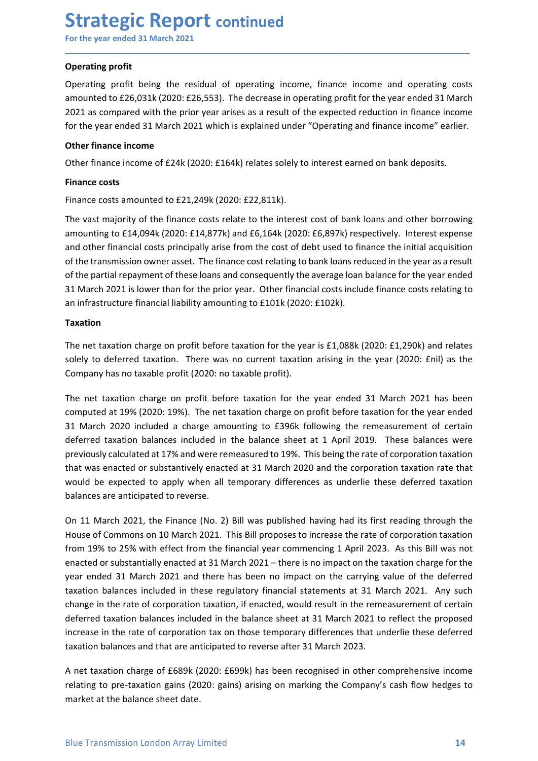# Strategic Report continued

For the year ended 31 March 2021

**Operating profit**

Operating profit being the residual of operating income, finance income and operating costs amounted to £26,031k (2020: £26,553). The decrease in operating profit for the year ended 31 March 2021 as compared with the prior year arises as a result of the expected reduction in finance income for the year ended 31 March 2021 which is explained under "Operating and finance income" earlier.

**Other finance income**

Other finance income of £24k (2020: £164k) relates solely to interest earned on bank deposits.

**Finance costs**

Finance costs amounted to £21,249k (2020: £22,811k).

The vast majority of the finance costs relate to the interest cost of bank loans and other borrowing amounting to £14,094k (2020: £14,877k) and £6,164k (2020: £6,897k) respectively. Interest expense and other financial costs principally arise from the cost of debt used to finance the initial acquisition of the transmission owner asset. The finance cost relating to bank loans reduced in the year as a result of the partial repayment of these loans and consequently the average loan balance for the year ended 31 March 2021 is lower than for the prior year. Other financial costs include finance costs relating to an infrastructure financial liability amounting to £101k (2020: £102k).

**Taxation**

The net taxation charge on profit before taxation for the year is £1,088k (2020: £1,290k) and relates solely to deferred taxation. There was no current taxation arising in the year (2020: £nil) as the Company has no taxable profit (2020: no taxable profit).

The net taxation charge on profit before taxation for the year ended 31 March 2021 has been computed at 19% (2020: 19%). The net taxation charge on profit before taxation for the year ended 31 March 2020 included a charge amounting to £396k following the remeasurement of certain deferred taxation balances included in the balance sheet at 1 April 2019. These balances were previously calculated at 17% and were remeasured to 19%. This being the rate of corporation taxation that was enacted or substantively enacted at 31 March 2020 and the corporation taxation rate that would be expected to apply when all temporary differences as underlie these deferred taxation balances are anticipated to reverse.

On 11 March 2021, the Finance (No. 2) Bill was published having had its first reading through the House of Commons on 10 March 2021. This Bill proposes to increase the rate of corporation taxation from 19% to 25% with effect from the financial year commencing 1 April 2023. As this Bill was not enacted or substantially enacted at 31 March 2021 – there is no impact on the taxation charge for the year ended 31 March 2021 and there has been no impact on the carrying value of the deferred taxation balances included in these regulatory financial statements at 31 March 2021. Any such change in the rate of corporation taxation, if enacted, would result in the remeasurement of certain deferred taxation balances included in the balance sheet at 31 March 2021 to reflect the proposed increase in the rate of corporation tax on those temporary differences that underlie these deferred taxation balances and that are anticipated to reverse after 31 March 2023.

A net taxation charge of £689k (2020: £699k) has been recognised in other comprehensive income relating to pre-taxation gains (2020: gains) arising on marking the Company's cash flow hedges to market at the balance sheet date.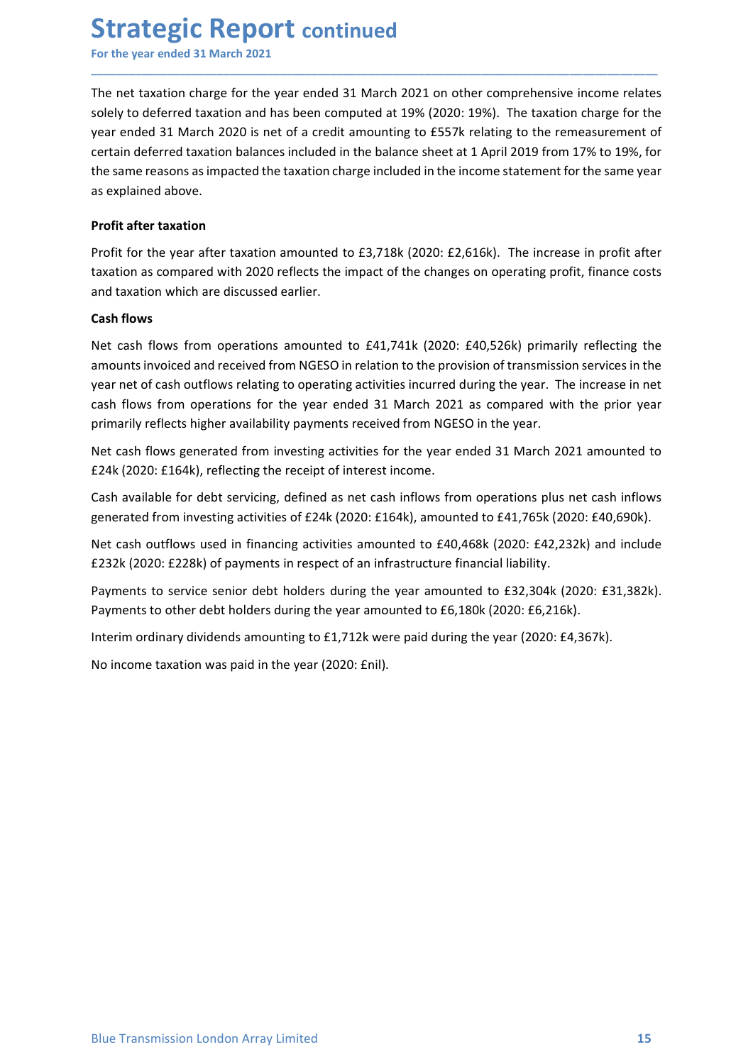The net taxation charge for the year ended 31 March 2021 on other comprehensive income relates solely to deferred taxation and has been computed at 19% (2020: 19%). The taxation charge for the year ended 31 March 2020 is net of a credit amounting to £557k relating to the remeasurement of certain deferred taxation balances included in the balance sheet at 1 April 2019 from 17% to 19%, for the same reasons as impacted the taxation charge included in the income statement for the same year as explained above.

**Profit after taxation**

Profit for the year after taxation amounted to £3,718k (2020: £2,616k). The increase in profit after taxation as compared with 2020 reflects the impact of the changes on operating profit, finance costs and taxation which are discussed earlier.

**Cash flows**

Net cash flows from operations amounted to £41,741k (2020: £40,526k) primarily reflecting the amounts invoiced and received from NGESO in relation to the provision of transmission services in the year net of cash outflows relating to operating activities incurred during the year. The increase in net cash flows from operations for the year ended 31 March 2021 as compared with the prior year primarily reflects higher availability payments received from NGESO in the year.

Net cash flows generated from investing activities for the year ended 31 March 2021 amounted to £24k (2020: £164k), reflecting the receipt of interest income.

Cash available for debt servicing, defined as net cash inflows from operations plus net cash inflows generated from investing activities of £24k (2020: £164k), amounted to £41,765k (2020: £40,690k).

Net cash outflows used in financing activities amounted to £40,468k (2020: £42,232k) and include £232k (2020: £228k) of payments in respect of an infrastructure financial liability.

Payments to service senior debt holders during the year amounted to £32,304k (2020: £31,382k). Payments to other debt holders during the year amounted to £6,180k (2020: £6,216k).

Interim ordinary dividends amounting to £1,712k were paid during the year (2020: £4,367k).

No income taxation was paid in the year (2020: £nil).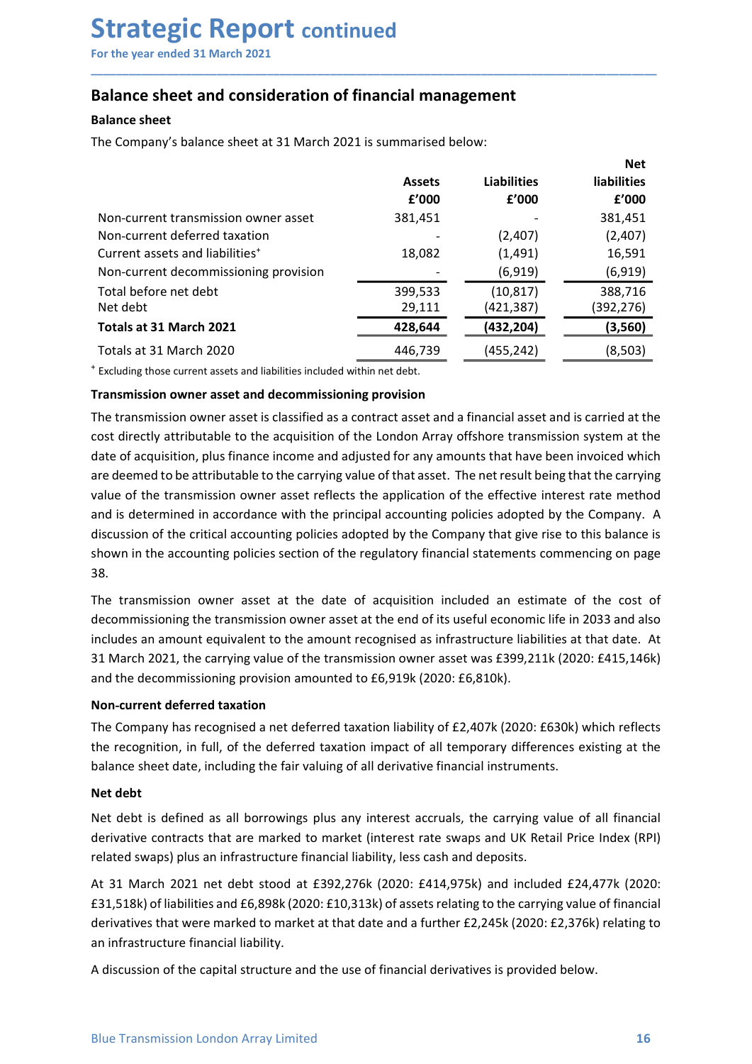# Strategic Report continued

For the year ended 31 March 2021

## Balance sheet and consideration of financial management

### Balance sheet

The Company's balance sheet at 31 March 2021 is summarised below:

| | Assets<br>£'000 | Liabilities<br>£'000 | Net liabilities<br>£'000 |
|---|---|---|---|
| Non-current transmission owner asset | 381,451 | - | 381,451 |
| Non-current deferred taxation | - | (2,407) | (2,407) |
| Current assets and liabilities⁺ | 18,082 | (1,491) | 16,591 |
| Non-current decommissioning provision | - | (6,919) | (6,919) |
| Total before net debt | 399,533 | (10,817) | 388,716 |
| Net debt | 29,111 | (421,387) | (392,276) |
| **Totals at 31 March 2021** | **428,644** | **(432,204)** | **(3,560)** |
| Totals at 31 March 2020 | 446,739 | (455,242) | (8,503) |

⁺ Excluding those current assets and liabilities included within net debt.

### Transmission owner asset and decommissioning provision

The transmission owner asset is classified as a contract asset and a financial asset and is carried at the cost directly attributable to the acquisition of the London Array offshore transmission system at the date of acquisition, plus finance income and adjusted for any amounts that have been invoiced which are deemed to be attributable to the carrying value of that asset. The net result being that the carrying value of the transmission owner asset reflects the application of the effective interest rate method and is determined in accordance with the principal accounting policies adopted by the Company. A discussion of the critical accounting policies adopted by the Company that give rise to this balance is shown in the accounting policies section of the regulatory financial statements commencing on page 38.

The transmission owner asset at the date of acquisition included an estimate of the cost of decommissioning the transmission owner asset at the end of its useful economic life in 2033 and also includes an amount equivalent to the amount recognised as infrastructure liabilities at that date. At 31 March 2021, the carrying value of the transmission owner asset was £399,211k (2020: £415,146k) and the decommissioning provision amounted to £6,919k (2020: £6,810k).

### Non-current deferred taxation

The Company has recognised a net deferred taxation liability of £2,407k (2020: £630k) which reflects the recognition, in full, of the deferred taxation impact of all temporary differences existing at the balance sheet date, including the fair valuing of all derivative financial instruments.

### Net debt

Net debt is defined as all borrowings plus any interest accruals, the carrying value of all financial derivative contracts that are marked to market (interest rate swaps and UK Retail Price Index (RPI) related swaps) plus an infrastructure financial liability, less cash and deposits.

At 31 March 2021 net debt stood at £392,276k (2020: £414,975k) and included £24,477k (2020: £31,518k) of liabilities and £6,898k (2020: £10,313k) of assets relating to the carrying value of financial derivatives that were marked to market at that date and a further £2,245k (2020: £2,376k) relating to an infrastructure financial liability.

A discussion of the capital structure and the use of financial derivatives is provided below.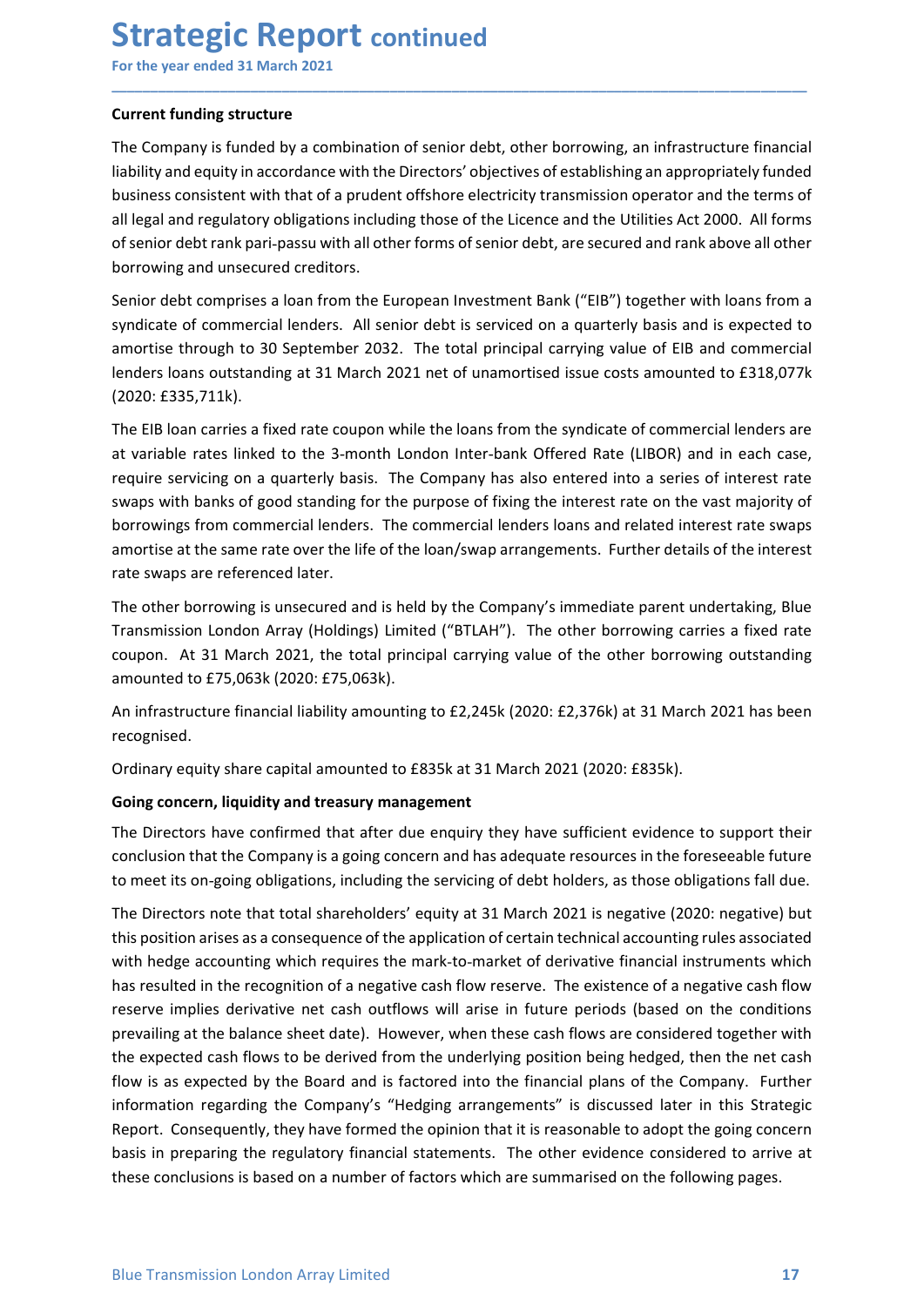# Strategic Report continued

For the year ended 31 March 2021

## Current funding structure

The Company is funded by a combination of senior debt, other borrowing, an infrastructure financial liability and equity in accordance with the Directors' objectives of establishing an appropriately funded business consistent with that of a prudent offshore electricity transmission operator and the terms of all legal and regulatory obligations including those of the Licence and the Utilities Act 2000. All forms of senior debt rank pari-passu with all other forms of senior debt, are secured and rank above all other borrowing and unsecured creditors.

Senior debt comprises a loan from the European Investment Bank ("EIB") together with loans from a syndicate of commercial lenders. All senior debt is serviced on a quarterly basis and is expected to amortise through to 30 September 2032. The total principal carrying value of EIB and commercial lenders loans outstanding at 31 March 2021 net of unamortised issue costs amounted to £318,077k (2020: £335,711k).

The EIB loan carries a fixed rate coupon while the loans from the syndicate of commercial lenders are at variable rates linked to the 3-month London Inter-bank Offered Rate (LIBOR) and in each case, require servicing on a quarterly basis. The Company has also entered into a series of interest rate swaps with banks of good standing for the purpose of fixing the interest rate on the vast majority of borrowings from commercial lenders. The commercial lenders loans and related interest rate swaps amortise at the same rate over the life of the loan/swap arrangements. Further details of the interest rate swaps are referenced later.

The other borrowing is unsecured and is held by the Company's immediate parent undertaking, Blue Transmission London Array (Holdings) Limited ("BTLAH"). The other borrowing carries a fixed rate coupon. At 31 March 2021, the total principal carrying value of the other borrowing outstanding amounted to £75,063k (2020: £75,063k).

An infrastructure financial liability amounting to £2,245k (2020: £2,376k) at 31 March 2021 has been recognised.

Ordinary equity share capital amounted to £835k at 31 March 2021 (2020: £835k).

## Going concern, liquidity and treasury management

The Directors have confirmed that after due enquiry they have sufficient evidence to support their conclusion that the Company is a going concern and has adequate resources in the foreseeable future to meet its on-going obligations, including the servicing of debt holders, as those obligations fall due.

The Directors note that total shareholders' equity at 31 March 2021 is negative (2020: negative) but this position arises as a consequence of the application of certain technical accounting rules associated with hedge accounting which requires the mark-to-market of derivative financial instruments which has resulted in the recognition of a negative cash flow reserve. The existence of a negative cash flow reserve implies derivative net cash outflows will arise in future periods (based on the conditions prevailing at the balance sheet date). However, when these cash flows are considered together with the expected cash flows to be derived from the underlying position being hedged, then the net cash flow is as expected by the Board and is factored into the financial plans of the Company. Further information regarding the Company's "Hedging arrangements" is discussed later in this Strategic Report. Consequently, they have formed the opinion that it is reasonable to adopt the going concern basis in preparing the regulatory financial statements. The other evidence considered to arrive at these conclusions is based on a number of factors which are summarised on the following pages.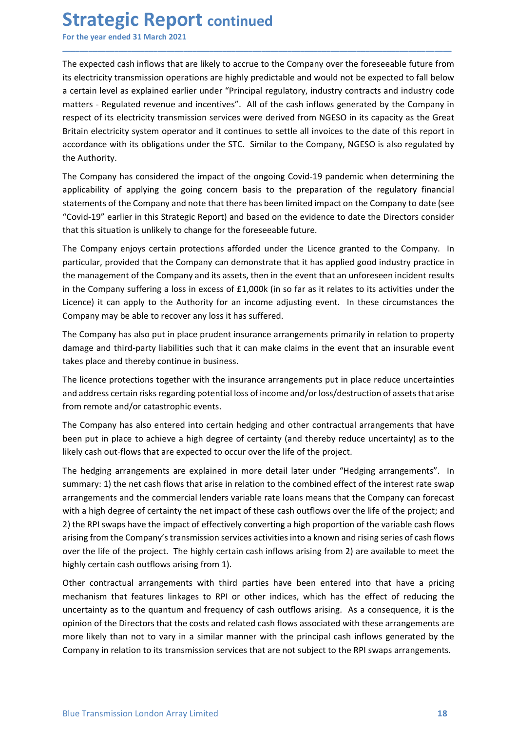The expected cash inflows that are likely to accrue to the Company over the foreseeable future from its electricity transmission operations are highly predictable and would not be expected to fall below a certain level as explained earlier under "Principal regulatory, industry contracts and industry code matters - Regulated revenue and incentives". All of the cash inflows generated by the Company in respect of its electricity transmission services were derived from NGESO in its capacity as the Great Britain electricity system operator and it continues to settle all invoices to the date of this report in accordance with its obligations under the STC. Similar to the Company, NGESO is also regulated by the Authority.

The Company has considered the impact of the ongoing Covid-19 pandemic when determining the applicability of applying the going concern basis to the preparation of the regulatory financial statements of the Company and note that there has been limited impact on the Company to date (see "Covid-19" earlier in this Strategic Report) and based on the evidence to date the Directors consider that this situation is unlikely to change for the foreseeable future.

The Company enjoys certain protections afforded under the Licence granted to the Company. In particular, provided that the Company can demonstrate that it has applied good industry practice in the management of the Company and its assets, then in the event that an unforeseen incident results in the Company suffering a loss in excess of £1,000k (in so far as it relates to its activities under the Licence) it can apply to the Authority for an income adjusting event. In these circumstances the Company may be able to recover any loss it has suffered.

The Company has also put in place prudent insurance arrangements primarily in relation to property damage and third-party liabilities such that it can make claims in the event that an insurable event takes place and thereby continue in business.

The licence protections together with the insurance arrangements put in place reduce uncertainties and address certain risks regarding potential loss of income and/or loss/destruction of assets that arise from remote and/or catastrophic events.

The Company has also entered into certain hedging and other contractual arrangements that have been put in place to achieve a high degree of certainty (and thereby reduce uncertainty) as to the likely cash out-flows that are expected to occur over the life of the project.

The hedging arrangements are explained in more detail later under "Hedging arrangements". In summary: 1) the net cash flows that arise in relation to the combined effect of the interest rate swap arrangements and the commercial lenders variable rate loans means that the Company can forecast with a high degree of certainty the net impact of these cash outflows over the life of the project; and 2) the RPI swaps have the impact of effectively converting a high proportion of the variable cash flows arising from the Company's transmission services activities into a known and rising series of cash flows over the life of the project. The highly certain cash inflows arising from 2) are available to meet the highly certain cash outflows arising from 1).

Other contractual arrangements with third parties have been entered into that have a pricing mechanism that features linkages to RPI or other indices, which has the effect of reducing the uncertainty as to the quantum and frequency of cash outflows arising. As a consequence, it is the opinion of the Directors that the costs and related cash flows associated with these arrangements are more likely than not to vary in a similar manner with the principal cash inflows generated by the Company in relation to its transmission services that are not subject to the RPI swaps arrangements.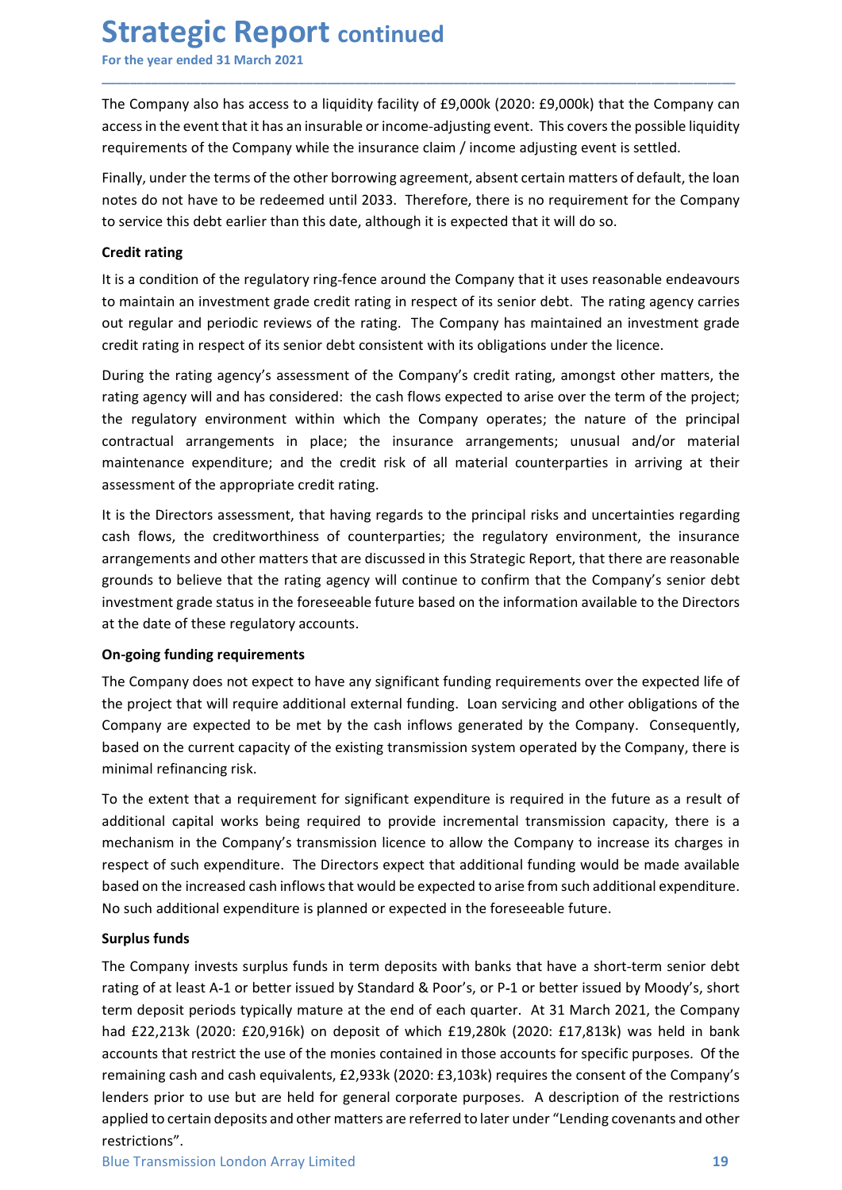The Company also has access to a liquidity facility of £9,000k (2020: £9,000k) that the Company can access in the event that it has an insurable or income-adjusting event. This covers the possible liquidity requirements of the Company while the insurance claim / income adjusting event is settled.

Finally, under the terms of the other borrowing agreement, absent certain matters of default, the loan notes do not have to be redeemed until 2033. Therefore, there is no requirement for the Company to service this debt earlier than this date, although it is expected that it will do so.

**Credit rating**

It is a condition of the regulatory ring-fence around the Company that it uses reasonable endeavours to maintain an investment grade credit rating in respect of its senior debt. The rating agency carries out regular and periodic reviews of the rating. The Company has maintained an investment grade credit rating in respect of its senior debt consistent with its obligations under the licence.

During the rating agency's assessment of the Company's credit rating, amongst other matters, the rating agency will and has considered: the cash flows expected to arise over the term of the project; the regulatory environment within which the Company operates; the nature of the principal contractual arrangements in place; the insurance arrangements; unusual and/or material maintenance expenditure; and the credit risk of all material counterparties in arriving at their assessment of the appropriate credit rating.

It is the Directors assessment, that having regards to the principal risks and uncertainties regarding cash flows, the creditworthiness of counterparties; the regulatory environment, the insurance arrangements and other matters that are discussed in this Strategic Report, that there are reasonable grounds to believe that the rating agency will continue to confirm that the Company's senior debt investment grade status in the foreseeable future based on the information available to the Directors at the date of these regulatory accounts.

**On-going funding requirements**

The Company does not expect to have any significant funding requirements over the expected life of the project that will require additional external funding. Loan servicing and other obligations of the Company are expected to be met by the cash inflows generated by the Company. Consequently, based on the current capacity of the existing transmission system operated by the Company, there is minimal refinancing risk.

To the extent that a requirement for significant expenditure is required in the future as a result of additional capital works being required to provide incremental transmission capacity, there is a mechanism in the Company's transmission licence to allow the Company to increase its charges in respect of such expenditure. The Directors expect that additional funding would be made available based on the increased cash inflows that would be expected to arise from such additional expenditure. No such additional expenditure is planned or expected in the foreseeable future.

**Surplus funds**

The Company invests surplus funds in term deposits with banks that have a short-term senior debt rating of at least A-1 or better issued by Standard & Poor's, or P-1 or better issued by Moody's, short term deposit periods typically mature at the end of each quarter. At 31 March 2021, the Company had £22,213k (2020: £20,916k) on deposit of which £19,280k (2020: £17,813k) was held in bank accounts that restrict the use of the monies contained in those accounts for specific purposes. Of the remaining cash and cash equivalents, £2,933k (2020: £3,103k) requires the consent of the Company's lenders prior to use but are held for general corporate purposes. A description of the restrictions applied to certain deposits and other matters are referred to later under "Lending covenants and other restrictions".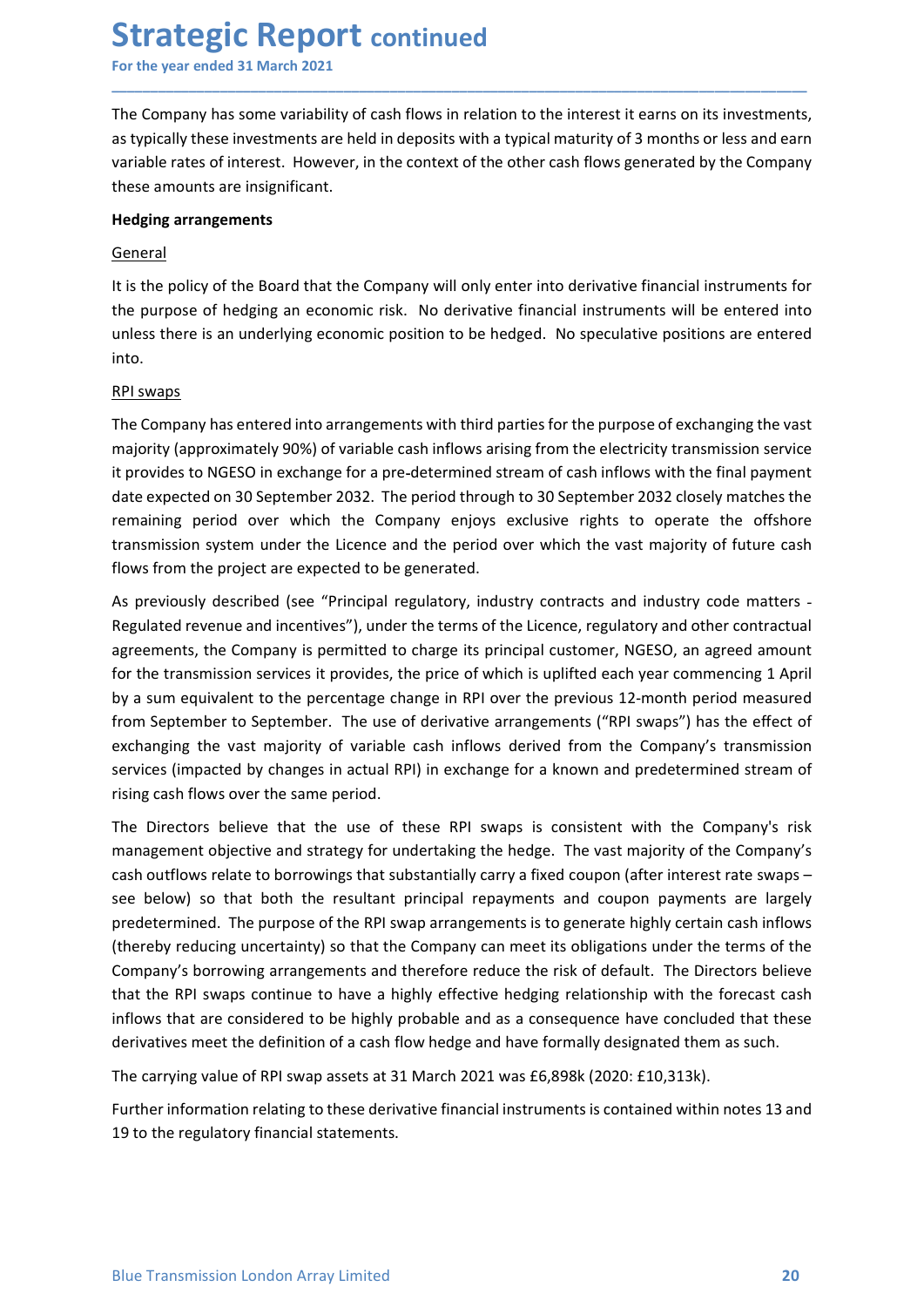The Company has some variability of cash flows in relation to the interest it earns on its investments, as typically these investments are held in deposits with a typical maturity of 3 months or less and earn variable rates of interest. However, in the context of the other cash flows generated by the Company these amounts are insignificant.

**Hedging arrangements**

General

It is the policy of the Board that the Company will only enter into derivative financial instruments for the purpose of hedging an economic risk. No derivative financial instruments will be entered into unless there is an underlying economic position to be hedged. No speculative positions are entered into.

RPI swaps

The Company has entered into arrangements with third parties for the purpose of exchanging the vast majority (approximately 90%) of variable cash inflows arising from the electricity transmission service it provides to NGESO in exchange for a pre-determined stream of cash inflows with the final payment date expected on 30 September 2032. The period through to 30 September 2032 closely matches the remaining period over which the Company enjoys exclusive rights to operate the offshore transmission system under the Licence and the period over which the vast majority of future cash flows from the project are expected to be generated.

As previously described (see "Principal regulatory, industry contracts and industry code matters - Regulated revenue and incentives"), under the terms of the Licence, regulatory and other contractual agreements, the Company is permitted to charge its principal customer, NGESO, an agreed amount for the transmission services it provides, the price of which is uplifted each year commencing 1 April by a sum equivalent to the percentage change in RPI over the previous 12-month period measured from September to September. The use of derivative arrangements ("RPI swaps") has the effect of exchanging the vast majority of variable cash inflows derived from the Company's transmission services (impacted by changes in actual RPI) in exchange for a known and predetermined stream of rising cash flows over the same period.

The Directors believe that the use of these RPI swaps is consistent with the Company's risk management objective and strategy for undertaking the hedge. The vast majority of the Company's cash outflows relate to borrowings that substantially carry a fixed coupon (after interest rate swaps – see below) so that both the resultant principal repayments and coupon payments are largely predetermined. The purpose of the RPI swap arrangements is to generate highly certain cash inflows (thereby reducing uncertainty) so that the Company can meet its obligations under the terms of the Company's borrowing arrangements and therefore reduce the risk of default. The Directors believe that the RPI swaps continue to have a highly effective hedging relationship with the forecast cash inflows that are considered to be highly probable and as a consequence have concluded that these derivatives meet the definition of a cash flow hedge and have formally designated them as such.

The carrying value of RPI swap assets at 31 March 2021 was £6,898k (2020: £10,313k).

Further information relating to these derivative financial instruments is contained within notes 13 and 19 to the regulatory financial statements.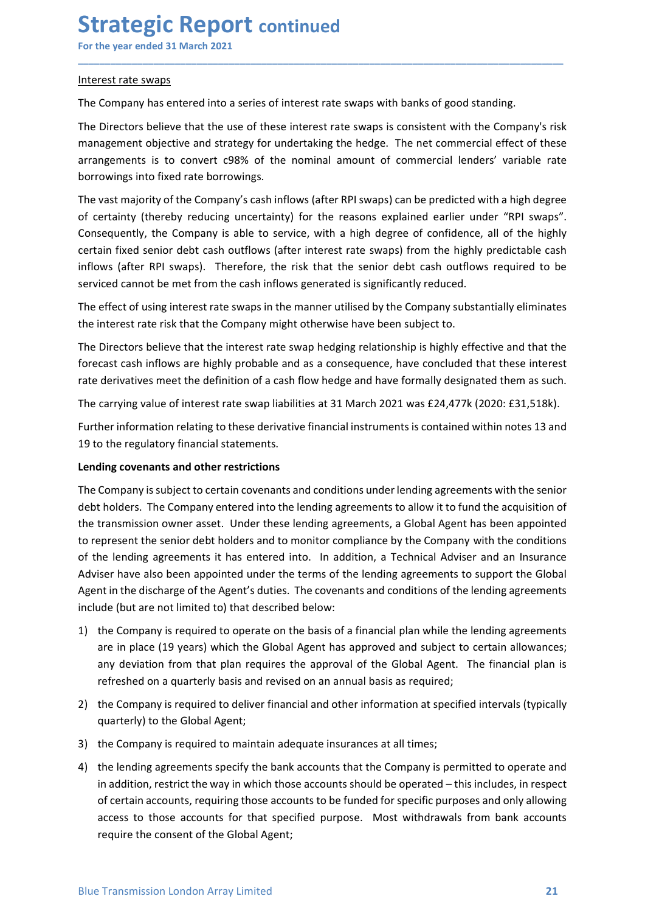Interest rate swaps

The Company has entered into a series of interest rate swaps with banks of good standing.

The Directors believe that the use of these interest rate swaps is consistent with the Company's risk management objective and strategy for undertaking the hedge. The net commercial effect of these arrangements is to convert c98% of the nominal amount of commercial lenders' variable rate borrowings into fixed rate borrowings.

The vast majority of the Company's cash inflows (after RPI swaps) can be predicted with a high degree of certainty (thereby reducing uncertainty) for the reasons explained earlier under "RPI swaps". Consequently, the Company is able to service, with a high degree of confidence, all of the highly certain fixed senior debt cash outflows (after interest rate swaps) from the highly predictable cash inflows (after RPI swaps). Therefore, the risk that the senior debt cash outflows required to be serviced cannot be met from the cash inflows generated is significantly reduced.

The effect of using interest rate swaps in the manner utilised by the Company substantially eliminates the interest rate risk that the Company might otherwise have been subject to.

The Directors believe that the interest rate swap hedging relationship is highly effective and that the forecast cash inflows are highly probable and as a consequence, have concluded that these interest rate derivatives meet the definition of a cash flow hedge and have formally designated them as such.

The carrying value of interest rate swap liabilities at 31 March 2021 was £24,477k (2020: £31,518k).

Further information relating to these derivative financial instruments is contained within notes 13 and 19 to the regulatory financial statements.

**Lending covenants and other restrictions**

The Company is subject to certain covenants and conditions under lending agreements with the senior debt holders. The Company entered into the lending agreements to allow it to fund the acquisition of the transmission owner asset. Under these lending agreements, a Global Agent has been appointed to represent the senior debt holders and to monitor compliance by the Company with the conditions of the lending agreements it has entered into. In addition, a Technical Adviser and an Insurance Adviser have also been appointed under the terms of the lending agreements to support the Global Agent in the discharge of the Agent's duties. The covenants and conditions of the lending agreements include (but are not limited to) that described below:

1) the Company is required to operate on the basis of a financial plan while the lending agreements are in place (19 years) which the Global Agent has approved and subject to certain allowances; any deviation from that plan requires the approval of the Global Agent. The financial plan is refreshed on a quarterly basis and revised on an annual basis as required;
2) the Company is required to deliver financial and other information at specified intervals (typically quarterly) to the Global Agent;
3) the Company is required to maintain adequate insurances at all times;
4) the lending agreements specify the bank accounts that the Company is permitted to operate and in addition, restrict the way in which those accounts should be operated – this includes, in respect of certain accounts, requiring those accounts to be funded for specific purposes and only allowing access to those accounts for that specified purpose. Most withdrawals from bank accounts require the consent of the Global Agent;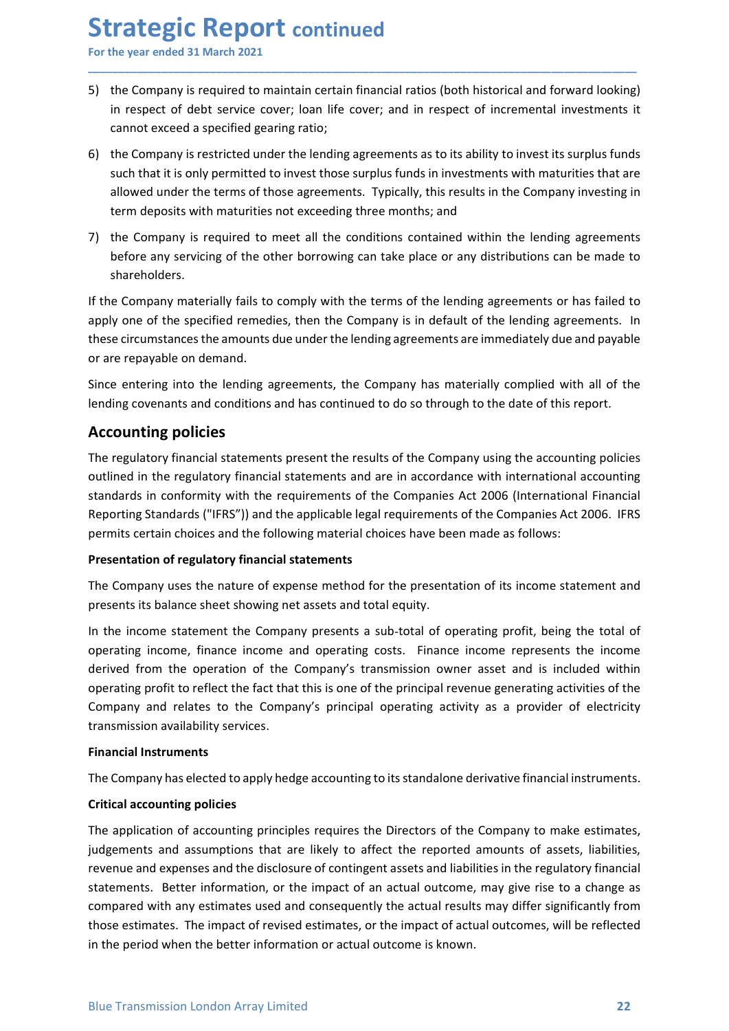5) the Company is required to maintain certain financial ratios (both historical and forward looking) in respect of debt service cover; loan life cover; and in respect of incremental investments it cannot exceed a specified gearing ratio;
6) the Company is restricted under the lending agreements as to its ability to invest its surplus funds such that it is only permitted to invest those surplus funds in investments with maturities that are allowed under the terms of those agreements. Typically, this results in the Company investing in term deposits with maturities not exceeding three months; and
7) the Company is required to meet all the conditions contained within the lending agreements before any servicing of the other borrowing can take place or any distributions can be made to shareholders.

If the Company materially fails to comply with the terms of the lending agreements or has failed to apply one of the specified remedies, then the Company is in default of the lending agreements. In these circumstances the amounts due under the lending agreements are immediately due and payable or are repayable on demand.

Since entering into the lending agreements, the Company has materially complied with all of the lending covenants and conditions and has continued to do so through to the date of this report.

## Accounting policies

The regulatory financial statements present the results of the Company using the accounting policies outlined in the regulatory financial statements and are in accordance with international accounting standards in conformity with the requirements of the Companies Act 2006 (International Financial Reporting Standards ("IFRS")) and the applicable legal requirements of the Companies Act 2006. IFRS permits certain choices and the following material choices have been made as follows:

**Presentation of regulatory financial statements**

The Company uses the nature of expense method for the presentation of its income statement and presents its balance sheet showing net assets and total equity.

In the income statement the Company presents a sub-total of operating profit, being the total of operating income, finance income and operating costs. Finance income represents the income derived from the operation of the Company's transmission owner asset and is included within operating profit to reflect the fact that this is one of the principal revenue generating activities of the Company and relates to the Company's principal operating activity as a provider of electricity transmission availability services.

**Financial Instruments**

The Company has elected to apply hedge accounting to its standalone derivative financial instruments.

**Critical accounting policies**

The application of accounting principles requires the Directors of the Company to make estimates, judgements and assumptions that are likely to affect the reported amounts of assets, liabilities, revenue and expenses and the disclosure of contingent assets and liabilities in the regulatory financial statements. Better information, or the impact of an actual outcome, may give rise to a change as compared with any estimates used and consequently the actual results may differ significantly from those estimates. The impact of revised estimates, or the impact of actual outcomes, will be reflected in the period when the better information or actual outcome is known.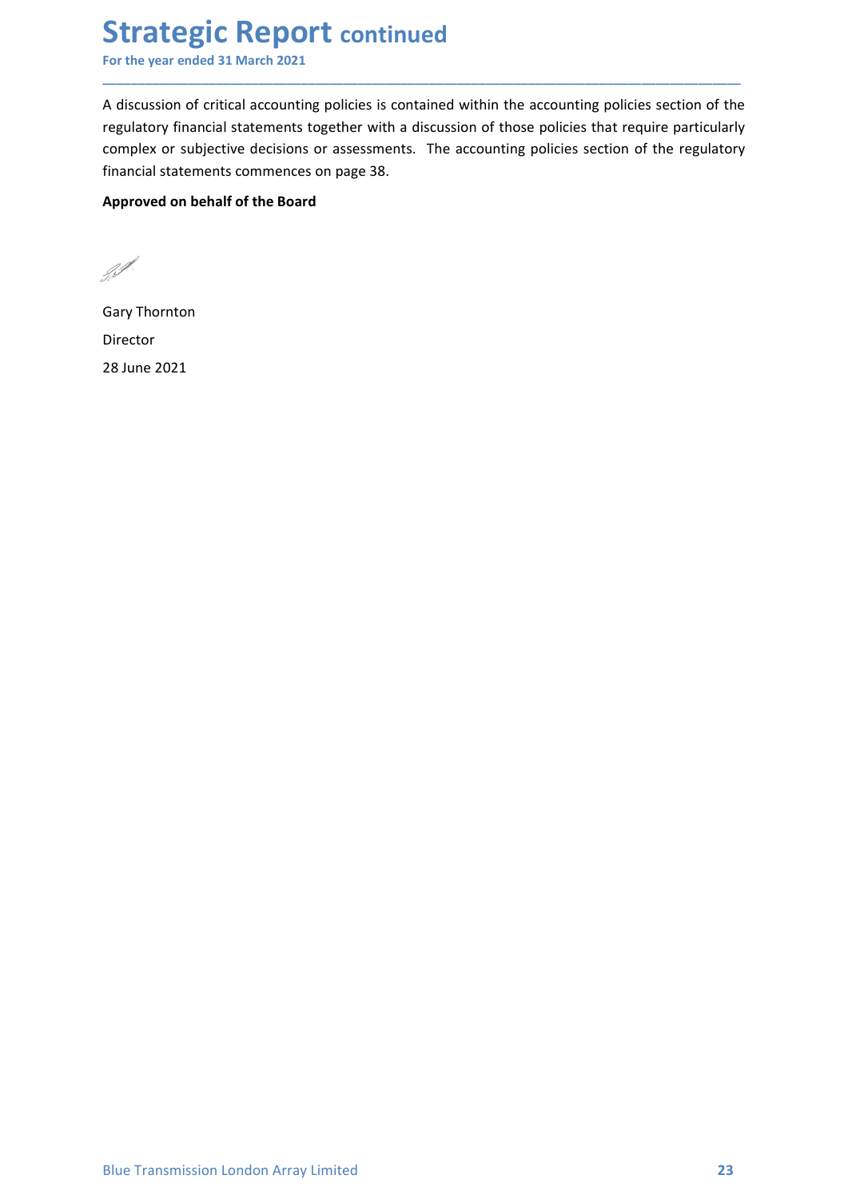# Strategic Report continued

For the year ended 31 March 2021

A discussion of critical accounting policies is contained within the accounting policies section of the regulatory financial statements together with a discussion of those policies that require particularly complex or subjective decisions or assessments. The accounting policies section of the regulatory financial statements commences on page 38.

**Approved on behalf of the Board**

Gary Thornton

Director

28 June 2021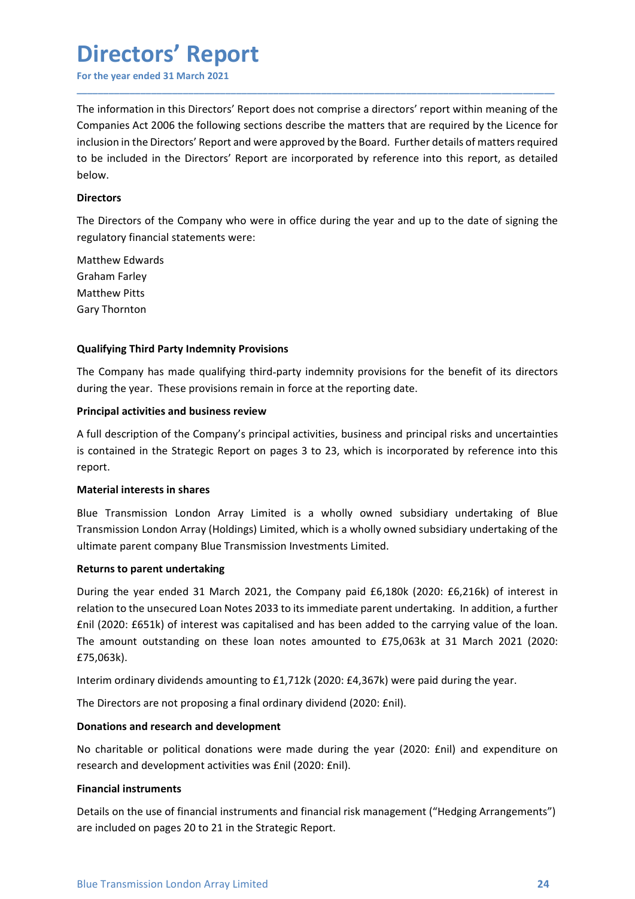# Directors' Report

For the year ended 31 March 2021

The information in this Directors' Report does not comprise a directors' report within meaning of the Companies Act 2006 the following sections describe the matters that are required by the Licence for inclusion in the Directors' Report and were approved by the Board. Further details of matters required to be included in the Directors' Report are incorporated by reference into this report, as detailed below.

**Directors**

The Directors of the Company who were in office during the year and up to the date of signing the regulatory financial statements were:

Matthew Edwards
Graham Farley
Matthew Pitts
Gary Thornton

**Qualifying Third Party Indemnity Provisions**

The Company has made qualifying third-party indemnity provisions for the benefit of its directors during the year. These provisions remain in force at the reporting date.

**Principal activities and business review**

A full description of the Company's principal activities, business and principal risks and uncertainties is contained in the Strategic Report on pages 3 to 23, which is incorporated by reference into this report.

**Material interests in shares**

Blue Transmission London Array Limited is a wholly owned subsidiary undertaking of Blue Transmission London Array (Holdings) Limited, which is a wholly owned subsidiary undertaking of the ultimate parent company Blue Transmission Investments Limited.

**Returns to parent undertaking**

During the year ended 31 March 2021, the Company paid £6,180k (2020: £6,216k) of interest in relation to the unsecured Loan Notes 2033 to its immediate parent undertaking. In addition, a further £nil (2020: £651k) of interest was capitalised and has been added to the carrying value of the loan. The amount outstanding on these loan notes amounted to £75,063k at 31 March 2021 (2020: £75,063k).

Interim ordinary dividends amounting to £1,712k (2020: £4,367k) were paid during the year.

The Directors are not proposing a final ordinary dividend (2020: £nil).

**Donations and research and development**

No charitable or political donations were made during the year (2020: £nil) and expenditure on research and development activities was £nil (2020: £nil).

**Financial instruments**

Details on the use of financial instruments and financial risk management ("Hedging Arrangements") are included on pages 20 to 21 in the Strategic Report.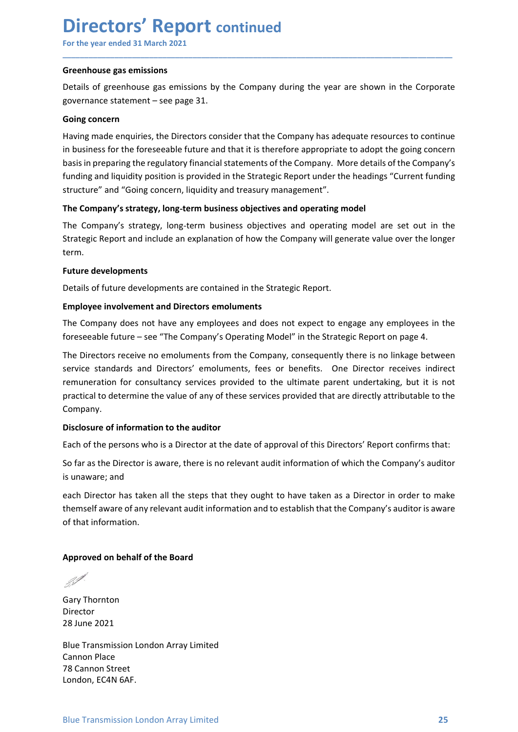# Directors' Report continued

For the year ended 31 March 2021

### Greenhouse gas emissions

Details of greenhouse gas emissions by the Company during the year are shown in the Corporate governance statement – see page 31.

### Going concern

Having made enquiries, the Directors consider that the Company has adequate resources to continue in business for the foreseeable future and that it is therefore appropriate to adopt the going concern basis in preparing the regulatory financial statements of the Company. More details of the Company's funding and liquidity position is provided in the Strategic Report under the headings "Current funding structure" and "Going concern, liquidity and treasury management".

### The Company's strategy, long-term business objectives and operating model

The Company's strategy, long-term business objectives and operating model are set out in the Strategic Report and include an explanation of how the Company will generate value over the longer term.

### Future developments

Details of future developments are contained in the Strategic Report.

### Employee involvement and Directors emoluments

The Company does not have any employees and does not expect to engage any employees in the foreseeable future – see "The Company's Operating Model" in the Strategic Report on page 4.

The Directors receive no emoluments from the Company, consequently there is no linkage between service standards and Directors' emoluments, fees or benefits. One Director receives indirect remuneration for consultancy services provided to the ultimate parent undertaking, but it is not practical to determine the value of any of these services provided that are directly attributable to the Company.

### Disclosure of information to the auditor

Each of the persons who is a Director at the date of approval of this Directors' Report confirms that:

So far as the Director is aware, there is no relevant audit information of which the Company's auditor is unaware; and

each Director has taken all the steps that they ought to have taken as a Director in order to make themself aware of any relevant audit information and to establish that the Company's auditor is aware of that information.

**Approved on behalf of the Board**

Gary Thornton
Director
28 June 2021

Blue Transmission London Array Limited
Cannon Place
78 Cannon Street
London, EC4N 6AF.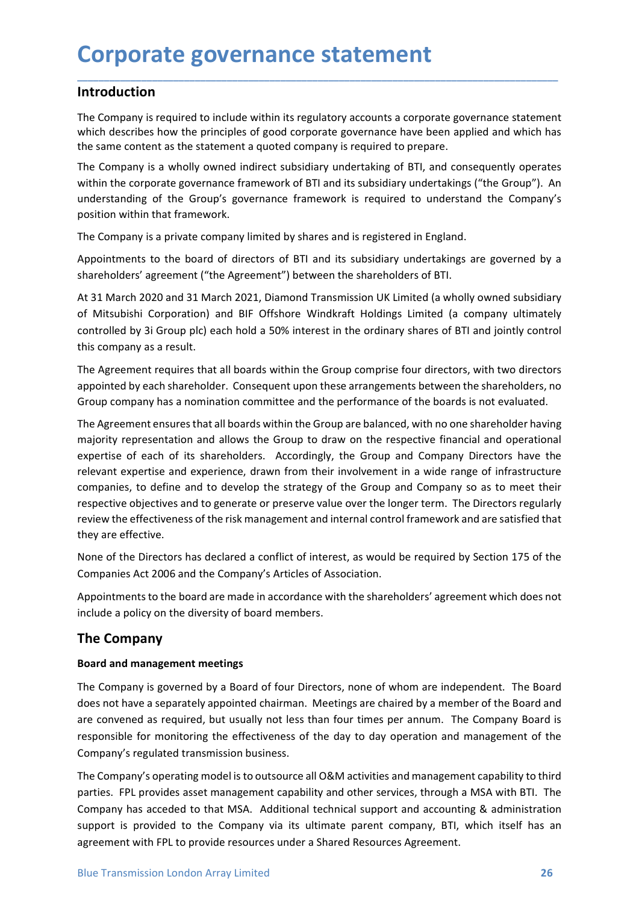# Corporate governance statement

## Introduction

The Company is required to include within its regulatory accounts a corporate governance statement which describes how the principles of good corporate governance have been applied and which has the same content as the statement a quoted company is required to prepare.

The Company is a wholly owned indirect subsidiary undertaking of BTI, and consequently operates within the corporate governance framework of BTI and its subsidiary undertakings ("the Group"). An understanding of the Group's governance framework is required to understand the Company's position within that framework.

The Company is a private company limited by shares and is registered in England.

Appointments to the board of directors of BTI and its subsidiary undertakings are governed by a shareholders' agreement ("the Agreement") between the shareholders of BTI.

At 31 March 2020 and 31 March 2021, Diamond Transmission UK Limited (a wholly owned subsidiary of Mitsubishi Corporation) and BIF Offshore Windkraft Holdings Limited (a company ultimately controlled by 3i Group plc) each hold a 50% interest in the ordinary shares of BTI and jointly control this company as a result.

The Agreement requires that all boards within the Group comprise four directors, with two directors appointed by each shareholder. Consequent upon these arrangements between the shareholders, no Group company has a nomination committee and the performance of the boards is not evaluated.

The Agreement ensures that all boards within the Group are balanced, with no one shareholder having majority representation and allows the Group to draw on the respective financial and operational expertise of each of its shareholders. Accordingly, the Group and Company Directors have the relevant expertise and experience, drawn from their involvement in a wide range of infrastructure companies, to define and to develop the strategy of the Group and Company so as to meet their respective objectives and to generate or preserve value over the longer term. The Directors regularly review the effectiveness of the risk management and internal control framework and are satisfied that they are effective.

None of the Directors has declared a conflict of interest, as would be required by Section 175 of the Companies Act 2006 and the Company's Articles of Association.

Appointments to the board are made in accordance with the shareholders' agreement which does not include a policy on the diversity of board members.

## The Company

### Board and management meetings

The Company is governed by a Board of four Directors, none of whom are independent. The Board does not have a separately appointed chairman. Meetings are chaired by a member of the Board and are convened as required, but usually not less than four times per annum. The Company Board is responsible for monitoring the effectiveness of the day to day operation and management of the Company's regulated transmission business.

The Company's operating model is to outsource all O&M activities and management capability to third parties. FPL provides asset management capability and other services, through a MSA with BTI. The Company has acceded to that MSA. Additional technical support and accounting & administration support is provided to the Company via its ultimate parent company, BTI, which itself has an agreement with FPL to provide resources under a Shared Resources Agreement.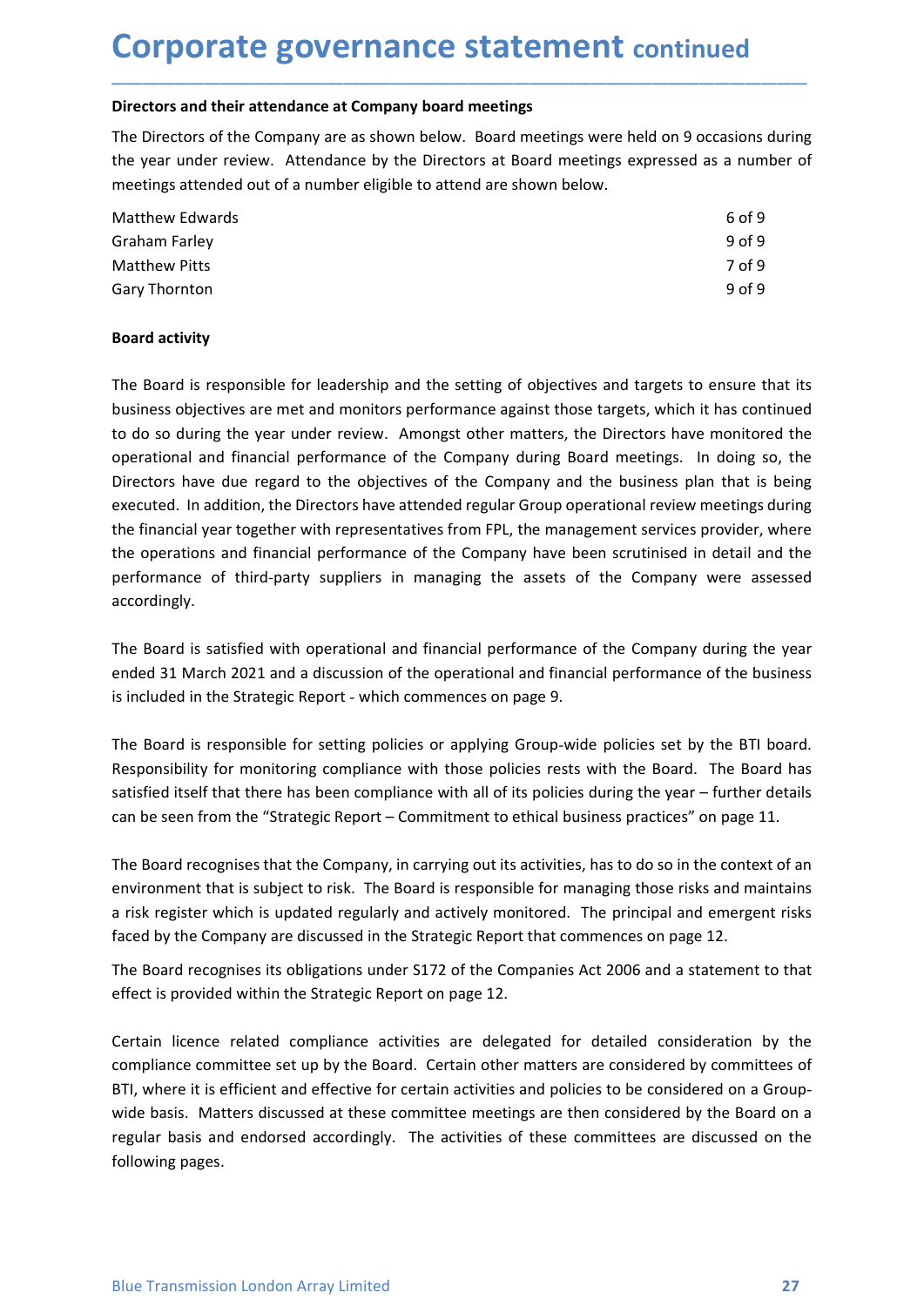# Corporate governance statement continued

**Directors and their attendance at Company board meetings**

The Directors of the Company are as shown below. Board meetings were held on 9 occasions during the year under review. Attendance by the Directors at Board meetings expressed as a number of meetings attended out of a number eligible to attend are shown below.

| | |
|---|---|
| Matthew Edwards | 6 of 9 |
| Graham Farley | 9 of 9 |
| Matthew Pitts | 7 of 9 |
| Gary Thornton | 9 of 9 |

**Board activity**

The Board is responsible for leadership and the setting of objectives and targets to ensure that its business objectives are met and monitors performance against those targets, which it has continued to do so during the year under review. Amongst other matters, the Directors have monitored the operational and financial performance of the Company during Board meetings. In doing so, the Directors have due regard to the objectives of the Company and the business plan that is being executed. In addition, the Directors have attended regular Group operational review meetings during the financial year together with representatives from FPL, the management services provider, where the operations and financial performance of the Company have been scrutinised in detail and the performance of third-party suppliers in managing the assets of the Company were assessed accordingly.

The Board is satisfied with operational and financial performance of the Company during the year ended 31 March 2021 and a discussion of the operational and financial performance of the business is included in the Strategic Report - which commences on page 9.

The Board is responsible for setting policies or applying Group-wide policies set by the BTI board. Responsibility for monitoring compliance with those policies rests with the Board. The Board has satisfied itself that there has been compliance with all of its policies during the year – further details can be seen from the "Strategic Report – Commitment to ethical business practices" on page 11.

The Board recognises that the Company, in carrying out its activities, has to do so in the context of an environment that is subject to risk. The Board is responsible for managing those risks and maintains a risk register which is updated regularly and actively monitored. The principal and emergent risks faced by the Company are discussed in the Strategic Report that commences on page 12.

The Board recognises its obligations under S172 of the Companies Act 2006 and a statement to that effect is provided within the Strategic Report on page 12.

Certain licence related compliance activities are delegated for detailed consideration by the compliance committee set up by the Board. Certain other matters are considered by committees of BTI, where it is efficient and effective for certain activities and policies to be considered on a Group-wide basis. Matters discussed at these committee meetings are then considered by the Board on a regular basis and endorsed accordingly. The activities of these committees are discussed on the following pages.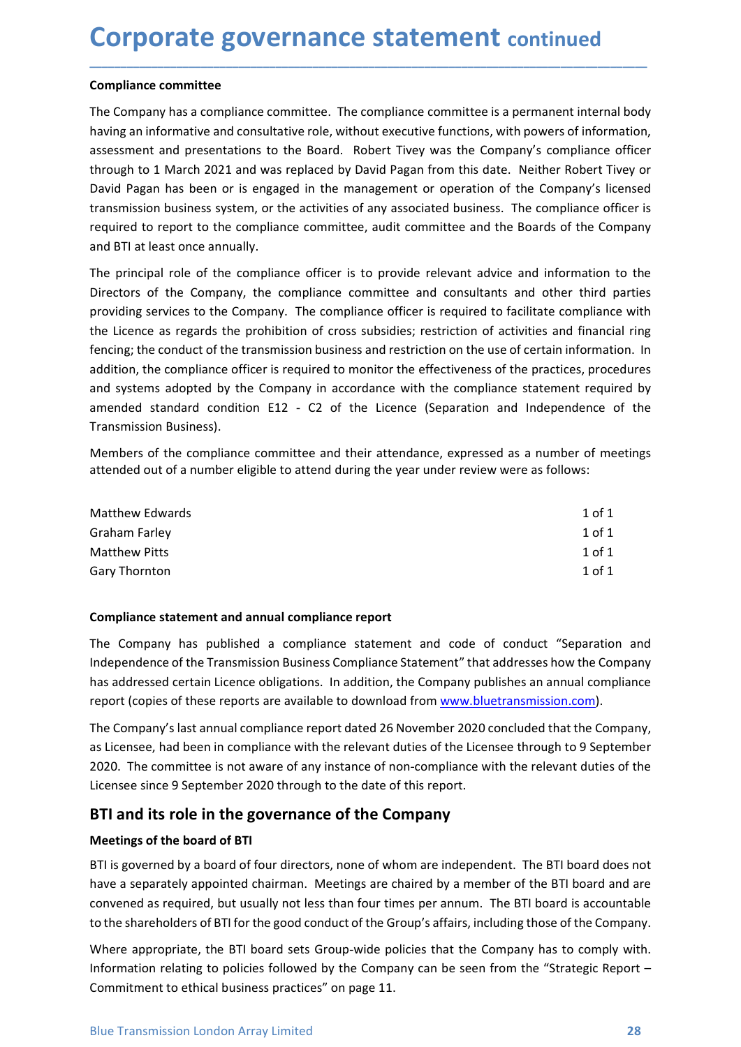# Corporate governance statement continued

### Compliance committee

The Company has a compliance committee. The compliance committee is a permanent internal body having an informative and consultative role, without executive functions, with powers of information, assessment and presentations to the Board. Robert Tivey was the Company's compliance officer through to 1 March 2021 and was replaced by David Pagan from this date. Neither Robert Tivey or David Pagan has been or is engaged in the management or operation of the Company's licensed transmission business system, or the activities of any associated business. The compliance officer is required to report to the compliance committee, audit committee and the Boards of the Company and BTI at least once annually.

The principal role of the compliance officer is to provide relevant advice and information to the Directors of the Company, the compliance committee and consultants and other third parties providing services to the Company. The compliance officer is required to facilitate compliance with the Licence as regards the prohibition of cross subsidies; restriction of activities and financial ring fencing; the conduct of the transmission business and restriction on the use of certain information. In addition, the compliance officer is required to monitor the effectiveness of the practices, procedures and systems adopted by the Company in accordance with the compliance statement required by amended standard condition E12 - C2 of the Licence (Separation and Independence of the Transmission Business).

Members of the compliance committee and their attendance, expressed as a number of meetings attended out of a number eligible to attend during the year under review were as follows:

| | |
|---|---|
| Matthew Edwards | 1 of 1 |
| Graham Farley | 1 of 1 |
| Matthew Pitts | 1 of 1 |
| Gary Thornton | 1 of 1 |

### Compliance statement and annual compliance report

The Company has published a compliance statement and code of conduct "Separation and Independence of the Transmission Business Compliance Statement" that addresses how the Company has addressed certain Licence obligations. In addition, the Company publishes an annual compliance report (copies of these reports are available to download from www.bluetransmission.com).

The Company's last annual compliance report dated 26 November 2020 concluded that the Company, as Licensee, had been in compliance with the relevant duties of the Licensee through to 9 September 2020. The committee is not aware of any instance of non-compliance with the relevant duties of the Licensee since 9 September 2020 through to the date of this report.

## BTI and its role in the governance of the Company

### Meetings of the board of BTI

BTI is governed by a board of four directors, none of whom are independent. The BTI board does not have a separately appointed chairman. Meetings are chaired by a member of the BTI board and are convened as required, but usually not less than four times per annum. The BTI board is accountable to the shareholders of BTI for the good conduct of the Group's affairs, including those of the Company.

Where appropriate, the BTI board sets Group-wide policies that the Company has to comply with. Information relating to policies followed by the Company can be seen from the "Strategic Report – Commitment to ethical business practices" on page 11.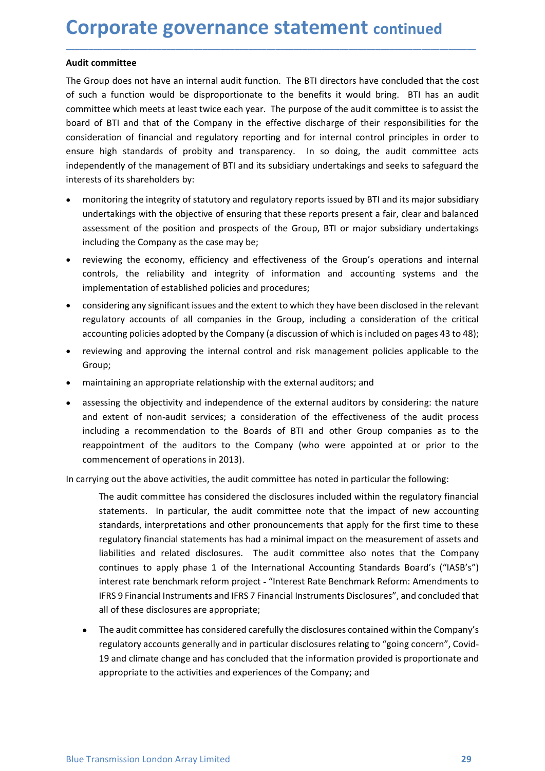# Corporate governance statement continued

**Audit committee**

The Group does not have an internal audit function. The BTI directors have concluded that the cost of such a function would be disproportionate to the benefits it would bring. BTI has an audit committee which meets at least twice each year. The purpose of the audit committee is to assist the board of BTI and that of the Company in the effective discharge of their responsibilities for the consideration of financial and regulatory reporting and for internal control principles in order to ensure high standards of probity and transparency. In so doing, the audit committee acts independently of the management of BTI and its subsidiary undertakings and seeks to safeguard the interests of its shareholders by:

- monitoring the integrity of statutory and regulatory reports issued by BTI and its major subsidiary undertakings with the objective of ensuring that these reports present a fair, clear and balanced assessment of the position and prospects of the Group, BTI or major subsidiary undertakings including the Company as the case may be;
- reviewing the economy, efficiency and effectiveness of the Group's operations and internal controls, the reliability and integrity of information and accounting systems and the implementation of established policies and procedures;
- considering any significant issues and the extent to which they have been disclosed in the relevant regulatory accounts of all companies in the Group, including a consideration of the critical accounting policies adopted by the Company (a discussion of which is included on pages 43 to 48);
- reviewing and approving the internal control and risk management policies applicable to the Group;
- maintaining an appropriate relationship with the external auditors; and
- assessing the objectivity and independence of the external auditors by considering: the nature and extent of non-audit services; a consideration of the effectiveness of the audit process including a recommendation to the Boards of BTI and other Group companies as to the reappointment of the auditors to the Company (who were appointed at or prior to the commencement of operations in 2013).

In carrying out the above activities, the audit committee has noted in particular the following:

The audit committee has considered the disclosures included within the regulatory financial statements. In particular, the audit committee note that the impact of new accounting standards, interpretations and other pronouncements that apply for the first time to these regulatory financial statements has had a minimal impact on the measurement of assets and liabilities and related disclosures. The audit committee also notes that the Company continues to apply phase 1 of the International Accounting Standards Board's ("IASB's") interest rate benchmark reform project - "Interest Rate Benchmark Reform: Amendments to IFRS 9 Financial Instruments and IFRS 7 Financial Instruments Disclosures", and concluded that all of these disclosures are appropriate;

- The audit committee has considered carefully the disclosures contained within the Company's regulatory accounts generally and in particular disclosures relating to "going concern", Covid-19 and climate change and has concluded that the information provided is proportionate and appropriate to the activities and experiences of the Company; and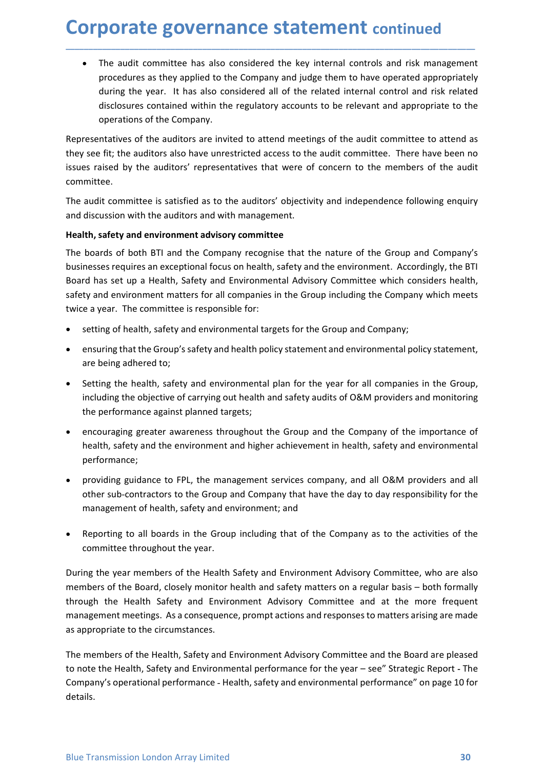# Corporate governance statement continued

- The audit committee has also considered the key internal controls and risk management procedures as they applied to the Company and judge them to have operated appropriately during the year. It has also considered all of the related internal control and risk related disclosures contained within the regulatory accounts to be relevant and appropriate to the operations of the Company.

Representatives of the auditors are invited to attend meetings of the audit committee to attend as they see fit; the auditors also have unrestricted access to the audit committee. There have been no issues raised by the auditors' representatives that were of concern to the members of the audit committee.

The audit committee is satisfied as to the auditors' objectivity and independence following enquiry and discussion with the auditors and with management.

**Health, safety and environment advisory committee**

The boards of both BTI and the Company recognise that the nature of the Group and Company's businesses requires an exceptional focus on health, safety and the environment. Accordingly, the BTI Board has set up a Health, Safety and Environmental Advisory Committee which considers health, safety and environment matters for all companies in the Group including the Company which meets twice a year. The committee is responsible for:

- setting of health, safety and environmental targets for the Group and Company;
- ensuring that the Group's safety and health policy statement and environmental policy statement, are being adhered to;
- Setting the health, safety and environmental plan for the year for all companies in the Group, including the objective of carrying out health and safety audits of O&M providers and monitoring the performance against planned targets;
- encouraging greater awareness throughout the Group and the Company of the importance of health, safety and the environment and higher achievement in health, safety and environmental performance;
- providing guidance to FPL, the management services company, and all O&M providers and all other sub-contractors to the Group and Company that have the day to day responsibility for the management of health, safety and environment; and
- Reporting to all boards in the Group including that of the Company as to the activities of the committee throughout the year.

During the year members of the Health Safety and Environment Advisory Committee, who are also members of the Board, closely monitor health and safety matters on a regular basis – both formally through the Health Safety and Environment Advisory Committee and at the more frequent management meetings. As a consequence, prompt actions and responses to matters arising are made as appropriate to the circumstances.

The members of the Health, Safety and Environment Advisory Committee and the Board are pleased to note the Health, Safety and Environmental performance for the year – see" Strategic Report - The Company's operational performance - Health, safety and environmental performance" on page 10 for details.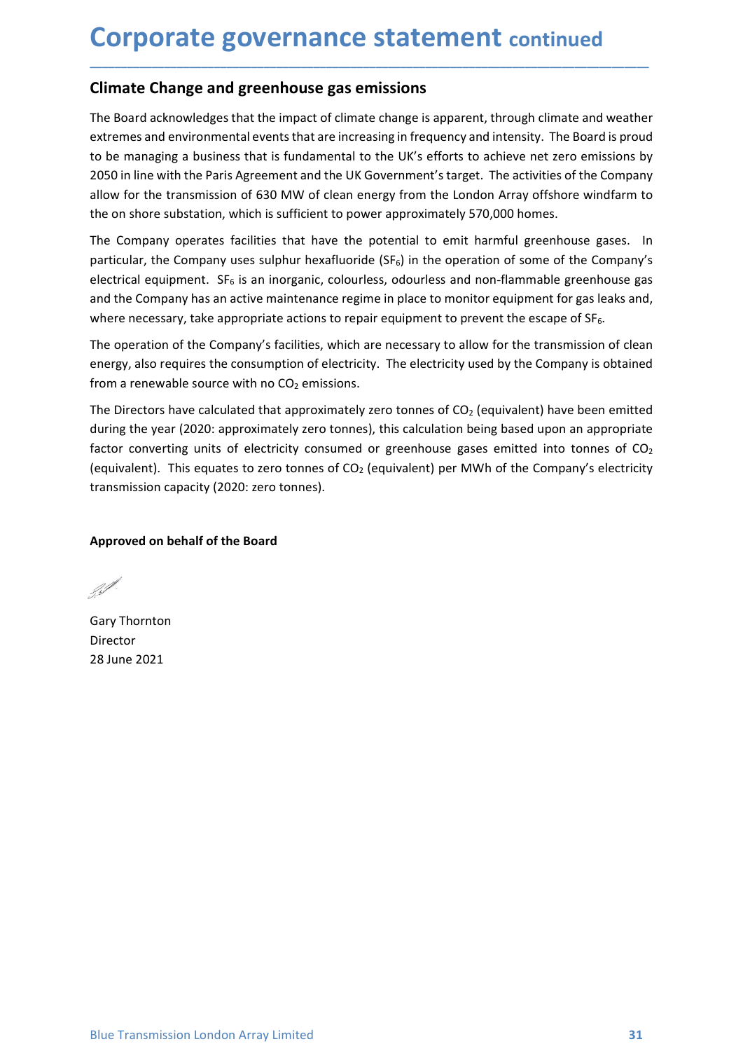# Corporate governance statement continued

## Climate Change and greenhouse gas emissions

The Board acknowledges that the impact of climate change is apparent, through climate and weather extremes and environmental events that are increasing in frequency and intensity. The Board is proud to be managing a business that is fundamental to the UK's efforts to achieve net zero emissions by 2050 in line with the Paris Agreement and the UK Government's target. The activities of the Company allow for the transmission of 630 MW of clean energy from the London Array offshore windfarm to the on shore substation, which is sufficient to power approximately 570,000 homes.

The Company operates facilities that have the potential to emit harmful greenhouse gases. In particular, the Company uses sulphur hexafluoride ($SF_6$) in the operation of some of the Company's electrical equipment. $SF_6$ is an inorganic, colourless, odourless and non-flammable greenhouse gas and the Company has an active maintenance regime in place to monitor equipment for gas leaks and, where necessary, take appropriate actions to repair equipment to prevent the escape of $SF_6$.

The operation of the Company's facilities, which are necessary to allow for the transmission of clean energy, also requires the consumption of electricity. The electricity used by the Company is obtained from a renewable source with no $CO_2$ emissions.

The Directors have calculated that approximately zero tonnes of $CO_2$ (equivalent) have been emitted during the year (2020: approximately zero tonnes), this calculation being based upon an appropriate factor converting units of electricity consumed or greenhouse gases emitted into tonnes of $CO_2$ (equivalent). This equates to zero tonnes of $CO_2$ (equivalent) per MWh of the Company's electricity transmission capacity (2020: zero tonnes).

**Approved on behalf of the Board**

Gary Thornton
Director
28 June 2021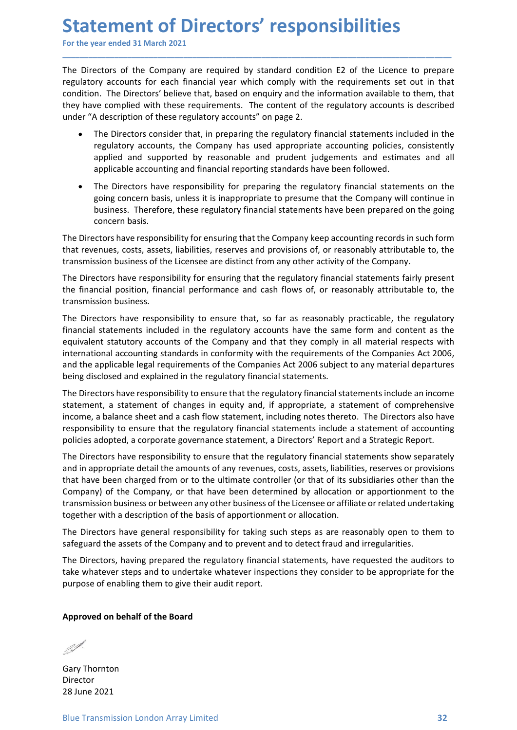# Statement of Directors' responsibilities

For the year ended 31 March 2021

The Directors of the Company are required by standard condition E2 of the Licence to prepare regulatory accounts for each financial year which comply with the requirements set out in that condition. The Directors' believe that, based on enquiry and the information available to them, that they have complied with these requirements. The content of the regulatory accounts is described under "A description of these regulatory accounts" on page 2.

- The Directors consider that, in preparing the regulatory financial statements included in the regulatory accounts, the Company has used appropriate accounting policies, consistently applied and supported by reasonable and prudent judgements and estimates and all applicable accounting and financial reporting standards have been followed.
- The Directors have responsibility for preparing the regulatory financial statements on the going concern basis, unless it is inappropriate to presume that the Company will continue in business. Therefore, these regulatory financial statements have been prepared on the going concern basis.

The Directors have responsibility for ensuring that the Company keep accounting records in such form that revenues, costs, assets, liabilities, reserves and provisions of, or reasonably attributable to, the transmission business of the Licensee are distinct from any other activity of the Company.

The Directors have responsibility for ensuring that the regulatory financial statements fairly present the financial position, financial performance and cash flows of, or reasonably attributable to, the transmission business.

The Directors have responsibility to ensure that, so far as reasonably practicable, the regulatory financial statements included in the regulatory accounts have the same form and content as the equivalent statutory accounts of the Company and that they comply in all material respects with international accounting standards in conformity with the requirements of the Companies Act 2006, and the applicable legal requirements of the Companies Act 2006 subject to any material departures being disclosed and explained in the regulatory financial statements.

The Directors have responsibility to ensure that the regulatory financial statements include an income statement, a statement of changes in equity and, if appropriate, a statement of comprehensive income, a balance sheet and a cash flow statement, including notes thereto. The Directors also have responsibility to ensure that the regulatory financial statements include a statement of accounting policies adopted, a corporate governance statement, a Directors' Report and a Strategic Report.

The Directors have responsibility to ensure that the regulatory financial statements show separately and in appropriate detail the amounts of any revenues, costs, assets, liabilities, reserves or provisions that have been charged from or to the ultimate controller (or that of its subsidiaries other than the Company) of the Company, or that have been determined by allocation or apportionment to the transmission business or between any other business of the Licensee or affiliate or related undertaking together with a description of the basis of apportionment or allocation.

The Directors have general responsibility for taking such steps as are reasonably open to them to safeguard the assets of the Company and to prevent and to detect fraud and irregularities.

The Directors, having prepared the regulatory financial statements, have requested the auditors to take whatever steps and to undertake whatever inspections they consider to be appropriate for the purpose of enabling them to give their audit report.

**Approved on behalf of the Board**

Gary Thornton
Director
28 June 2021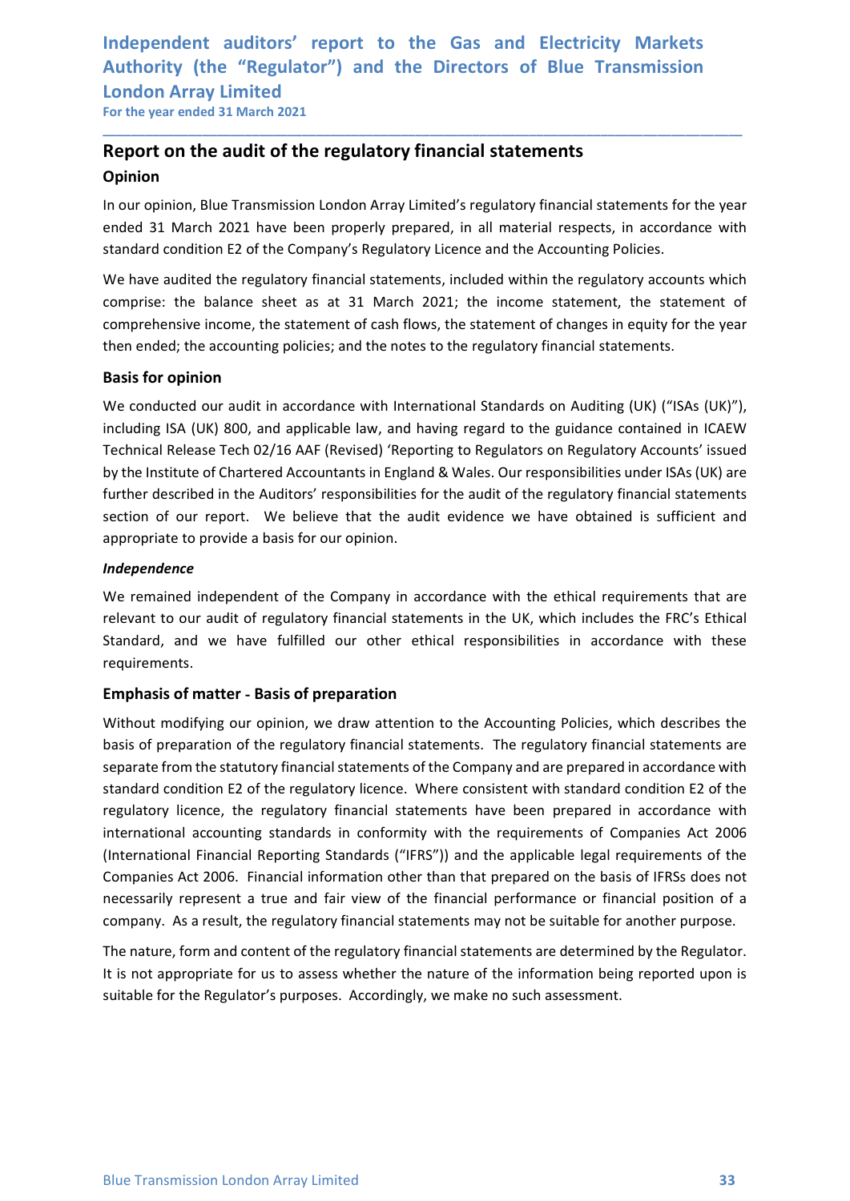# Independent auditors' report to the Gas and Electricity Markets Authority (the "Regulator") and the Directors of Blue Transmission London Array Limited

For the year ended 31 March 2021

## Report on the audit of the regulatory financial statements

### Opinion

In our opinion, Blue Transmission London Array Limited's regulatory financial statements for the year ended 31 March 2021 have been properly prepared, in all material respects, in accordance with standard condition E2 of the Company's Regulatory Licence and the Accounting Policies.

We have audited the regulatory financial statements, included within the regulatory accounts which comprise: the balance sheet as at 31 March 2021; the income statement, the statement of comprehensive income, the statement of cash flows, the statement of changes in equity for the year then ended; the accounting policies; and the notes to the regulatory financial statements.

### Basis for opinion

We conducted our audit in accordance with International Standards on Auditing (UK) ("ISAs (UK)"), including ISA (UK) 800, and applicable law, and having regard to the guidance contained in ICAEW Technical Release Tech 02/16 AAF (Revised) 'Reporting to Regulators on Regulatory Accounts' issued by the Institute of Chartered Accountants in England & Wales. Our responsibilities under ISAs (UK) are further described in the Auditors' responsibilities for the audit of the regulatory financial statements section of our report. We believe that the audit evidence we have obtained is sufficient and appropriate to provide a basis for our opinion.

*Independence*

We remained independent of the Company in accordance with the ethical requirements that are relevant to our audit of regulatory financial statements in the UK, which includes the FRC's Ethical Standard, and we have fulfilled our other ethical responsibilities in accordance with these requirements.

### Emphasis of matter - Basis of preparation

Without modifying our opinion, we draw attention to the Accounting Policies, which describes the basis of preparation of the regulatory financial statements. The regulatory financial statements are separate from the statutory financial statements of the Company and are prepared in accordance with standard condition E2 of the regulatory licence. Where consistent with standard condition E2 of the regulatory licence, the regulatory financial statements have been prepared in accordance with international accounting standards in conformity with the requirements of Companies Act 2006 (International Financial Reporting Standards ("IFRS")) and the applicable legal requirements of the Companies Act 2006. Financial information other than that prepared on the basis of IFRSs does not necessarily represent a true and fair view of the financial performance or financial position of a company. As a result, the regulatory financial statements may not be suitable for another purpose.

The nature, form and content of the regulatory financial statements are determined by the Regulator. It is not appropriate for us to assess whether the nature of the information being reported upon is suitable for the Regulator's purposes. Accordingly, we make no such assessment.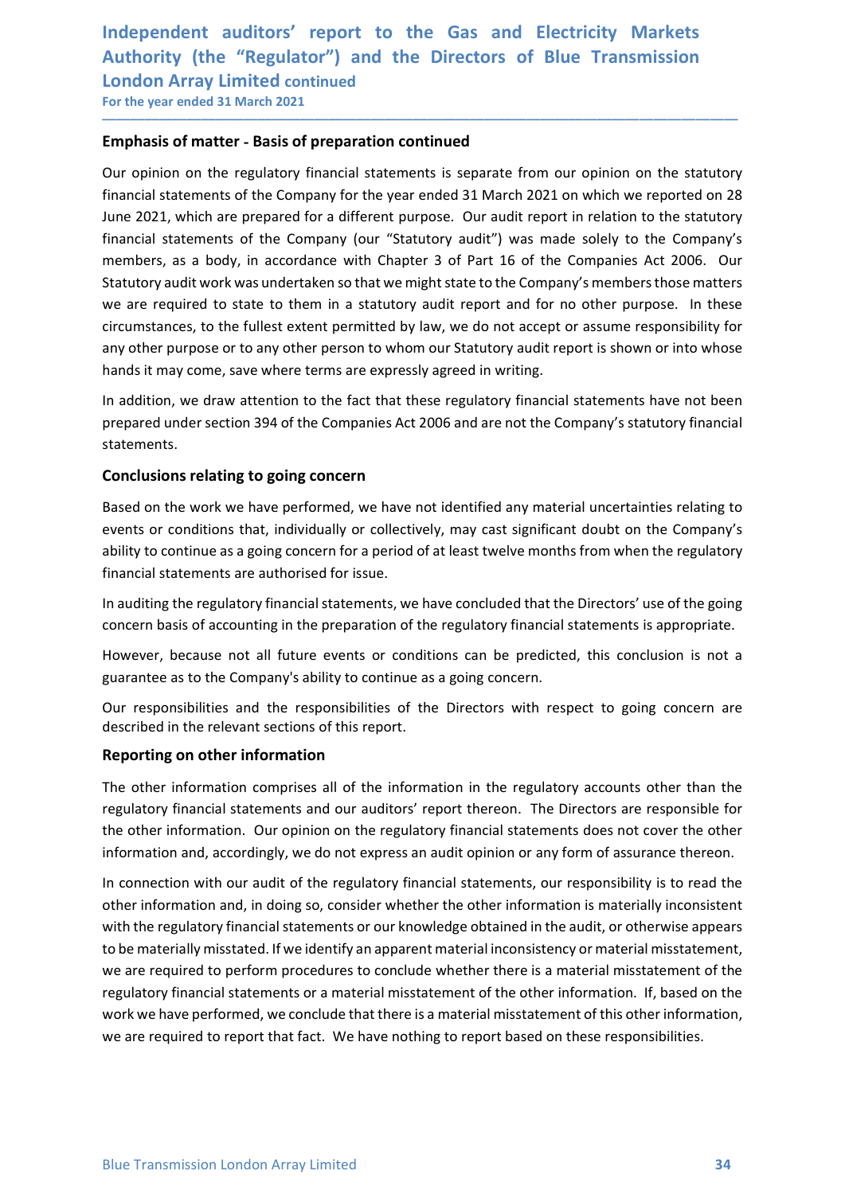## Emphasis of matter - Basis of preparation continued

Our opinion on the regulatory financial statements is separate from our opinion on the statutory financial statements of the Company for the year ended 31 March 2021 on which we reported on 28 June 2021, which are prepared for a different purpose. Our audit report in relation to the statutory financial statements of the Company (our "Statutory audit") was made solely to the Company's members, as a body, in accordance with Chapter 3 of Part 16 of the Companies Act 2006. Our Statutory audit work was undertaken so that we might state to the Company's members those matters we are required to state to them in a statutory audit report and for no other purpose. In these circumstances, to the fullest extent permitted by law, we do not accept or assume responsibility for any other purpose or to any other person to whom our Statutory audit report is shown or into whose hands it may come, save where terms are expressly agreed in writing.

In addition, we draw attention to the fact that these regulatory financial statements have not been prepared under section 394 of the Companies Act 2006 and are not the Company's statutory financial statements.

## Conclusions relating to going concern

Based on the work we have performed, we have not identified any material uncertainties relating to events or conditions that, individually or collectively, may cast significant doubt on the Company's ability to continue as a going concern for a period of at least twelve months from when the regulatory financial statements are authorised for issue.

In auditing the regulatory financial statements, we have concluded that the Directors' use of the going concern basis of accounting in the preparation of the regulatory financial statements is appropriate.

However, because not all future events or conditions can be predicted, this conclusion is not a guarantee as to the Company's ability to continue as a going concern.

Our responsibilities and the responsibilities of the Directors with respect to going concern are described in the relevant sections of this report.

## Reporting on other information

The other information comprises all of the information in the regulatory accounts other than the regulatory financial statements and our auditors' report thereon. The Directors are responsible for the other information. Our opinion on the regulatory financial statements does not cover the other information and, accordingly, we do not express an audit opinion or any form of assurance thereon.

In connection with our audit of the regulatory financial statements, our responsibility is to read the other information and, in doing so, consider whether the other information is materially inconsistent with the regulatory financial statements or our knowledge obtained in the audit, or otherwise appears to be materially misstated. If we identify an apparent material inconsistency or material misstatement, we are required to perform procedures to conclude whether there is a material misstatement of the regulatory financial statements or a material misstatement of the other information. If, based on the work we have performed, we conclude that there is a material misstatement of this other information, we are required to report that fact. We have nothing to report based on these responsibilities.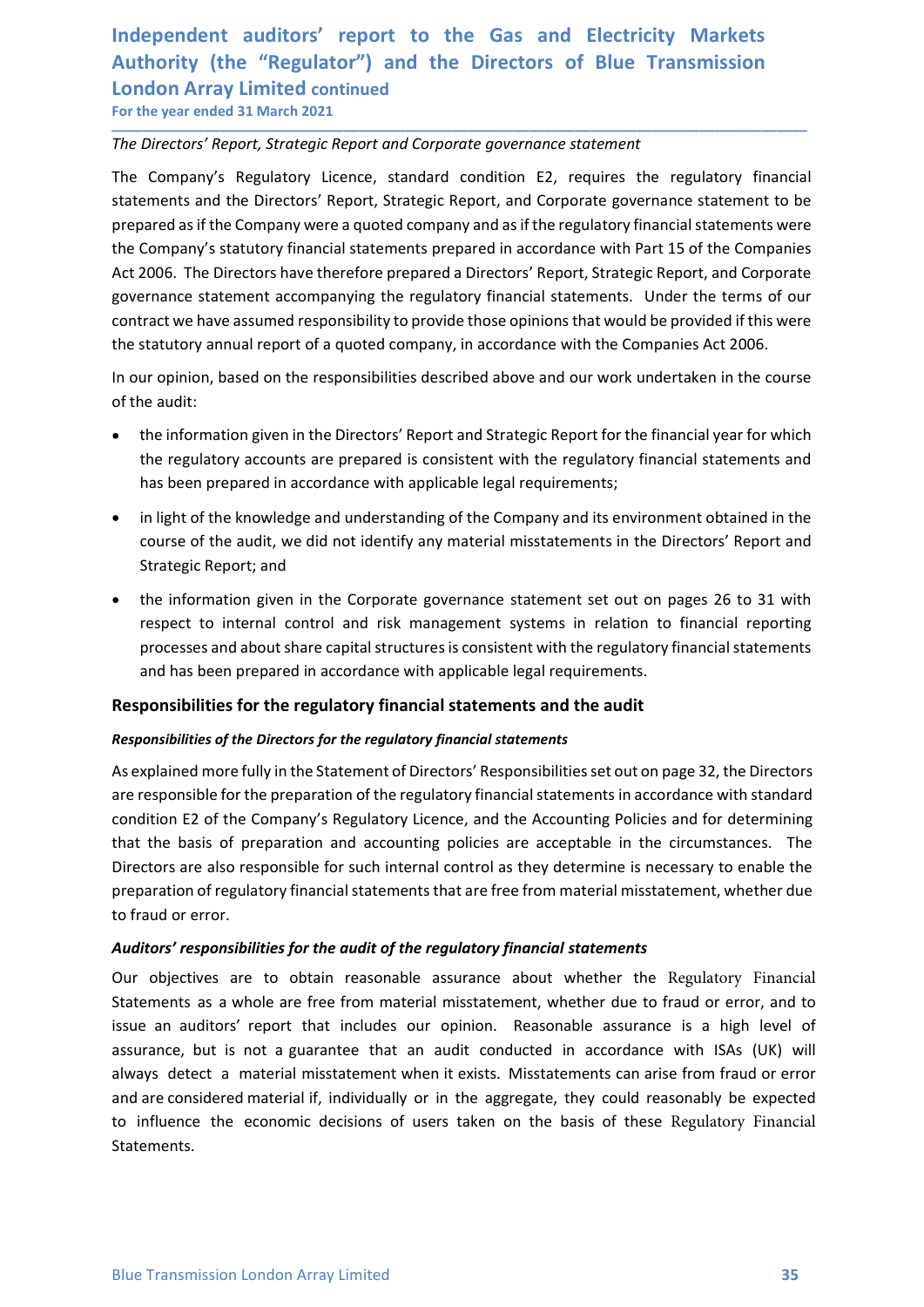# Independent auditors' report to the Gas and Electricity Markets Authority (the "Regulator") and the Directors of Blue Transmission London Array Limited continued

For the year ended 31 March 2021

*The Directors' Report, Strategic Report and Corporate governance statement*

The Company's Regulatory Licence, standard condition E2, requires the regulatory financial statements and the Directors' Report, Strategic Report, and Corporate governance statement to be prepared as if the Company were a quoted company and as if the regulatory financial statements were the Company's statutory financial statements prepared in accordance with Part 15 of the Companies Act 2006. The Directors have therefore prepared a Directors' Report, Strategic Report, and Corporate governance statement accompanying the regulatory financial statements. Under the terms of our contract we have assumed responsibility to provide those opinions that would be provided if this were the statutory annual report of a quoted company, in accordance with the Companies Act 2006.

In our opinion, based on the responsibilities described above and our work undertaken in the course of the audit:

- the information given in the Directors' Report and Strategic Report for the financial year for which the regulatory accounts are prepared is consistent with the regulatory financial statements and has been prepared in accordance with applicable legal requirements;
- in light of the knowledge and understanding of the Company and its environment obtained in the course of the audit, we did not identify any material misstatements in the Directors' Report and Strategic Report; and
- the information given in the Corporate governance statement set out on pages 26 to 31 with respect to internal control and risk management systems in relation to financial reporting processes and about share capital structures is consistent with the regulatory financial statements and has been prepared in accordance with applicable legal requirements.

## Responsibilities for the regulatory financial statements and the audit

***Responsibilities of the Directors for the regulatory financial statements***

As explained more fully in the Statement of Directors' Responsibilities set out on page 32, the Directors are responsible for the preparation of the regulatory financial statements in accordance with standard condition E2 of the Company's Regulatory Licence, and the Accounting Policies and for determining that the basis of preparation and accounting policies are acceptable in the circumstances. The Directors are also responsible for such internal control as they determine is necessary to enable the preparation of regulatory financial statements that are free from material misstatement, whether due to fraud or error.

***Auditors' responsibilities for the audit of the regulatory financial statements***

Our objectives are to obtain reasonable assurance about whether the Regulatory Financial Statements as a whole are free from material misstatement, whether due to fraud or error, and to issue an auditors' report that includes our opinion. Reasonable assurance is a high level of assurance, but is not a guarantee that an audit conducted in accordance with ISAs (UK) will always detect a material misstatement when it exists. Misstatements can arise from fraud or error and are considered material if, individually or in the aggregate, they could reasonably be expected to influence the economic decisions of users taken on the basis of these Regulatory Financial Statements.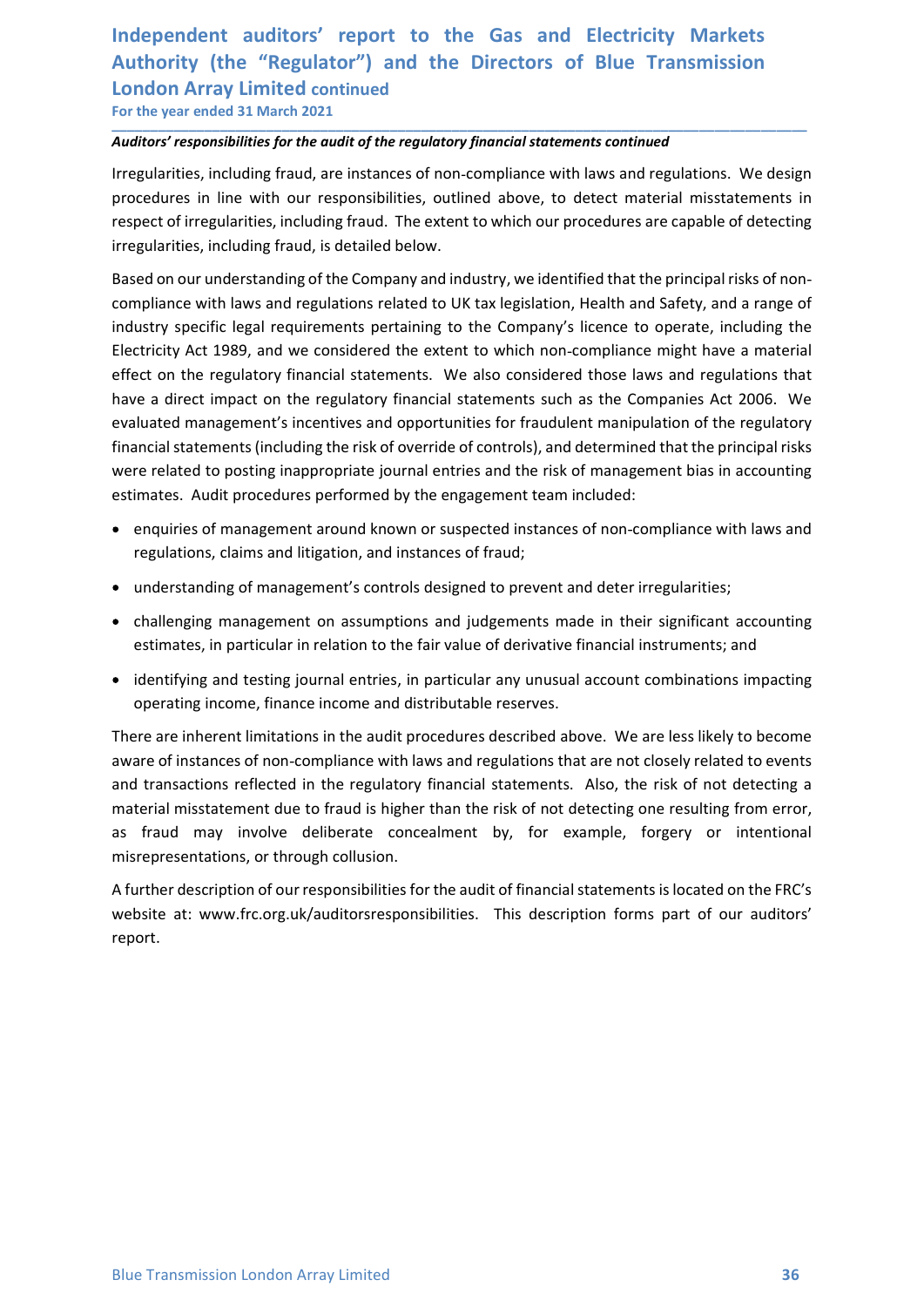*Auditors' responsibilities for the audit of the regulatory financial statements continued*

Irregularities, including fraud, are instances of non-compliance with laws and regulations. We design procedures in line with our responsibilities, outlined above, to detect material misstatements in respect of irregularities, including fraud. The extent to which our procedures are capable of detecting irregularities, including fraud, is detailed below.

Based on our understanding of the Company and industry, we identified that the principal risks of non-compliance with laws and regulations related to UK tax legislation, Health and Safety, and a range of industry specific legal requirements pertaining to the Company's licence to operate, including the Electricity Act 1989, and we considered the extent to which non-compliance might have a material effect on the regulatory financial statements. We also considered those laws and regulations that have a direct impact on the regulatory financial statements such as the Companies Act 2006. We evaluated management's incentives and opportunities for fraudulent manipulation of the regulatory financial statements (including the risk of override of controls), and determined that the principal risks were related to posting inappropriate journal entries and the risk of management bias in accounting estimates. Audit procedures performed by the engagement team included:

- enquiries of management around known or suspected instances of non-compliance with laws and regulations, claims and litigation, and instances of fraud;
- understanding of management's controls designed to prevent and deter irregularities;
- challenging management on assumptions and judgements made in their significant accounting estimates, in particular in relation to the fair value of derivative financial instruments; and
- identifying and testing journal entries, in particular any unusual account combinations impacting operating income, finance income and distributable reserves.

There are inherent limitations in the audit procedures described above. We are less likely to become aware of instances of non-compliance with laws and regulations that are not closely related to events and transactions reflected in the regulatory financial statements. Also, the risk of not detecting a material misstatement due to fraud is higher than the risk of not detecting one resulting from error, as fraud may involve deliberate concealment by, for example, forgery or intentional misrepresentations, or through collusion.

A further description of our responsibilities for the audit of financial statements is located on the FRC's website at: www.frc.org.uk/auditorsresponsibilities. This description forms part of our auditors' report.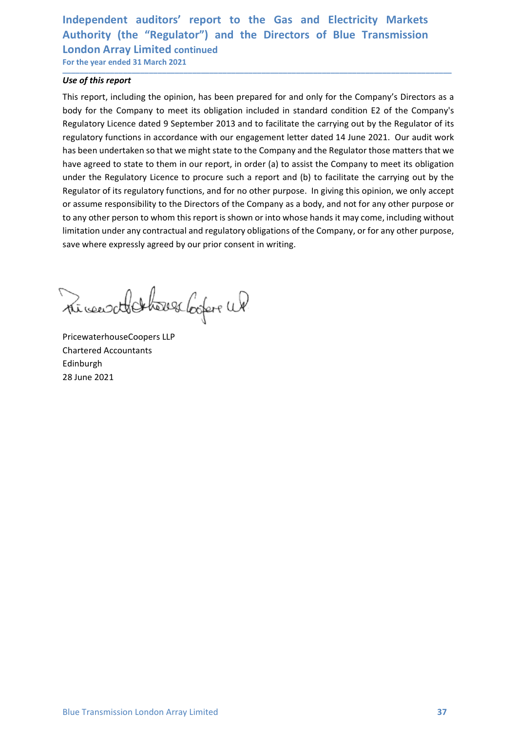# Independent auditors' report to the Gas and Electricity Markets Authority (the "Regulator") and the Directors of Blue Transmission London Array Limited continued

For the year ended 31 March 2021

***Use of this report***

This report, including the opinion, has been prepared for and only for the Company's Directors as a body for the Company to meet its obligation included in standard condition E2 of the Company's Regulatory Licence dated 9 September 2013 and to facilitate the carrying out by the Regulator of its regulatory functions in accordance with our engagement letter dated 14 June 2021. Our audit work has been undertaken so that we might state to the Company and the Regulator those matters that we have agreed to state to them in our report, in order (a) to assist the Company to meet its obligation under the Regulatory Licence to procure such a report and (b) to facilitate the carrying out by the Regulator of its regulatory functions, and for no other purpose. In giving this opinion, we only accept or assume responsibility to the Directors of the Company as a body, and not for any other purpose or to any other person to whom this report is shown or into whose hands it may come, including without limitation under any contractual and regulatory obligations of the Company, or for any other purpose, save where expressly agreed by our prior consent in writing.

PricewaterhouseCoopers LLP
Chartered Accountants
Edinburgh
28 June 2021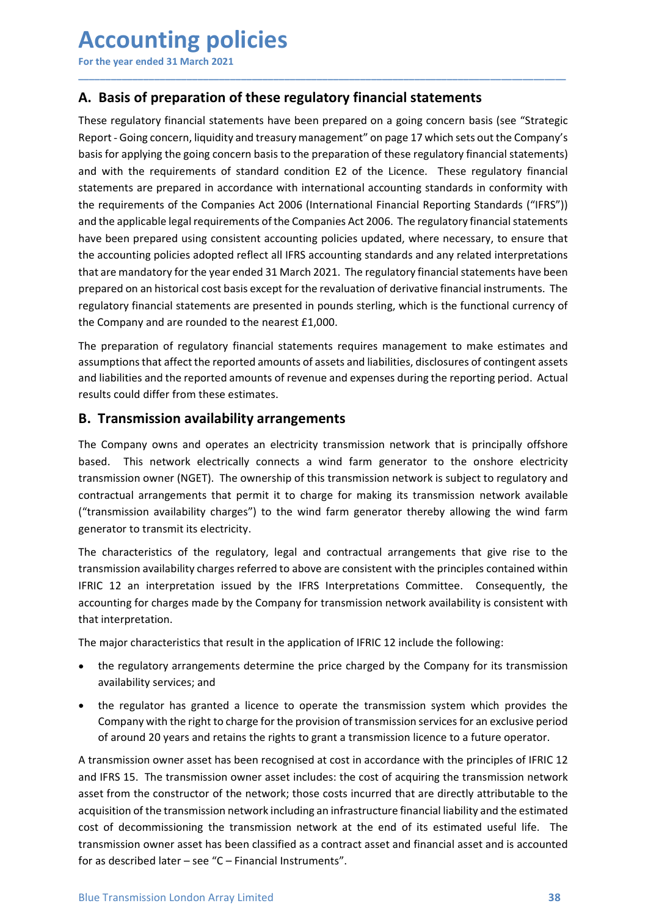# Accounting policies

For the year ended 31 March 2021

## A. Basis of preparation of these regulatory financial statements

These regulatory financial statements have been prepared on a going concern basis (see "Strategic Report - Going concern, liquidity and treasury management" on page 17 which sets out the Company's basis for applying the going concern basis to the preparation of these regulatory financial statements) and with the requirements of standard condition E2 of the Licence. These regulatory financial statements are prepared in accordance with international accounting standards in conformity with the requirements of the Companies Act 2006 (International Financial Reporting Standards ("IFRS")) and the applicable legal requirements of the Companies Act 2006. The regulatory financial statements have been prepared using consistent accounting policies updated, where necessary, to ensure that the accounting policies adopted reflect all IFRS accounting standards and any related interpretations that are mandatory for the year ended 31 March 2021. The regulatory financial statements have been prepared on an historical cost basis except for the revaluation of derivative financial instruments. The regulatory financial statements are presented in pounds sterling, which is the functional currency of the Company and are rounded to the nearest £1,000.

The preparation of regulatory financial statements requires management to make estimates and assumptions that affect the reported amounts of assets and liabilities, disclosures of contingent assets and liabilities and the reported amounts of revenue and expenses during the reporting period. Actual results could differ from these estimates.

## B. Transmission availability arrangements

The Company owns and operates an electricity transmission network that is principally offshore based. This network electrically connects a wind farm generator to the onshore electricity transmission owner (NGET). The ownership of this transmission network is subject to regulatory and contractual arrangements that permit it to charge for making its transmission network available ("transmission availability charges") to the wind farm generator thereby allowing the wind farm generator to transmit its electricity.

The characteristics of the regulatory, legal and contractual arrangements that give rise to the transmission availability charges referred to above are consistent with the principles contained within IFRIC 12 an interpretation issued by the IFRS Interpretations Committee. Consequently, the accounting for charges made by the Company for transmission network availability is consistent with that interpretation.

The major characteristics that result in the application of IFRIC 12 include the following:

- the regulatory arrangements determine the price charged by the Company for its transmission availability services; and
- the regulator has granted a licence to operate the transmission system which provides the Company with the right to charge for the provision of transmission services for an exclusive period of around 20 years and retains the rights to grant a transmission licence to a future operator.

A transmission owner asset has been recognised at cost in accordance with the principles of IFRIC 12 and IFRS 15. The transmission owner asset includes: the cost of acquiring the transmission network asset from the constructor of the network; those costs incurred that are directly attributable to the acquisition of the transmission network including an infrastructure financial liability and the estimated cost of decommissioning the transmission network at the end of its estimated useful life. The transmission owner asset has been classified as a contract asset and financial asset and is accounted for as described later – see "C – Financial Instruments".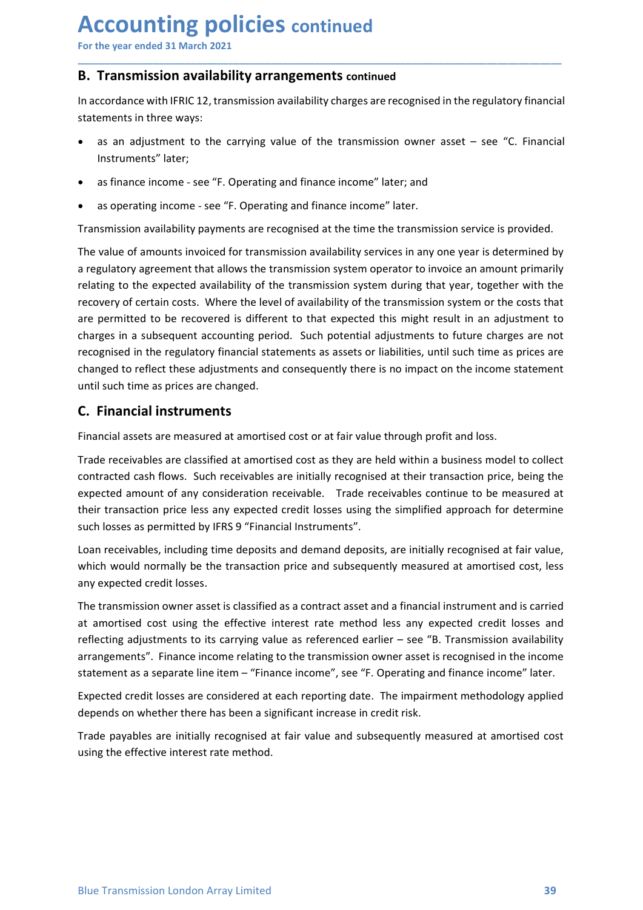# Accounting policies continued

For the year ended 31 March 2021

## B. Transmission availability arrangements continued

In accordance with IFRIC 12, transmission availability charges are recognised in the regulatory financial statements in three ways:

- as an adjustment to the carrying value of the transmission owner asset – see "C. Financial Instruments" later;
- as finance income - see "F. Operating and finance income" later; and
- as operating income - see "F. Operating and finance income" later.

Transmission availability payments are recognised at the time the transmission service is provided.

The value of amounts invoiced for transmission availability services in any one year is determined by a regulatory agreement that allows the transmission system operator to invoice an amount primarily relating to the expected availability of the transmission system during that year, together with the recovery of certain costs. Where the level of availability of the transmission system or the costs that are permitted to be recovered is different to that expected this might result in an adjustment to charges in a subsequent accounting period. Such potential adjustments to future charges are not recognised in the regulatory financial statements as assets or liabilities, until such time as prices are changed to reflect these adjustments and consequently there is no impact on the income statement until such time as prices are changed.

## C. Financial instruments

Financial assets are measured at amortised cost or at fair value through profit and loss.

Trade receivables are classified at amortised cost as they are held within a business model to collect contracted cash flows. Such receivables are initially recognised at their transaction price, being the expected amount of any consideration receivable. Trade receivables continue to be measured at their transaction price less any expected credit losses using the simplified approach for determine such losses as permitted by IFRS 9 "Financial Instruments".

Loan receivables, including time deposits and demand deposits, are initially recognised at fair value, which would normally be the transaction price and subsequently measured at amortised cost, less any expected credit losses.

The transmission owner asset is classified as a contract asset and a financial instrument and is carried at amortised cost using the effective interest rate method less any expected credit losses and reflecting adjustments to its carrying value as referenced earlier – see "B. Transmission availability arrangements". Finance income relating to the transmission owner asset is recognised in the income statement as a separate line item – "Finance income", see "F. Operating and finance income" later.

Expected credit losses are considered at each reporting date. The impairment methodology applied depends on whether there has been a significant increase in credit risk.

Trade payables are initially recognised at fair value and subsequently measured at amortised cost using the effective interest rate method.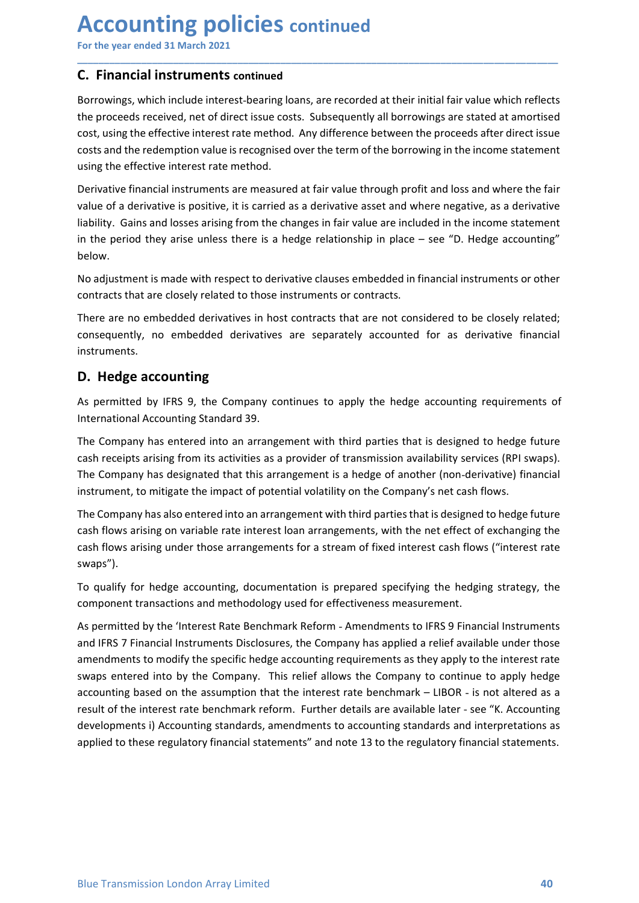# Accounting policies continued

For the year ended 31 March 2021

## C. Financial instruments continued

Borrowings, which include interest-bearing loans, are recorded at their initial fair value which reflects the proceeds received, net of direct issue costs. Subsequently all borrowings are stated at amortised cost, using the effective interest rate method. Any difference between the proceeds after direct issue costs and the redemption value is recognised over the term of the borrowing in the income statement using the effective interest rate method.

Derivative financial instruments are measured at fair value through profit and loss and where the fair value of a derivative is positive, it is carried as a derivative asset and where negative, as a derivative liability. Gains and losses arising from the changes in fair value are included in the income statement in the period they arise unless there is a hedge relationship in place – see "D. Hedge accounting" below.

No adjustment is made with respect to derivative clauses embedded in financial instruments or other contracts that are closely related to those instruments or contracts.

There are no embedded derivatives in host contracts that are not considered to be closely related; consequently, no embedded derivatives are separately accounted for as derivative financial instruments.

## D. Hedge accounting

As permitted by IFRS 9, the Company continues to apply the hedge accounting requirements of International Accounting Standard 39.

The Company has entered into an arrangement with third parties that is designed to hedge future cash receipts arising from its activities as a provider of transmission availability services (RPI swaps). The Company has designated that this arrangement is a hedge of another (non-derivative) financial instrument, to mitigate the impact of potential volatility on the Company's net cash flows.

The Company has also entered into an arrangement with third parties that is designed to hedge future cash flows arising on variable rate interest loan arrangements, with the net effect of exchanging the cash flows arising under those arrangements for a stream of fixed interest cash flows ("interest rate swaps").

To qualify for hedge accounting, documentation is prepared specifying the hedging strategy, the component transactions and methodology used for effectiveness measurement.

As permitted by the 'Interest Rate Benchmark Reform - Amendments to IFRS 9 Financial Instruments and IFRS 7 Financial Instruments Disclosures, the Company has applied a relief available under those amendments to modify the specific hedge accounting requirements as they apply to the interest rate swaps entered into by the Company. This relief allows the Company to continue to apply hedge accounting based on the assumption that the interest rate benchmark – LIBOR - is not altered as a result of the interest rate benchmark reform. Further details are available later - see "K. Accounting developments i) Accounting standards, amendments to accounting standards and interpretations as applied to these regulatory financial statements" and note 13 to the regulatory financial statements.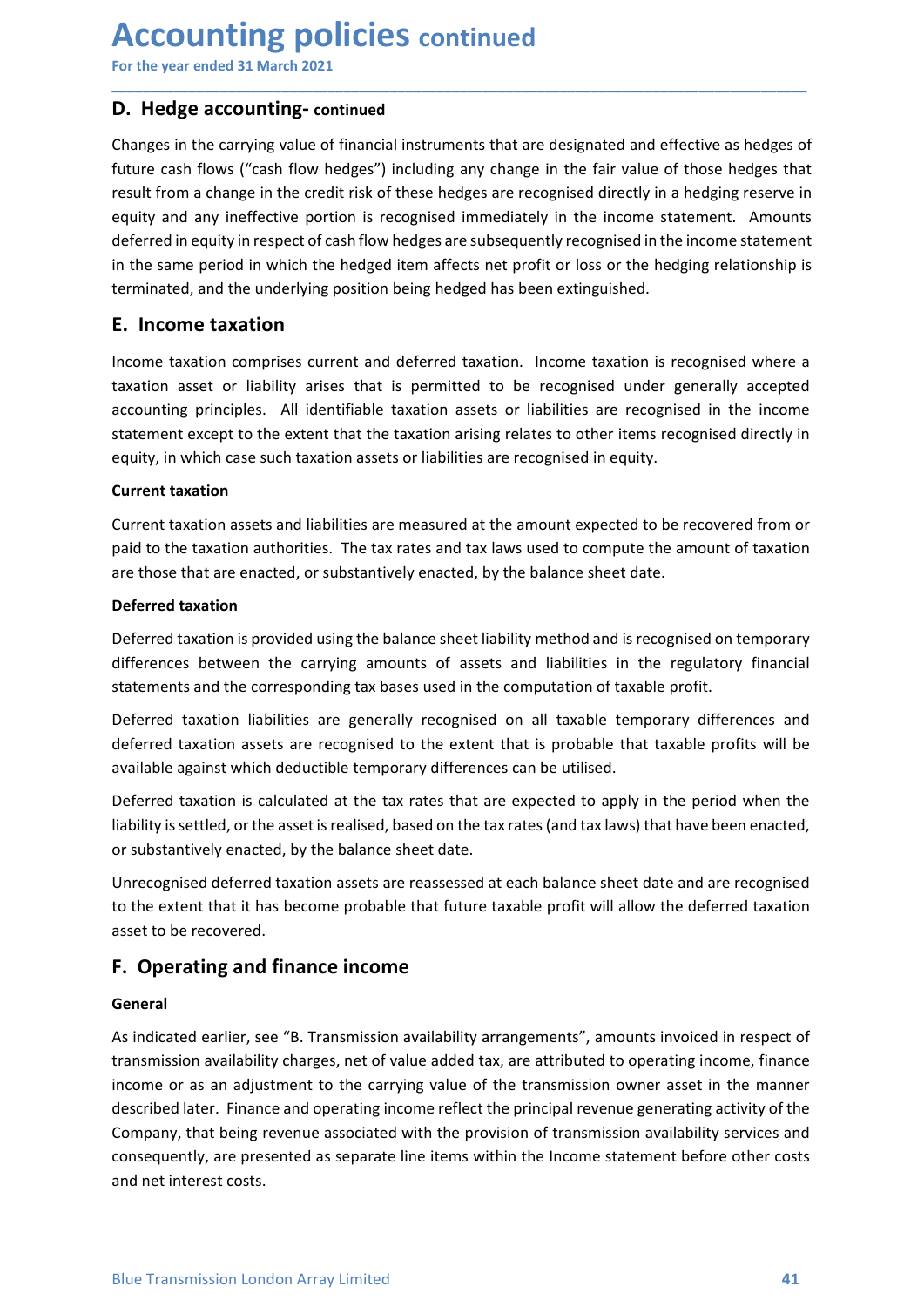# Accounting policies continued

For the year ended 31 March 2021

## D. Hedge accounting- continued

Changes in the carrying value of financial instruments that are designated and effective as hedges of future cash flows ("cash flow hedges") including any change in the fair value of those hedges that result from a change in the credit risk of these hedges are recognised directly in a hedging reserve in equity and any ineffective portion is recognised immediately in the income statement. Amounts deferred in equity in respect of cash flow hedges are subsequently recognised in the income statement in the same period in which the hedged item affects net profit or loss or the hedging relationship is terminated, and the underlying position being hedged has been extinguished.

## E. Income taxation

Income taxation comprises current and deferred taxation. Income taxation is recognised where a taxation asset or liability arises that is permitted to be recognised under generally accepted accounting principles. All identifiable taxation assets or liabilities are recognised in the income statement except to the extent that the taxation arising relates to other items recognised directly in equity, in which case such taxation assets or liabilities are recognised in equity.

### Current taxation

Current taxation assets and liabilities are measured at the amount expected to be recovered from or paid to the taxation authorities. The tax rates and tax laws used to compute the amount of taxation are those that are enacted, or substantively enacted, by the balance sheet date.

### Deferred taxation

Deferred taxation is provided using the balance sheet liability method and is recognised on temporary differences between the carrying amounts of assets and liabilities in the regulatory financial statements and the corresponding tax bases used in the computation of taxable profit.

Deferred taxation liabilities are generally recognised on all taxable temporary differences and deferred taxation assets are recognised to the extent that is probable that taxable profits will be available against which deductible temporary differences can be utilised.

Deferred taxation is calculated at the tax rates that are expected to apply in the period when the liability is settled, or the asset is realised, based on the tax rates (and tax laws) that have been enacted, or substantively enacted, by the balance sheet date.

Unrecognised deferred taxation assets are reassessed at each balance sheet date and are recognised to the extent that it has become probable that future taxable profit will allow the deferred taxation asset to be recovered.

## F. Operating and finance income

### General

As indicated earlier, see "B. Transmission availability arrangements", amounts invoiced in respect of transmission availability charges, net of value added tax, are attributed to operating income, finance income or as an adjustment to the carrying value of the transmission owner asset in the manner described later. Finance and operating income reflect the principal revenue generating activity of the Company, that being revenue associated with the provision of transmission availability services and consequently, are presented as separate line items within the Income statement before other costs and net interest costs.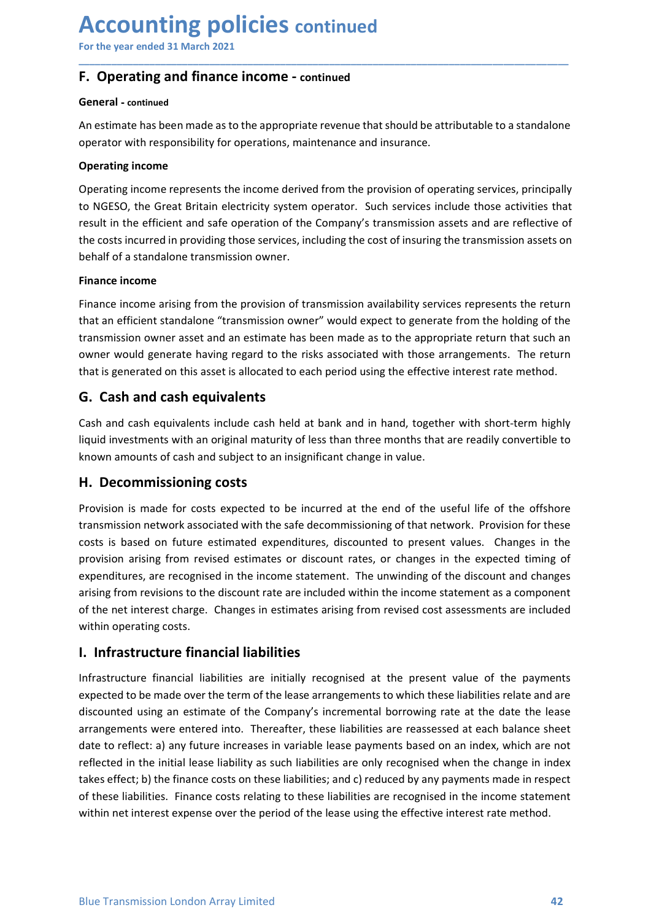# Accounting policies continued

For the year ended 31 March 2021

## F. Operating and finance income - continued

**General - continued**

An estimate has been made as to the appropriate revenue that should be attributable to a standalone operator with responsibility for operations, maintenance and insurance.

**Operating income**

Operating income represents the income derived from the provision of operating services, principally to NGESO, the Great Britain electricity system operator. Such services include those activities that result in the efficient and safe operation of the Company's transmission assets and are reflective of the costs incurred in providing those services, including the cost of insuring the transmission assets on behalf of a standalone transmission owner.

**Finance income**

Finance income arising from the provision of transmission availability services represents the return that an efficient standalone "transmission owner" would expect to generate from the holding of the transmission owner asset and an estimate has been made as to the appropriate return that such an owner would generate having regard to the risks associated with those arrangements. The return that is generated on this asset is allocated to each period using the effective interest rate method.

## G. Cash and cash equivalents

Cash and cash equivalents include cash held at bank and in hand, together with short-term highly liquid investments with an original maturity of less than three months that are readily convertible to known amounts of cash and subject to an insignificant change in value.

## H. Decommissioning costs

Provision is made for costs expected to be incurred at the end of the useful life of the offshore transmission network associated with the safe decommissioning of that network. Provision for these costs is based on future estimated expenditures, discounted to present values. Changes in the provision arising from revised estimates or discount rates, or changes in the expected timing of expenditures, are recognised in the income statement. The unwinding of the discount and changes arising from revisions to the discount rate are included within the income statement as a component of the net interest charge. Changes in estimates arising from revised cost assessments are included within operating costs.

## I. Infrastructure financial liabilities

Infrastructure financial liabilities are initially recognised at the present value of the payments expected to be made over the term of the lease arrangements to which these liabilities relate and are discounted using an estimate of the Company's incremental borrowing rate at the date the lease arrangements were entered into. Thereafter, these liabilities are reassessed at each balance sheet date to reflect: a) any future increases in variable lease payments based on an index, which are not reflected in the initial lease liability as such liabilities are only recognised when the change in index takes effect; b) the finance costs on these liabilities; and c) reduced by any payments made in respect of these liabilities. Finance costs relating to these liabilities are recognised in the income statement within net interest expense over the period of the lease using the effective interest rate method.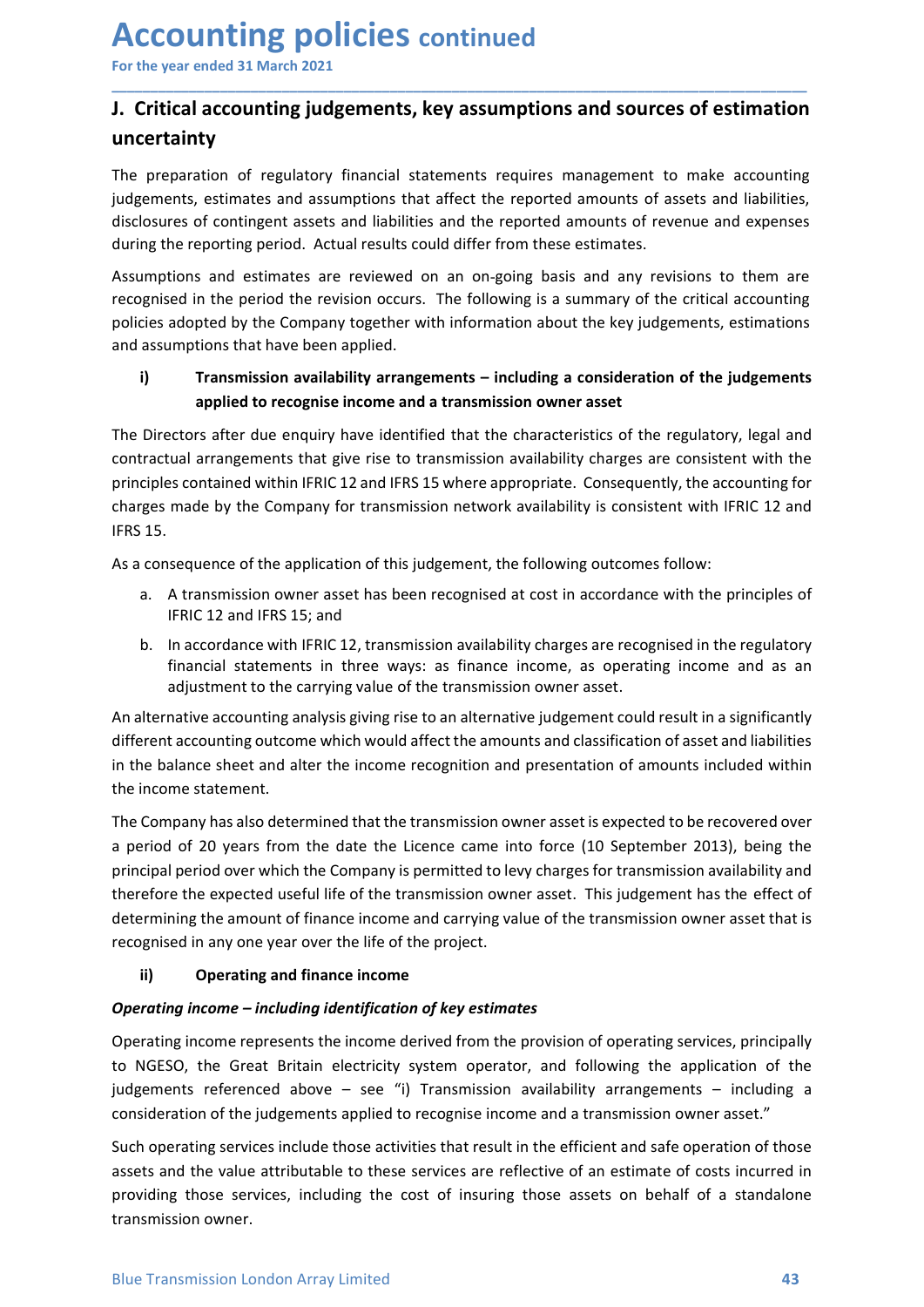# Accounting policies continued

For the year ended 31 March 2021

## J. Critical accounting judgements, key assumptions and sources of estimation uncertainty

The preparation of regulatory financial statements requires management to make accounting judgements, estimates and assumptions that affect the reported amounts of assets and liabilities, disclosures of contingent assets and liabilities and the reported amounts of revenue and expenses during the reporting period. Actual results could differ from these estimates.

Assumptions and estimates are reviewed on an on-going basis and any revisions to them are recognised in the period the revision occurs. The following is a summary of the critical accounting policies adopted by the Company together with information about the key judgements, estimations and assumptions that have been applied.

### i) Transmission availability arrangements – including a consideration of the judgements applied to recognise income and a transmission owner asset

The Directors after due enquiry have identified that the characteristics of the regulatory, legal and contractual arrangements that give rise to transmission availability charges are consistent with the principles contained within IFRIC 12 and IFRS 15 where appropriate. Consequently, the accounting for charges made by the Company for transmission network availability is consistent with IFRIC 12 and IFRS 15.

As a consequence of the application of this judgement, the following outcomes follow:

a. A transmission owner asset has been recognised at cost in accordance with the principles of IFRIC 12 and IFRS 15; and
b. In accordance with IFRIC 12, transmission availability charges are recognised in the regulatory financial statements in three ways: as finance income, as operating income and as an adjustment to the carrying value of the transmission owner asset.

An alternative accounting analysis giving rise to an alternative judgement could result in a significantly different accounting outcome which would affect the amounts and classification of asset and liabilities in the balance sheet and alter the income recognition and presentation of amounts included within the income statement.

The Company has also determined that the transmission owner asset is expected to be recovered over a period of 20 years from the date the Licence came into force (10 September 2013), being the principal period over which the Company is permitted to levy charges for transmission availability and therefore the expected useful life of the transmission owner asset. This judgement has the effect of determining the amount of finance income and carrying value of the transmission owner asset that is recognised in any one year over the life of the project.

### ii) Operating and finance income

***Operating income – including identification of key estimates***

Operating income represents the income derived from the provision of operating services, principally to NGESO, the Great Britain electricity system operator, and following the application of the judgements referenced above – see "i) Transmission availability arrangements – including a consideration of the judgements applied to recognise income and a transmission owner asset."

Such operating services include those activities that result in the efficient and safe operation of those assets and the value attributable to these services are reflective of an estimate of costs incurred in providing those services, including the cost of insuring those assets on behalf of a standalone transmission owner.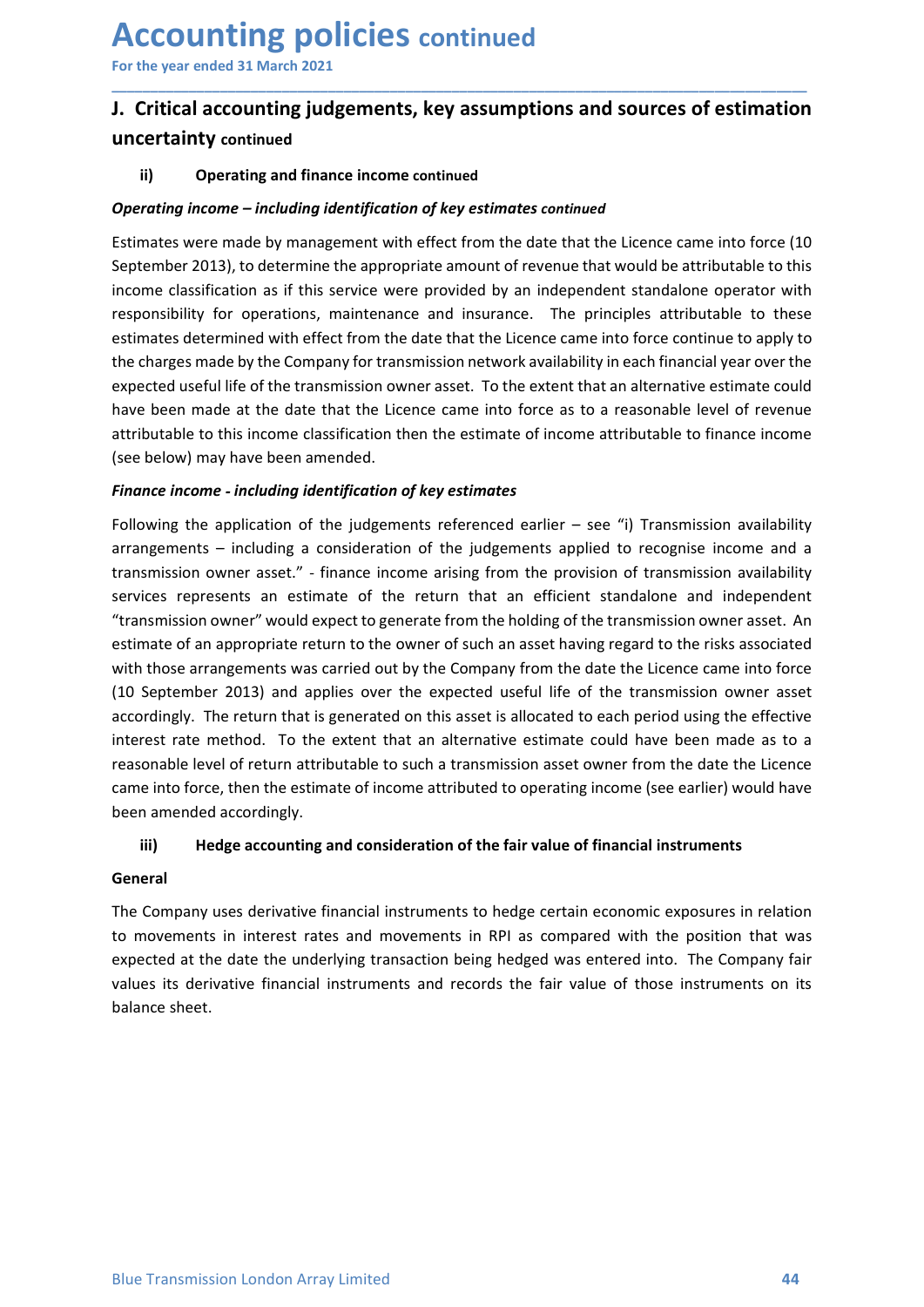# Accounting policies continued

For the year ended 31 March 2021

## J. Critical accounting judgements, key assumptions and sources of estimation uncertainty continued

### ii) Operating and finance income continued

***Operating income – including identification of key estimates continued***

Estimates were made by management with effect from the date that the Licence came into force (10 September 2013), to determine the appropriate amount of revenue that would be attributable to this income classification as if this service were provided by an independent standalone operator with responsibility for operations, maintenance and insurance. The principles attributable to these estimates determined with effect from the date that the Licence came into force continue to apply to the charges made by the Company for transmission network availability in each financial year over the expected useful life of the transmission owner asset. To the extent that an alternative estimate could have been made at the date that the Licence came into force as to a reasonable level of revenue attributable to this income classification then the estimate of income attributable to finance income (see below) may have been amended.

***Finance income - including identification of key estimates***

Following the application of the judgements referenced earlier – see "i) Transmission availability arrangements – including a consideration of the judgements applied to recognise income and a transmission owner asset." - finance income arising from the provision of transmission availability services represents an estimate of the return that an efficient standalone and independent "transmission owner" would expect to generate from the holding of the transmission owner asset. An estimate of an appropriate return to the owner of such an asset having regard to the risks associated with those arrangements was carried out by the Company from the date the Licence came into force (10 September 2013) and applies over the expected useful life of the transmission owner asset accordingly. The return that is generated on this asset is allocated to each period using the effective interest rate method. To the extent that an alternative estimate could have been made as to a reasonable level of return attributable to such a transmission asset owner from the date the Licence came into force, then the estimate of income attributed to operating income (see earlier) would have been amended accordingly.

### iii) Hedge accounting and consideration of the fair value of financial instruments

**General**

The Company uses derivative financial instruments to hedge certain economic exposures in relation to movements in interest rates and movements in RPI as compared with the position that was expected at the date the underlying transaction being hedged was entered into. The Company fair values its derivative financial instruments and records the fair value of those instruments on its balance sheet.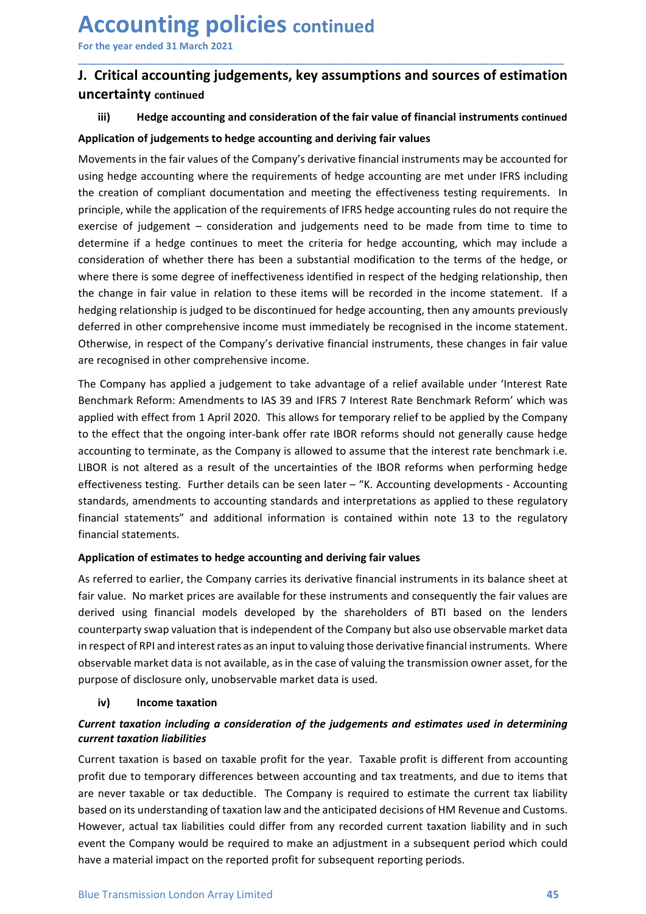# Accounting policies continued

For the year ended 31 March 2021

## J. Critical accounting judgements, key assumptions and sources of estimation uncertainty continued

### iii) Hedge accounting and consideration of the fair value of financial instruments continued

**Application of judgements to hedge accounting and deriving fair values**

Movements in the fair values of the Company's derivative financial instruments may be accounted for using hedge accounting where the requirements of hedge accounting are met under IFRS including the creation of compliant documentation and meeting the effectiveness testing requirements. In principle, while the application of the requirements of IFRS hedge accounting rules do not require the exercise of judgement – consideration and judgements need to be made from time to time to determine if a hedge continues to meet the criteria for hedge accounting, which may include a consideration of whether there has been a substantial modification to the terms of the hedge, or where there is some degree of ineffectiveness identified in respect of the hedging relationship, then the change in fair value in relation to these items will be recorded in the income statement. If a hedging relationship is judged to be discontinued for hedge accounting, then any amounts previously deferred in other comprehensive income must immediately be recognised in the income statement. Otherwise, in respect of the Company's derivative financial instruments, these changes in fair value are recognised in other comprehensive income.

The Company has applied a judgement to take advantage of a relief available under 'Interest Rate Benchmark Reform: Amendments to IAS 39 and IFRS 7 Interest Rate Benchmark Reform' which was applied with effect from 1 April 2020. This allows for temporary relief to be applied by the Company to the effect that the ongoing inter-bank offer rate IBOR reforms should not generally cause hedge accounting to terminate, as the Company is allowed to assume that the interest rate benchmark i.e. LIBOR is not altered as a result of the uncertainties of the IBOR reforms when performing hedge effectiveness testing. Further details can be seen later – "K. Accounting developments - Accounting standards, amendments to accounting standards and interpretations as applied to these regulatory financial statements" and additional information is contained within note 13 to the regulatory financial statements.

**Application of estimates to hedge accounting and deriving fair values**

As referred to earlier, the Company carries its derivative financial instruments in its balance sheet at fair value. No market prices are available for these instruments and consequently the fair values are derived using financial models developed by the shareholders of BTI based on the lenders counterparty swap valuation that is independent of the Company but also use observable market data in respect of RPI and interest rates as an input to valuing those derivative financial instruments. Where observable market data is not available, as in the case of valuing the transmission owner asset, for the purpose of disclosure only, unobservable market data is used.

### iv) Income taxation

***Current taxation including a consideration of the judgements and estimates used in determining current taxation liabilities***

Current taxation is based on taxable profit for the year. Taxable profit is different from accounting profit due to temporary differences between accounting and tax treatments, and due to items that are never taxable or tax deductible. The Company is required to estimate the current tax liability based on its understanding of taxation law and the anticipated decisions of HM Revenue and Customs. However, actual tax liabilities could differ from any recorded current taxation liability and in such event the Company would be required to make an adjustment in a subsequent period which could have a material impact on the reported profit for subsequent reporting periods.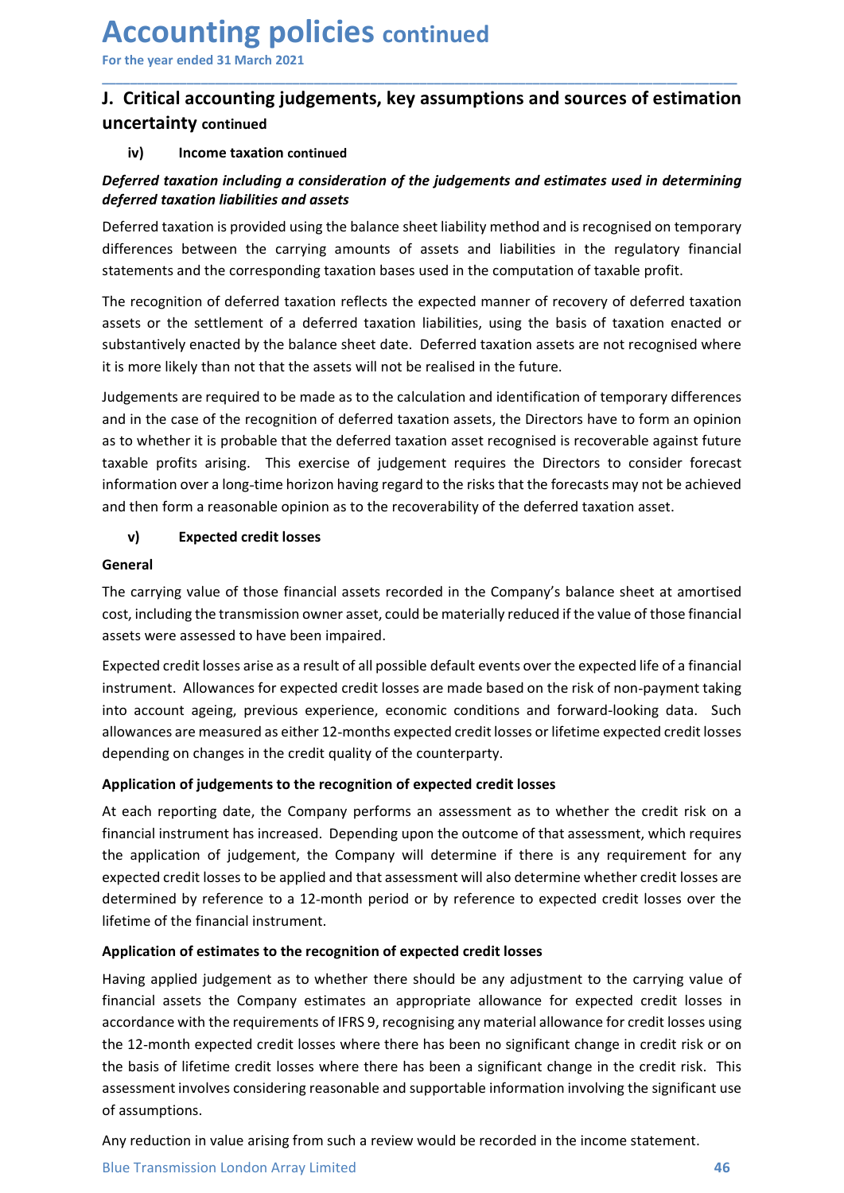# Accounting policies continued

For the year ended 31 March 2021

## J. Critical accounting judgements, key assumptions and sources of estimation uncertainty continued

### iv) Income taxation continued

***Deferred taxation including a consideration of the judgements and estimates used in determining deferred taxation liabilities and assets***

Deferred taxation is provided using the balance sheet liability method and is recognised on temporary differences between the carrying amounts of assets and liabilities in the regulatory financial statements and the corresponding taxation bases used in the computation of taxable profit.

The recognition of deferred taxation reflects the expected manner of recovery of deferred taxation assets or the settlement of a deferred taxation liabilities, using the basis of taxation enacted or substantively enacted by the balance sheet date. Deferred taxation assets are not recognised where it is more likely than not that the assets will not be realised in the future.

Judgements are required to be made as to the calculation and identification of temporary differences and in the case of the recognition of deferred taxation assets, the Directors have to form an opinion as to whether it is probable that the deferred taxation asset recognised is recoverable against future taxable profits arising. This exercise of judgement requires the Directors to consider forecast information over a long-time horizon having regard to the risks that the forecasts may not be achieved and then form a reasonable opinion as to the recoverability of the deferred taxation asset.

### v) Expected credit losses

**General**

The carrying value of those financial assets recorded in the Company's balance sheet at amortised cost, including the transmission owner asset, could be materially reduced if the value of those financial assets were assessed to have been impaired.

Expected credit losses arise as a result of all possible default events over the expected life of a financial instrument. Allowances for expected credit losses are made based on the risk of non-payment taking into account ageing, previous experience, economic conditions and forward-looking data. Such allowances are measured as either 12-months expected credit losses or lifetime expected credit losses depending on changes in the credit quality of the counterparty.

**Application of judgements to the recognition of expected credit losses**

At each reporting date, the Company performs an assessment as to whether the credit risk on a financial instrument has increased. Depending upon the outcome of that assessment, which requires the application of judgement, the Company will determine if there is any requirement for any expected credit losses to be applied and that assessment will also determine whether credit losses are determined by reference to a 12-month period or by reference to expected credit losses over the lifetime of the financial instrument.

**Application of estimates to the recognition of expected credit losses**

Having applied judgement as to whether there should be any adjustment to the carrying value of financial assets the Company estimates an appropriate allowance for expected credit losses in accordance with the requirements of IFRS 9, recognising any material allowance for credit losses using the 12-month expected credit losses where there has been no significant change in credit risk or on the basis of lifetime credit losses where there has been a significant change in the credit risk. This assessment involves considering reasonable and supportable information involving the significant use of assumptions.

Any reduction in value arising from such a review would be recorded in the income statement.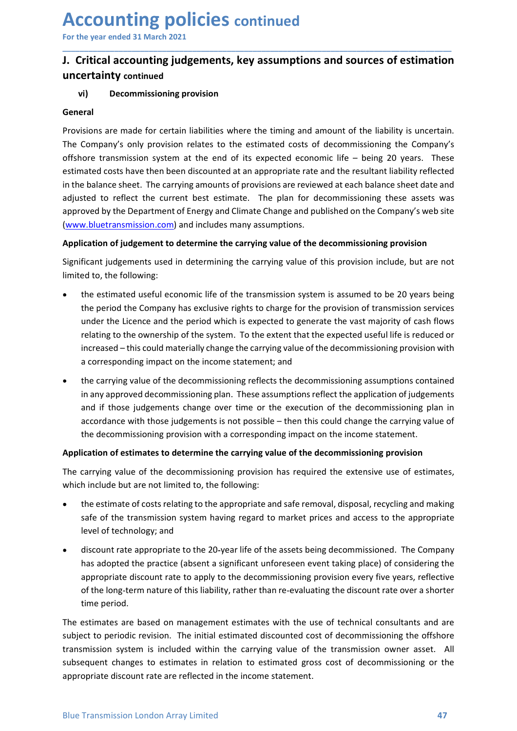# Accounting policies continued

For the year ended 31 March 2021

## J. Critical accounting judgements, key assumptions and sources of estimation uncertainty continued

### vi) Decommissioning provision

**General**

Provisions are made for certain liabilities where the timing and amount of the liability is uncertain. The Company's only provision relates to the estimated costs of decommissioning the Company's offshore transmission system at the end of its expected economic life – being 20 years. These estimated costs have then been discounted at an appropriate rate and the resultant liability reflected in the balance sheet. The carrying amounts of provisions are reviewed at each balance sheet date and adjusted to reflect the current best estimate. The plan for decommissioning these assets was approved by the Department of Energy and Climate Change and published on the Company's web site (www.bluetransmission.com) and includes many assumptions.

**Application of judgement to determine the carrying value of the decommissioning provision**

Significant judgements used in determining the carrying value of this provision include, but are not limited to, the following:

- the estimated useful economic life of the transmission system is assumed to be 20 years being the period the Company has exclusive rights to charge for the provision of transmission services under the Licence and the period which is expected to generate the vast majority of cash flows relating to the ownership of the system. To the extent that the expected useful life is reduced or increased – this could materially change the carrying value of the decommissioning provision with a corresponding impact on the income statement; and
- the carrying value of the decommissioning reflects the decommissioning assumptions contained in any approved decommissioning plan. These assumptions reflect the application of judgements and if those judgements change over time or the execution of the decommissioning plan in accordance with those judgements is not possible – then this could change the carrying value of the decommissioning provision with a corresponding impact on the income statement.

**Application of estimates to determine the carrying value of the decommissioning provision**

The carrying value of the decommissioning provision has required the extensive use of estimates, which include but are not limited to, the following:

- the estimate of costs relating to the appropriate and safe removal, disposal, recycling and making safe of the transmission system having regard to market prices and access to the appropriate level of technology; and
- discount rate appropriate to the 20-year life of the assets being decommissioned. The Company has adopted the practice (absent a significant unforeseen event taking place) of considering the appropriate discount rate to apply to the decommissioning provision every five years, reflective of the long-term nature of this liability, rather than re-evaluating the discount rate over a shorter time period.

The estimates are based on management estimates with the use of technical consultants and are subject to periodic revision. The initial estimated discounted cost of decommissioning the offshore transmission system is included within the carrying value of the transmission owner asset. All subsequent changes to estimates in relation to estimated gross cost of decommissioning or the appropriate discount rate are reflected in the income statement.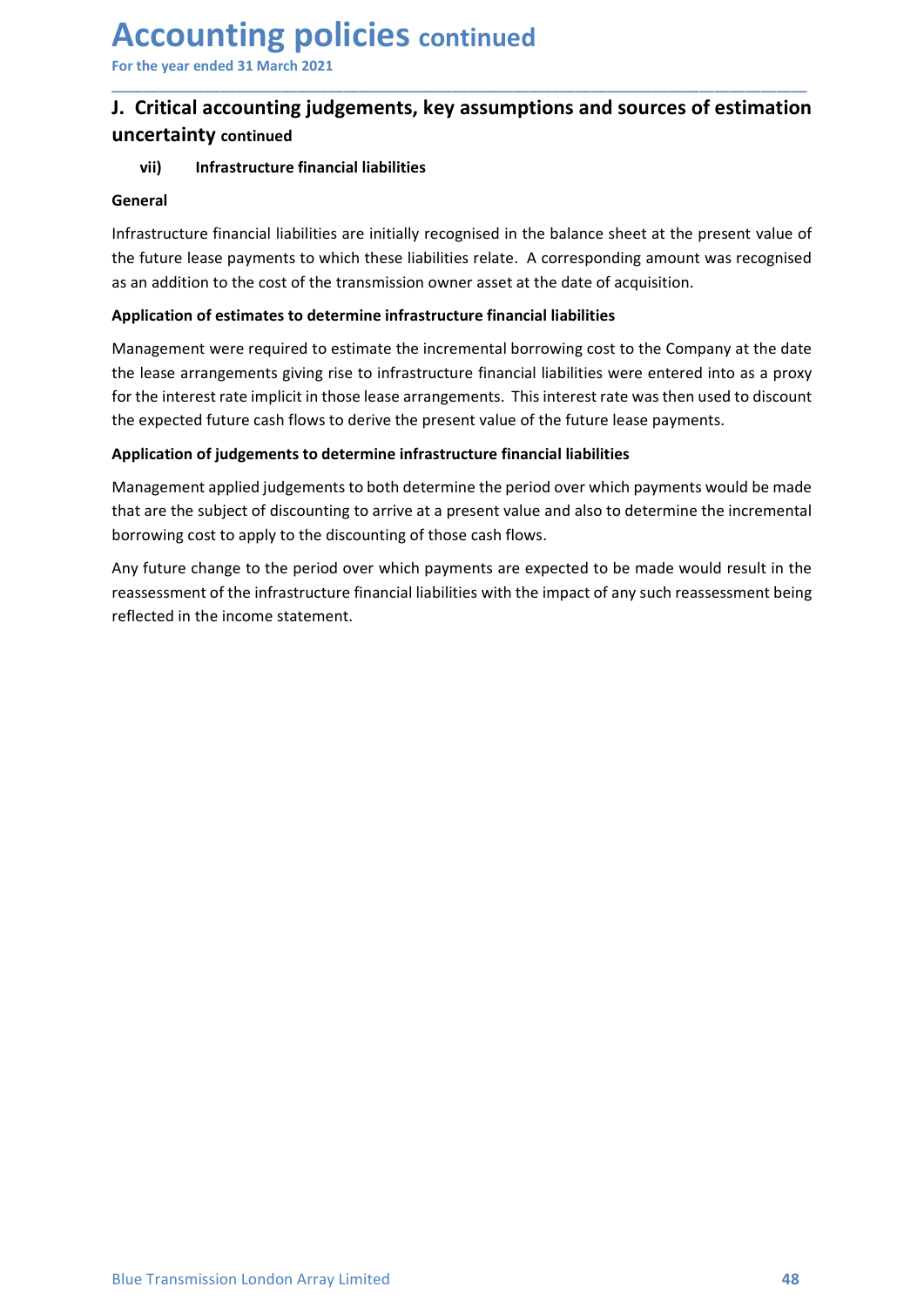# Accounting policies continued

For the year ended 31 March 2021

## J. Critical accounting judgements, key assumptions and sources of estimation uncertainty continued

### vii) Infrastructure financial liabilities

**General**

Infrastructure financial liabilities are initially recognised in the balance sheet at the present value of the future lease payments to which these liabilities relate. A corresponding amount was recognised as an addition to the cost of the transmission owner asset at the date of acquisition.

**Application of estimates to determine infrastructure financial liabilities**

Management were required to estimate the incremental borrowing cost to the Company at the date the lease arrangements giving rise to infrastructure financial liabilities were entered into as a proxy for the interest rate implicit in those lease arrangements. This interest rate was then used to discount the expected future cash flows to derive the present value of the future lease payments.

**Application of judgements to determine infrastructure financial liabilities**

Management applied judgements to both determine the period over which payments would be made that are the subject of discounting to arrive at a present value and also to determine the incremental borrowing cost to apply to the discounting of those cash flows.

Any future change to the period over which payments are expected to be made would result in the reassessment of the infrastructure financial liabilities with the impact of any such reassessment being reflected in the income statement.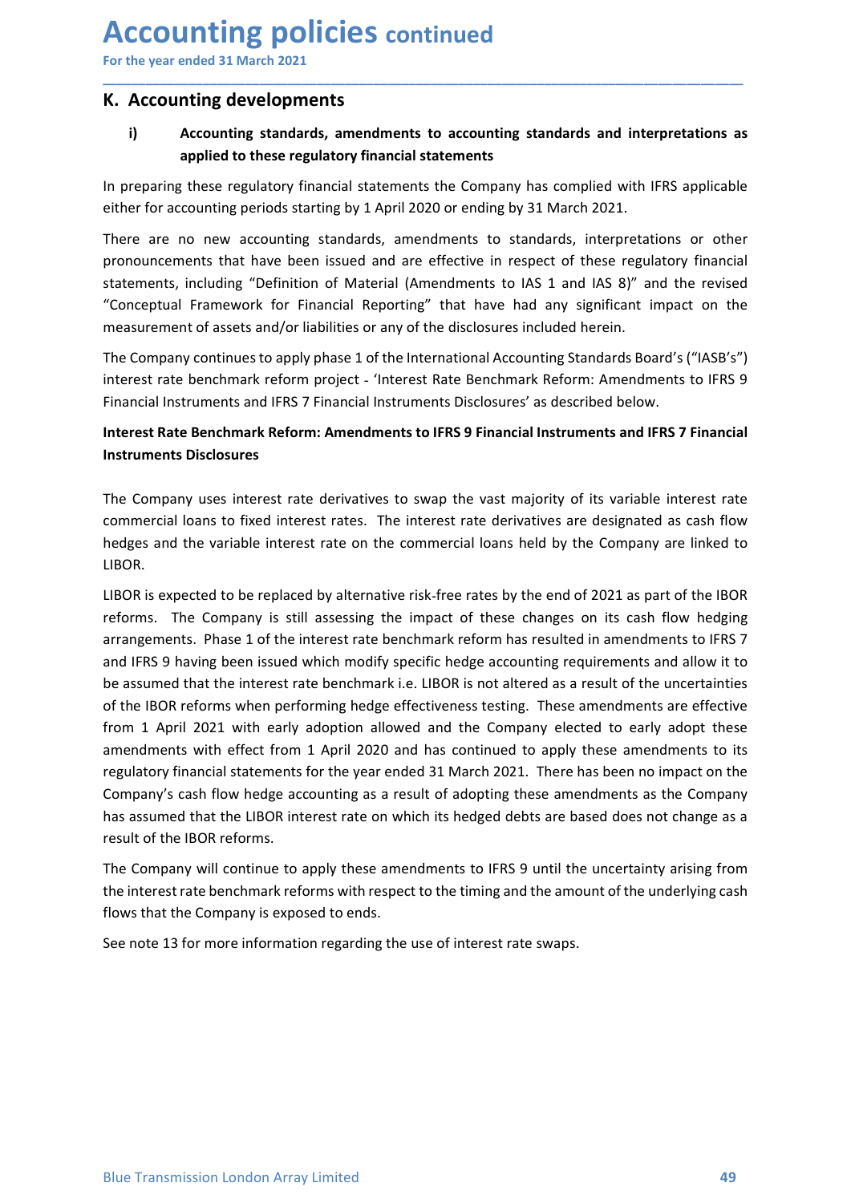# Accounting policies continued

For the year ended 31 March 2021

## K. Accounting developments

### i) Accounting standards, amendments to accounting standards and interpretations as applied to these regulatory financial statements

In preparing these regulatory financial statements the Company has complied with IFRS applicable either for accounting periods starting by 1 April 2020 or ending by 31 March 2021.

There are no new accounting standards, amendments to standards, interpretations or other pronouncements that have been issued and are effective in respect of these regulatory financial statements, including "Definition of Material (Amendments to IAS 1 and IAS 8)" and the revised "Conceptual Framework for Financial Reporting" that have had any significant impact on the measurement of assets and/or liabilities or any of the disclosures included herein.

The Company continues to apply phase 1 of the International Accounting Standards Board's ("IASB's") interest rate benchmark reform project - 'Interest Rate Benchmark Reform: Amendments to IFRS 9 Financial Instruments and IFRS 7 Financial Instruments Disclosures' as described below.

**Interest Rate Benchmark Reform: Amendments to IFRS 9 Financial Instruments and IFRS 7 Financial Instruments Disclosures**

The Company uses interest rate derivatives to swap the vast majority of its variable interest rate commercial loans to fixed interest rates. The interest rate derivatives are designated as cash flow hedges and the variable interest rate on the commercial loans held by the Company are linked to LIBOR.

LIBOR is expected to be replaced by alternative risk-free rates by the end of 2021 as part of the IBOR reforms. The Company is still assessing the impact of these changes on its cash flow hedging arrangements. Phase 1 of the interest rate benchmark reform has resulted in amendments to IFRS 7 and IFRS 9 having been issued which modify specific hedge accounting requirements and allow it to be assumed that the interest rate benchmark i.e. LIBOR is not altered as a result of the uncertainties of the IBOR reforms when performing hedge effectiveness testing. These amendments are effective from 1 April 2021 with early adoption allowed and the Company elected to early adopt these amendments with effect from 1 April 2020 and has continued to apply these amendments to its regulatory financial statements for the year ended 31 March 2021. There has been no impact on the Company's cash flow hedge accounting as a result of adopting these amendments as the Company has assumed that the LIBOR interest rate on which its hedged debts are based does not change as a result of the IBOR reforms.

The Company will continue to apply these amendments to IFRS 9 until the uncertainty arising from the interest rate benchmark reforms with respect to the timing and the amount of the underlying cash flows that the Company is exposed to ends.

See note 13 for more information regarding the use of interest rate swaps.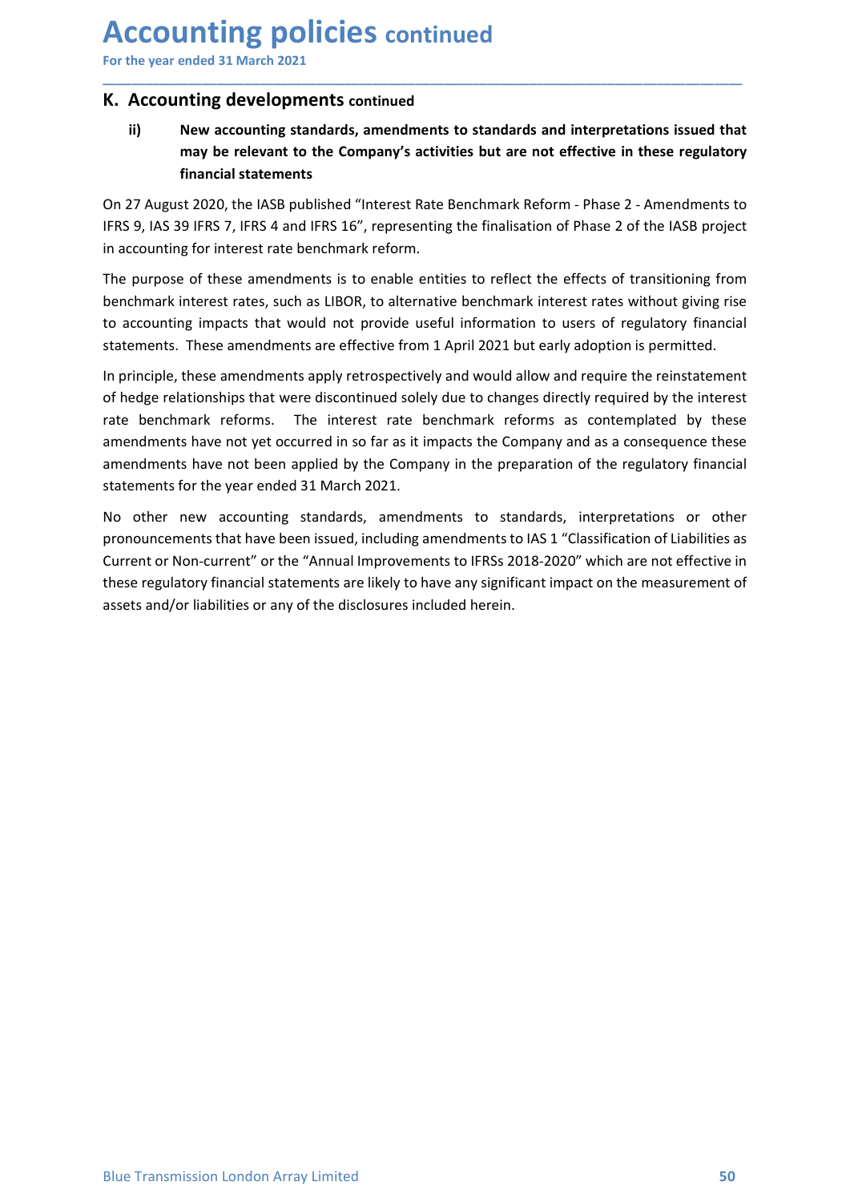# Accounting policies continued

For the year ended 31 March 2021

## K. Accounting developments continued

### ii) New accounting standards, amendments to standards and interpretations issued that may be relevant to the Company's activities but are not effective in these regulatory financial statements

On 27 August 2020, the IASB published "Interest Rate Benchmark Reform - Phase 2 - Amendments to IFRS 9, IAS 39 IFRS 7, IFRS 4 and IFRS 16", representing the finalisation of Phase 2 of the IASB project in accounting for interest rate benchmark reform.

The purpose of these amendments is to enable entities to reflect the effects of transitioning from benchmark interest rates, such as LIBOR, to alternative benchmark interest rates without giving rise to accounting impacts that would not provide useful information to users of regulatory financial statements. These amendments are effective from 1 April 2021 but early adoption is permitted.

In principle, these amendments apply retrospectively and would allow and require the reinstatement of hedge relationships that were discontinued solely due to changes directly required by the interest rate benchmark reforms. The interest rate benchmark reforms as contemplated by these amendments have not yet occurred in so far as it impacts the Company and as a consequence these amendments have not been applied by the Company in the preparation of the regulatory financial statements for the year ended 31 March 2021.

No other new accounting standards, amendments to standards, interpretations or other pronouncements that have been issued, including amendments to IAS 1 "Classification of Liabilities as Current or Non-current" or the "Annual Improvements to IFRSs 2018-2020" which are not effective in these regulatory financial statements are likely to have any significant impact on the measurement of assets and/or liabilities or any of the disclosures included herein.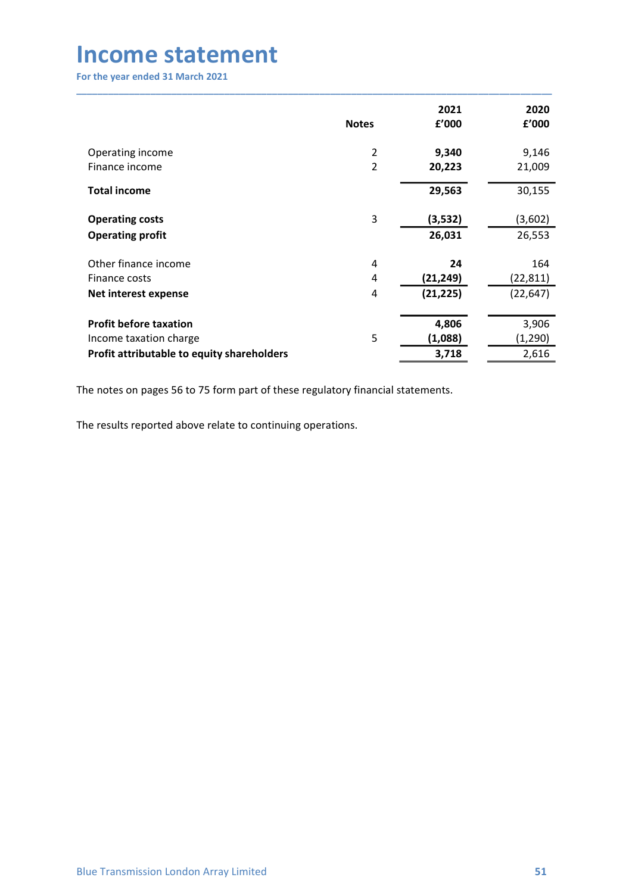# Income statement

For the year ended 31 March 2021

| | Notes | 2021 £'000 | 2020 £'000 |
|---|---|---|---|
| Operating income | 2 | **9,340** | 9,146 |
| Finance income | 2 | **20,223** | 21,009 |
| **Total income** | | **29,563** | 30,155 |
| **Operating costs** | 3 | **(3,532)** | (3,602) |
| **Operating profit** | | **26,031** | 26,553 |
| Other finance income | 4 | **24** | 164 |
| Finance costs | 4 | **(21,249)** | (22,811) |
| **Net interest expense** | 4 | **(21,225)** | (22,647) |
| **Profit before taxation** | | **4,806** | 3,906 |
| Income taxation charge | 5 | **(1,088)** | (1,290) |
| **Profit attributable to equity shareholders** | | **3,718** | 2,616 |

The notes on pages 56 to 75 form part of these regulatory financial statements.

The results reported above relate to continuing operations.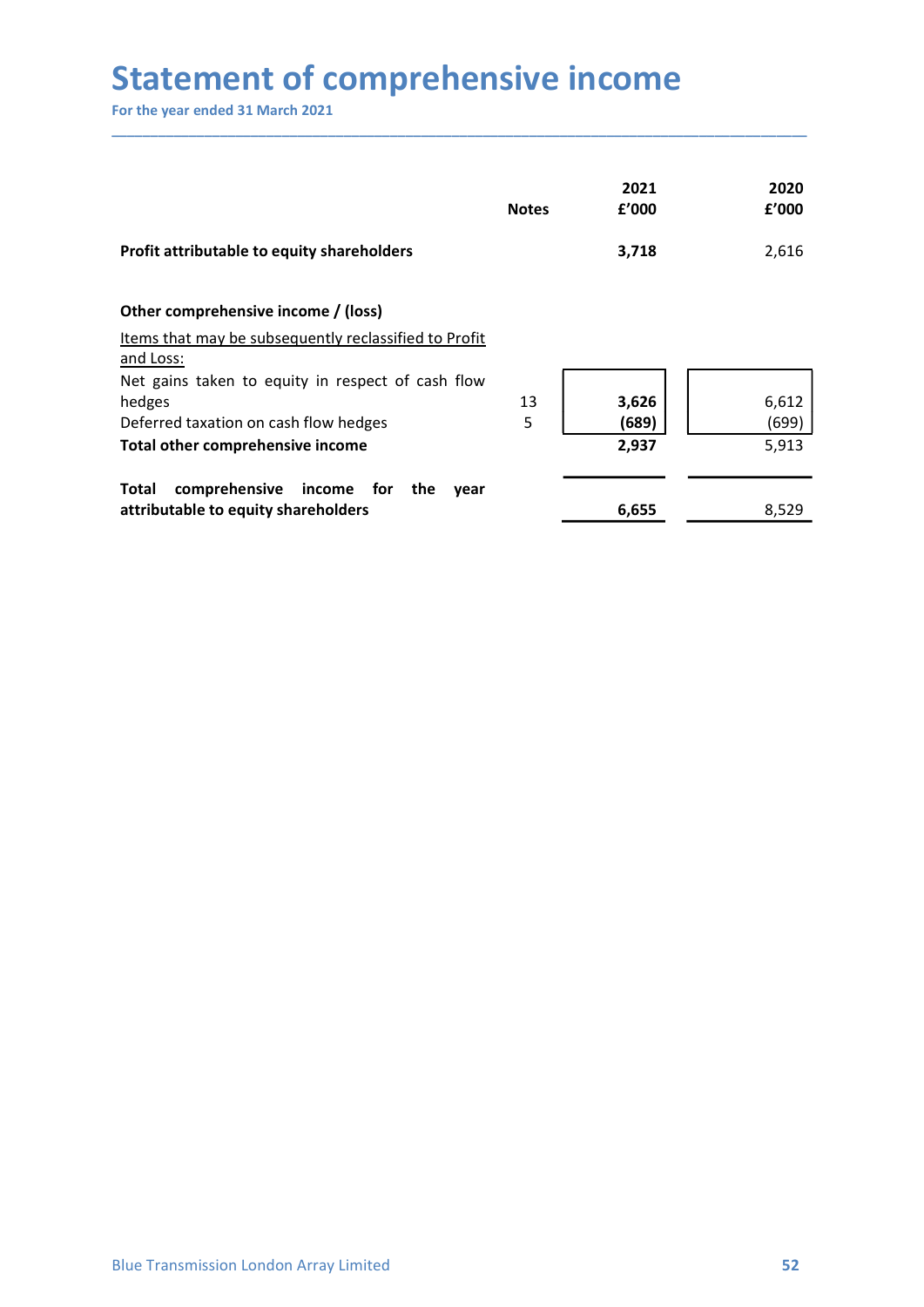# Statement of comprehensive income

**For the year ended 31 March 2021**

| | Notes | 2021 £'000 | 2020 £'000 |
|---|---|---|---|
| **Profit attributable to equity shareholders** | | **3,718** | 2,616 |
| | | | |
| **Other comprehensive income / (loss)** | | | |
| Items that may be subsequently reclassified to Profit and Loss: | | | |
| Net gains taken to equity in respect of cash flow hedges | 13 | **3,626** | 6,612 |
| Deferred taxation on cash flow hedges | 5 | **(689)** | (699) |
| **Total other comprehensive income** | | **2,937** | 5,913 |
| | | | |
| **Total comprehensive income for the year attributable to equity shareholders** | | **6,655** | 8,529 |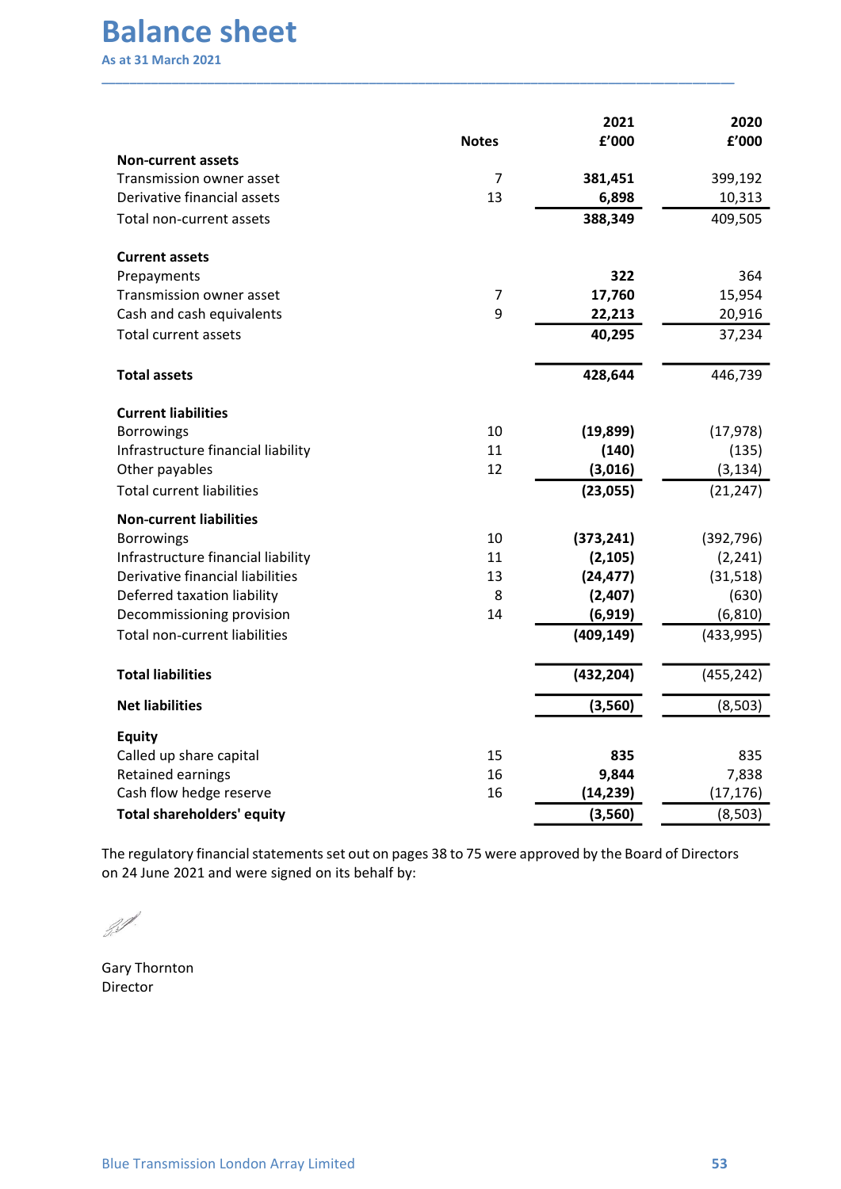# Balance sheet

As at 31 March 2021

| | Notes | 2021<br>£'000 | 2020<br>£'000 |
|---|---|---|---|
| **Non-current assets** | | | |
| Transmission owner asset | 7 | **381,451** | 399,192 |
| Derivative financial assets | 13 | **6,898** | 10,313 |
| Total non-current assets | | **388,349** | 409,505 |
| | | | |
| **Current assets** | | | |
| Prepayments | | **322** | 364 |
| Transmission owner asset | 7 | **17,760** | 15,954 |
| Cash and cash equivalents | 9 | **22,213** | 20,916 |
| Total current assets | | **40,295** | 37,234 |
| | | | |
| **Total assets** | | **428,644** | 446,739 |
| | | | |
| **Current liabilities** | | | |
| Borrowings | 10 | **(19,899)** | (17,978) |
| Infrastructure financial liability | 11 | **(140)** | (135) |
| Other payables | 12 | **(3,016)** | (3,134) |
| Total current liabilities | | **(23,055)** | (21,247) |
| | | | |
| **Non-current liabilities** | | | |
| Borrowings | 10 | **(373,241)** | (392,796) |
| Infrastructure financial liability | 11 | **(2,105)** | (2,241) |
| Derivative financial liabilities | 13 | **(24,477)** | (31,518) |
| Deferred taxation liability | 8 | **(2,407)** | (630) |
| Decommissioning provision | 14 | **(6,919)** | (6,810) |
| Total non-current liabilities | | **(409,149)** | (433,995) |
| | | | |
| **Total liabilities** | | **(432,204)** | (455,242) |
| | | | |
| **Net liabilities** | | **(3,560)** | (8,503) |
| | | | |
| **Equity** | | | |
| Called up share capital | 15 | **835** | 835 |
| Retained earnings | 16 | **9,844** | 7,838 |
| Cash flow hedge reserve | 16 | **(14,239)** | (17,176) |
| **Total shareholders' equity** | | **(3,560)** | (8,503) |

The regulatory financial statements set out on pages 38 to 75 were approved by the Board of Directors on 24 June 2021 and were signed on its behalf by:

Gary Thornton
Director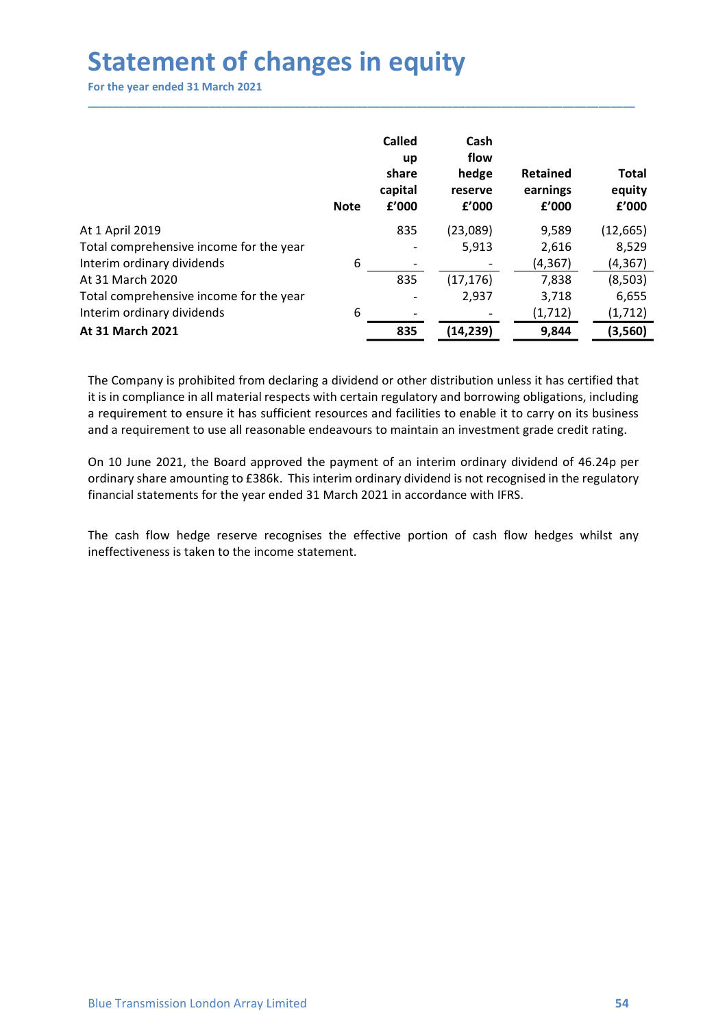# Statement of changes in equity

For the year ended 31 March 2021

| | Note | Called up share capital £'000 | Cash flow hedge reserve £'000 | Retained earnings £'000 | Total equity £'000 |
|---|---|---|---|---|---|
| At 1 April 2019 | | 835 | (23,089) | 9,589 | (12,665) |
| Total comprehensive income for the year | | - | 5,913 | 2,616 | 8,529 |
| Interim ordinary dividends | 6 | - | - | (4,367) | (4,367) |
| At 31 March 2020 | | 835 | (17,176) | 7,838 | (8,503) |
| Total comprehensive income for the year | | - | 2,937 | 3,718 | 6,655 |
| Interim ordinary dividends | 6 | - | - | (1,712) | (1,712) |
| **At 31 March 2021** | | **835** | **(14,239)** | **9,844** | **(3,560)** |

The Company is prohibited from declaring a dividend or other distribution unless it has certified that it is in compliance in all material respects with certain regulatory and borrowing obligations, including a requirement to ensure it has sufficient resources and facilities to enable it to carry on its business and a requirement to use all reasonable endeavours to maintain an investment grade credit rating.

On 10 June 2021, the Board approved the payment of an interim ordinary dividend of 46.24p per ordinary share amounting to £386k. This interim ordinary dividend is not recognised in the regulatory financial statements for the year ended 31 March 2021 in accordance with IFRS.

The cash flow hedge reserve recognises the effective portion of cash flow hedges whilst any ineffectiveness is taken to the income statement.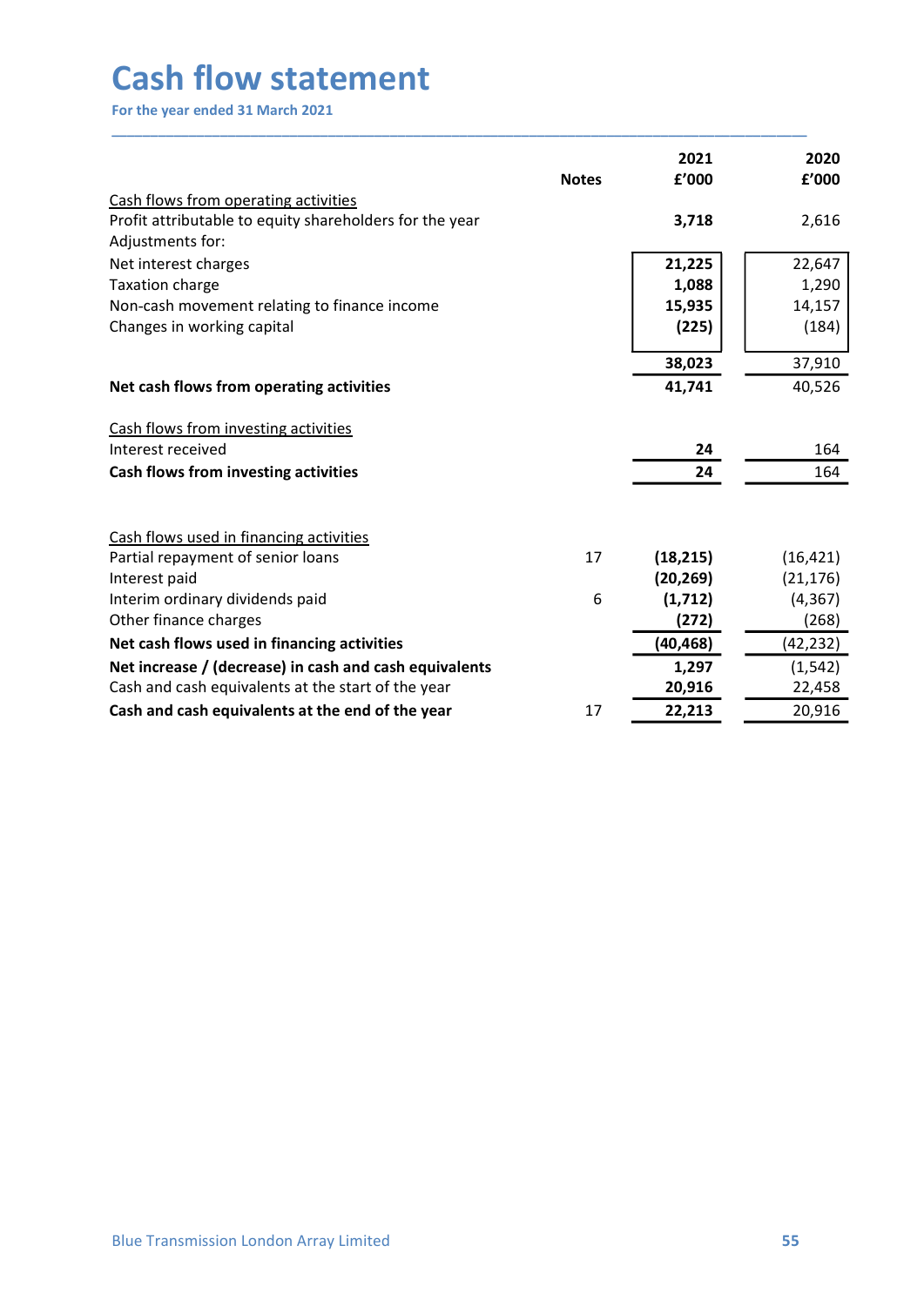# Cash flow statement

For the year ended 31 March 2021

| | Notes | 2021 £'000 | 2020 £'000 |
|---|---|---|---|
| Cash flows from operating activities | | | |
| Profit attributable to equity shareholders for the year | | **3,718** | 2,616 |
| Adjustments for: | | | |
| Net interest charges | | **21,225** | 22,647 |
| Taxation charge | | **1,088** | 1,290 |
| Non-cash movement relating to finance income | | **15,935** | 14,157 |
| Changes in working capital | | **(225)** | (184) |
| | | **38,023** | 37,910 |
| **Net cash flows from operating activities** | | **41,741** | 40,526 |
| Cash flows from investing activities | | | |
| Interest received | | **24** | 164 |
| **Cash flows from investing activities** | | **24** | 164 |
| Cash flows used in financing activities | | | |
| Partial repayment of senior loans | 17 | **(18,215)** | (16,421) |
| Interest paid | | **(20,269)** | (21,176) |
| Interim ordinary dividends paid | 6 | **(1,712)** | (4,367) |
| Other finance charges | | **(272)** | (268) |
| **Net cash flows used in financing activities** | | **(40,468)** | (42,232) |
| **Net increase / (decrease) in cash and cash equivalents** | | **1,297** | (1,542) |
| Cash and cash equivalents at the start of the year | | **20,916** | 22,458 |
| **Cash and cash equivalents at the end of the year** | 17 | **22,213** | 20,916 |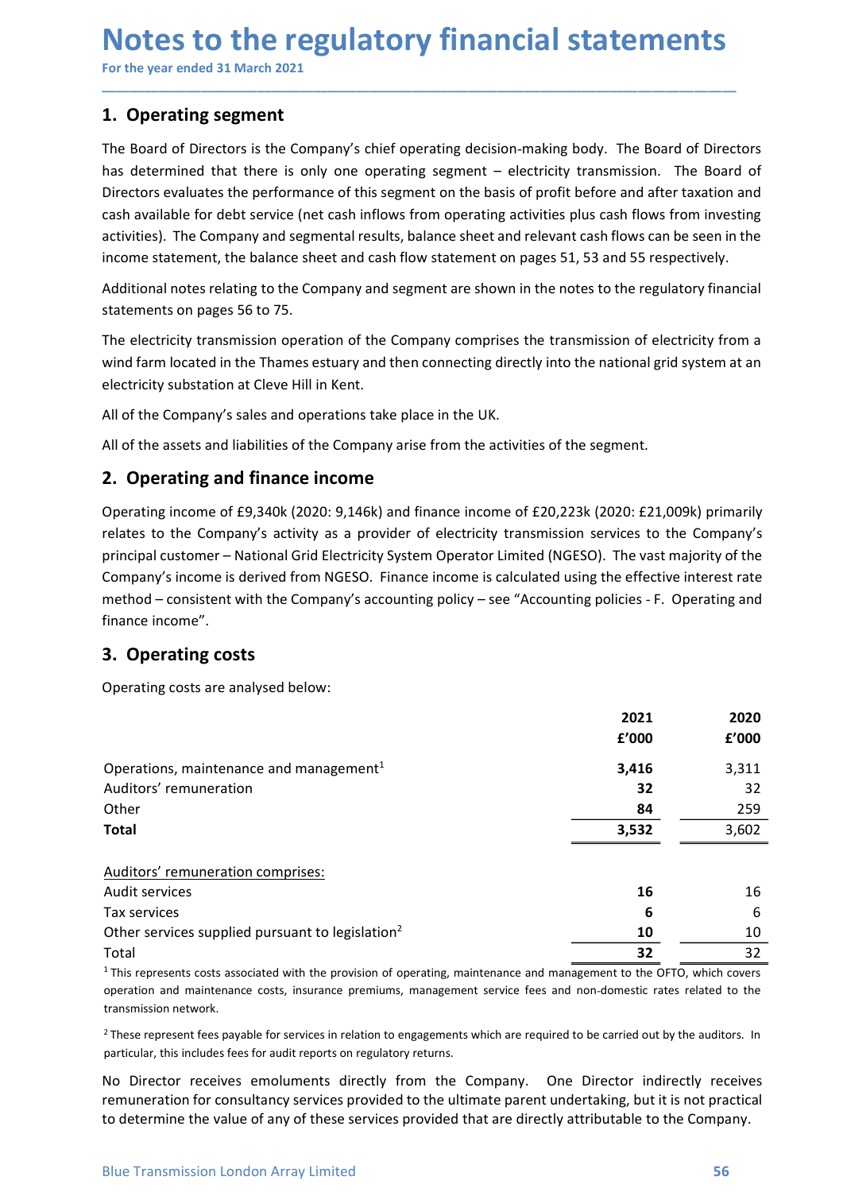# Notes to the regulatory financial statements

For the year ended 31 March 2021

## 1. Operating segment

The Board of Directors is the Company's chief operating decision-making body. The Board of Directors has determined that there is only one operating segment – electricity transmission. The Board of Directors evaluates the performance of this segment on the basis of profit before and after taxation and cash available for debt service (net cash inflows from operating activities plus cash flows from investing activities). The Company and segmental results, balance sheet and relevant cash flows can be seen in the income statement, the balance sheet and cash flow statement on pages 51, 53 and 55 respectively.

Additional notes relating to the Company and segment are shown in the notes to the regulatory financial statements on pages 56 to 75.

The electricity transmission operation of the Company comprises the transmission of electricity from a wind farm located in the Thames estuary and then connecting directly into the national grid system at an electricity substation at Cleve Hill in Kent.

All of the Company's sales and operations take place in the UK.

All of the assets and liabilities of the Company arise from the activities of the segment.

## 2. Operating and finance income

Operating income of £9,340k (2020: 9,146k) and finance income of £20,223k (2020: £21,009k) primarily relates to the Company's activity as a provider of electricity transmission services to the Company's principal customer – National Grid Electricity System Operator Limited (NGESO). The vast majority of the Company's income is derived from NGESO. Finance income is calculated using the effective interest rate method – consistent with the Company's accounting policy – see "Accounting policies - F. Operating and finance income".

## 3. Operating costs

Operating costs are analysed below:

| | 2021 £'000 | 2020 £'000 |
|---|---|---|
| Operations, maintenance and management[1] | **3,416** | 3,311 |
| Auditors' remuneration | **32** | 32 |
| Other | **84** | 259 |
| **Total** | **3,532** | 3,602 |

| Auditors' remuneration comprises: | 2021 £'000 | 2020 £'000 |
|---|---|---|
| Audit services | **16** | 16 |
| Tax services | **6** | 6 |
| Other services supplied pursuant to legislation[2] | **10** | 10 |
| Total | **32** | 32 |

[1] This represents costs associated with the provision of operating, maintenance and management to the OFTO, which covers operation and maintenance costs, insurance premiums, management service fees and non-domestic rates related to the transmission network.

[2] These represent fees payable for services in relation to engagements which are required to be carried out by the auditors. In particular, this includes fees for audit reports on regulatory returns.

No Director receives emoluments directly from the Company. One Director indirectly receives remuneration for consultancy services provided to the ultimate parent undertaking, but it is not practical to determine the value of any of these services provided that are directly attributable to the Company.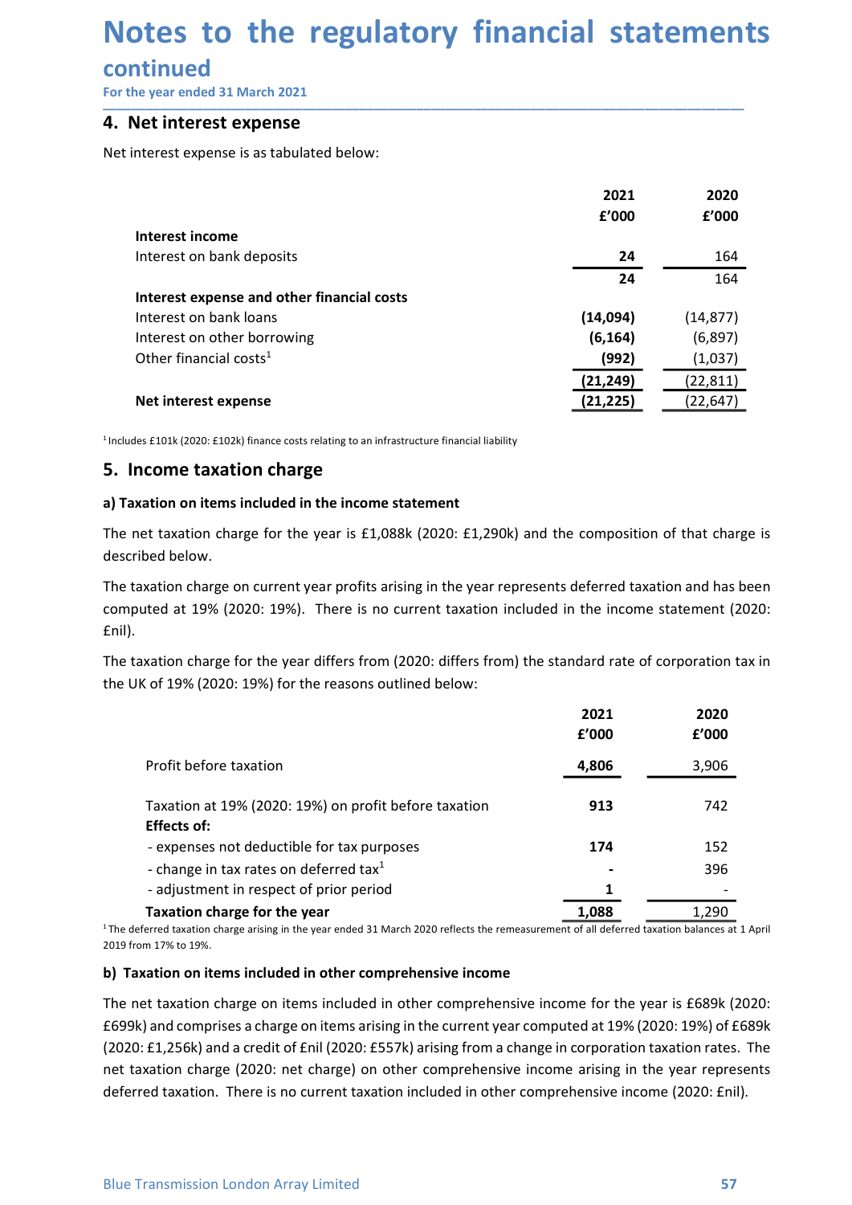# Notes to the regulatory financial statements

## continued

For the year ended 31 March 2021

## 4. Net interest expense

Net interest expense is as tabulated below:

| | 2021<br>£'000 | 2020<br>£'000 |
|---|---|---|
| **Interest income** | | |
| Interest on bank deposits | **24** | 164 |
| | **24** | 164 |
| **Interest expense and other financial costs** | | |
| Interest on bank loans | **(14,094)** | (14,877) |
| Interest on other borrowing | **(6,164)** | (6,897) |
| Other financial costs[1] | **(992)** | (1,037) |
| | **(21,249)** | (22,811) |
| **Net interest expense** | **(21,225)** | (22,647) |

[1] Includes £101k (2020: £102k) finance costs relating to an infrastructure financial liability

## 5. Income taxation charge

### a) Taxation on items included in the income statement

The net taxation charge for the year is £1,088k (2020: £1,290k) and the composition of that charge is described below.

The taxation charge on current year profits arising in the year represents deferred taxation and has been computed at 19% (2020: 19%). There is no current taxation included in the income statement (2020: £nil).

The taxation charge for the year differs from (2020: differs from) the standard rate of corporation tax in the UK of 19% (2020: 19%) for the reasons outlined below:

| | 2021<br>£'000 | 2020<br>£'000 |
|---|---|---|
| Profit before taxation | **4,806** | 3,906 |
| Taxation at 19% (2020: 19%) on profit before taxation | **913** | 742 |
| **Effects of:** | | |
| - expenses not deductible for tax purposes | **174** | 152 |
| - change in tax rates on deferred tax[1] | **-** | 396 |
| - adjustment in respect of prior period | **1** | - |
| **Taxation charge for the year** | **1,088** | 1,290 |

[1] The deferred taxation charge arising in the year ended 31 March 2020 reflects the remeasurement of all deferred taxation balances at 1 April 2019 from 17% to 19%.

### b) Taxation on items included in other comprehensive income

The net taxation charge on items included in other comprehensive income for the year is £689k (2020: £699k) and comprises a charge on items arising in the current year computed at 19% (2020: 19%) of £689k (2020: £1,256k) and a credit of £nil (2020: £557k) arising from a change in corporation taxation rates. The net taxation charge (2020: net charge) on other comprehensive income arising in the year represents deferred taxation. There is no current taxation included in other comprehensive income (2020: £nil).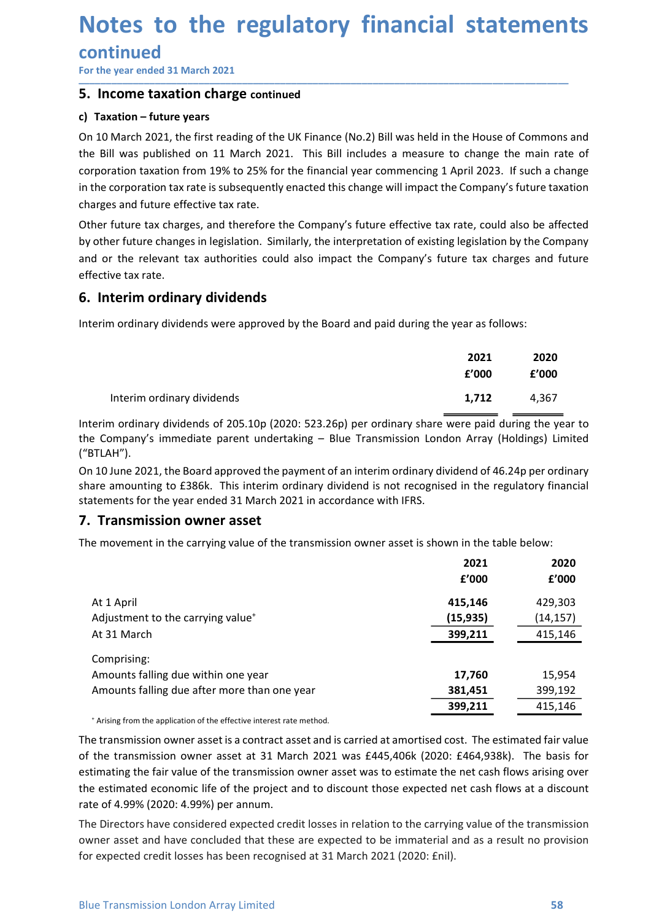# Notes to the regulatory financial statements continued

For the year ended 31 March 2021

## 5. Income taxation charge continued

### c) Taxation – future years

On 10 March 2021, the first reading of the UK Finance (No.2) Bill was held in the House of Commons and the Bill was published on 11 March 2021. This Bill includes a measure to change the main rate of corporation taxation from 19% to 25% for the financial year commencing 1 April 2023. If such a change in the corporation tax rate is subsequently enacted this change will impact the Company's future taxation charges and future effective tax rate.

Other future tax charges, and therefore the Company's future effective tax rate, could also be affected by other future changes in legislation. Similarly, the interpretation of existing legislation by the Company and or the relevant tax authorities could also impact the Company's future tax charges and future effective tax rate.

## 6. Interim ordinary dividends

Interim ordinary dividends were approved by the Board and paid during the year as follows:

| | 2021 £'000 | 2020 £'000 |
|---|---|---|
| Interim ordinary dividends | **1,712** | 4,367 |

Interim ordinary dividends of 205.10p (2020: 523.26p) per ordinary share were paid during the year to the Company's immediate parent undertaking – Blue Transmission London Array (Holdings) Limited ("BTLAH").

On 10 June 2021, the Board approved the payment of an interim ordinary dividend of 46.24p per ordinary share amounting to £386k. This interim ordinary dividend is not recognised in the regulatory financial statements for the year ended 31 March 2021 in accordance with IFRS.

## 7. Transmission owner asset

The movement in the carrying value of the transmission owner asset is shown in the table below:

| | 2021 £'000 | 2020 £'000 |
|---|---|---|
| At 1 April | **415,146** | 429,303 |
| Adjustment to the carrying value[+] | **(15,935)** | (14,157) |
| At 31 March | **399,211** | 415,146 |
| Comprising: | | |
| Amounts falling due within one year | **17,760** | 15,954 |
| Amounts falling due after more than one year | **381,451** | 399,192 |
| | **399,211** | 415,146 |

[+] Arising from the application of the effective interest rate method.

The transmission owner asset is a contract asset and is carried at amortised cost. The estimated fair value of the transmission owner asset at 31 March 2021 was £445,406k (2020: £464,938k). The basis for estimating the fair value of the transmission owner asset was to estimate the net cash flows arising over the estimated economic life of the project and to discount those expected net cash flows at a discount rate of 4.99% (2020: 4.99%) per annum.

The Directors have considered expected credit losses in relation to the carrying value of the transmission owner asset and have concluded that these are expected to be immaterial and as a result no provision for expected credit losses has been recognised at 31 March 2021 (2020: £nil).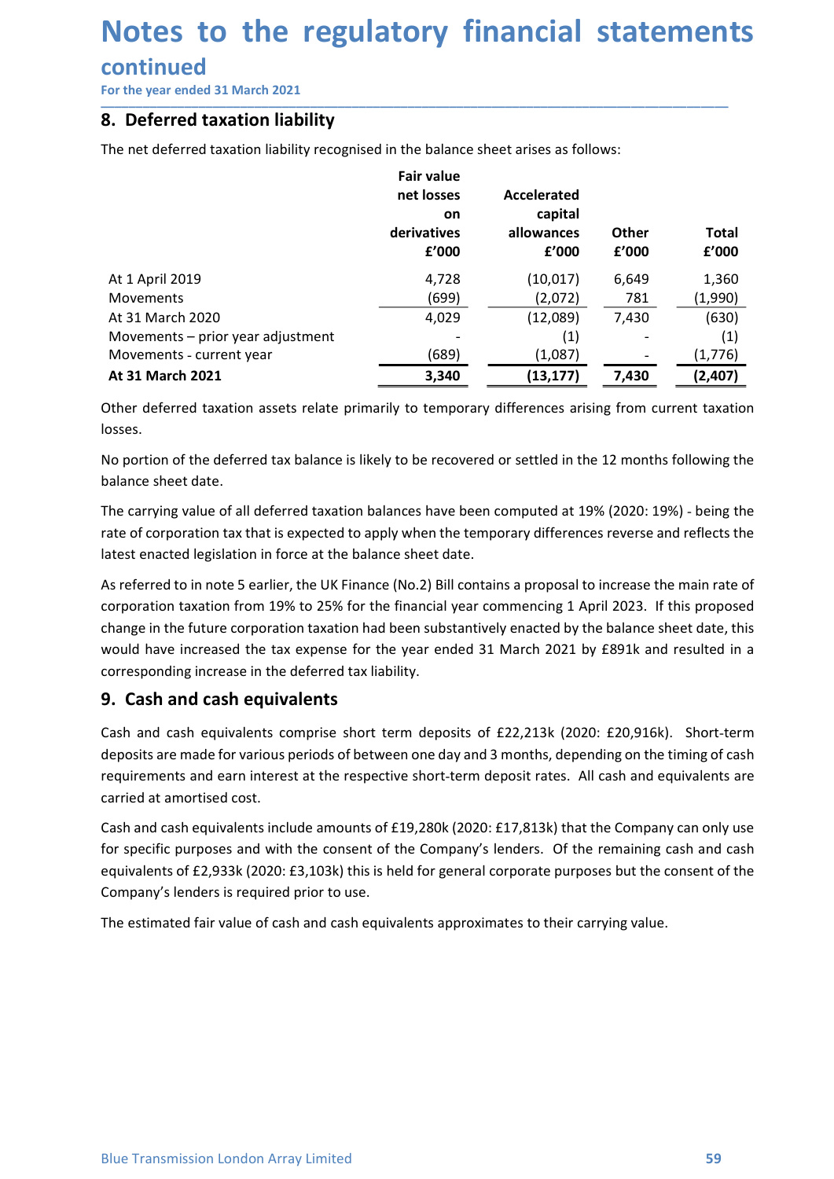# Notes to the regulatory financial statements

## continued

For the year ended 31 March 2021

## 8. Deferred taxation liability

The net deferred taxation liability recognised in the balance sheet arises as follows:

| | Fair value net losses on derivatives £'000 | Accelerated capital allowances £'000 | Other £'000 | Total £'000 |
|---|---|---|---|---|
| At 1 April 2019 | 4,728 | (10,017) | 6,649 | 1,360 |
| Movements | (699) | (2,072) | 781 | (1,990) |
| At 31 March 2020 | 4,029 | (12,089) | 7,430 | (630) |
| Movements – prior year adjustment | - | (1) | - | (1) |
| Movements - current year | (689) | (1,087) | - | (1,776) |
| **At 31 March 2021** | **3,340** | **(13,177)** | **7,430** | **(2,407)** |

Other deferred taxation assets relate primarily to temporary differences arising from current taxation losses.

No portion of the deferred tax balance is likely to be recovered or settled in the 12 months following the balance sheet date.

The carrying value of all deferred taxation balances have been computed at 19% (2020: 19%) - being the rate of corporation tax that is expected to apply when the temporary differences reverse and reflects the latest enacted legislation in force at the balance sheet date.

As referred to in note 5 earlier, the UK Finance (No.2) Bill contains a proposal to increase the main rate of corporation taxation from 19% to 25% for the financial year commencing 1 April 2023. If this proposed change in the future corporation taxation had been substantively enacted by the balance sheet date, this would have increased the tax expense for the year ended 31 March 2021 by £891k and resulted in a corresponding increase in the deferred tax liability.

## 9. Cash and cash equivalents

Cash and cash equivalents comprise short term deposits of £22,213k (2020: £20,916k). Short-term deposits are made for various periods of between one day and 3 months, depending on the timing of cash requirements and earn interest at the respective short-term deposit rates. All cash and equivalents are carried at amortised cost.

Cash and cash equivalents include amounts of £19,280k (2020: £17,813k) that the Company can only use for specific purposes and with the consent of the Company's lenders. Of the remaining cash and cash equivalents of £2,933k (2020: £3,103k) this is held for general corporate purposes but the consent of the Company's lenders is required prior to use.

The estimated fair value of cash and cash equivalents approximates to their carrying value.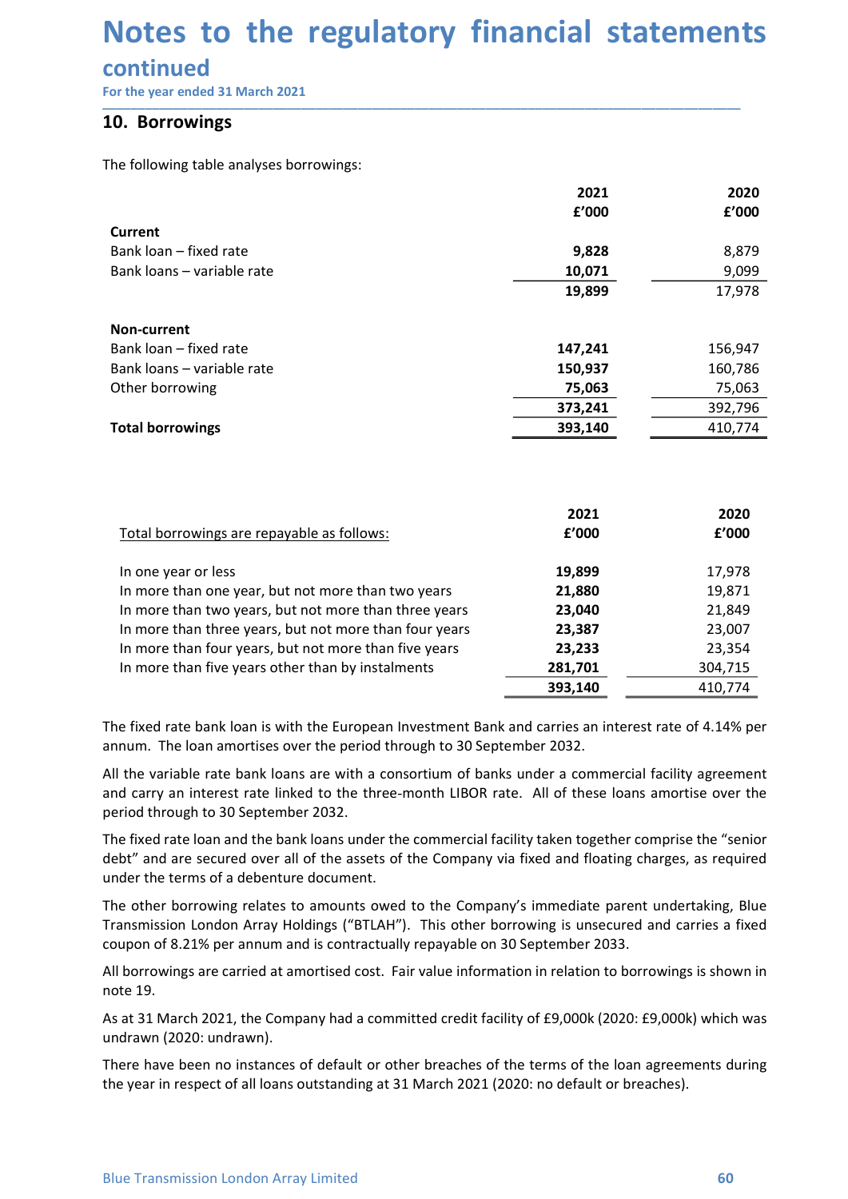# Notes to the regulatory financial statements continued

For the year ended 31 March 2021

## 10. Borrowings

The following table analyses borrowings:

| | 2021 £'000 | 2020 £'000 |
|---|---|---|
| **Current** | | |
| Bank loan – fixed rate | **9,828** | 8,879 |
| Bank loans – variable rate | **10,071** | 9,099 |
| | **19,899** | 17,978 |
| **Non-current** | | |
| Bank loan – fixed rate | **147,241** | 156,947 |
| Bank loans – variable rate | **150,937** | 160,786 |
| Other borrowing | **75,063** | 75,063 |
| | **373,241** | 392,796 |
| **Total borrowings** | **393,140** | 410,774 |

| Total borrowings are repayable as follows: | 2021 £'000 | 2020 £'000 |
|---|---|---|
| In one year or less | **19,899** | 17,978 |
| In more than one year, but not more than two years | **21,880** | 19,871 |
| In more than two years, but not more than three years | **23,040** | 21,849 |
| In more than three years, but not more than four years | **23,387** | 23,007 |
| In more than four years, but not more than five years | **23,233** | 23,354 |
| In more than five years other than by instalments | **281,701** | 304,715 |
| | **393,140** | 410,774 |

The fixed rate bank loan is with the European Investment Bank and carries an interest rate of 4.14% per annum. The loan amortises over the period through to 30 September 2032.

All the variable rate bank loans are with a consortium of banks under a commercial facility agreement and carry an interest rate linked to the three-month LIBOR rate. All of these loans amortise over the period through to 30 September 2032.

The fixed rate loan and the bank loans under the commercial facility taken together comprise the "senior debt" and are secured over all of the assets of the Company via fixed and floating charges, as required under the terms of a debenture document.

The other borrowing relates to amounts owed to the Company's immediate parent undertaking, Blue Transmission London Array Holdings ("BTLAH"). This other borrowing is unsecured and carries a fixed coupon of 8.21% per annum and is contractually repayable on 30 September 2033.

All borrowings are carried at amortised cost. Fair value information in relation to borrowings is shown in note 19.

As at 31 March 2021, the Company had a committed credit facility of £9,000k (2020: £9,000k) which was undrawn (2020: undrawn).

There have been no instances of default or other breaches of the terms of the loan agreements during the year in respect of all loans outstanding at 31 March 2021 (2020: no default or breaches).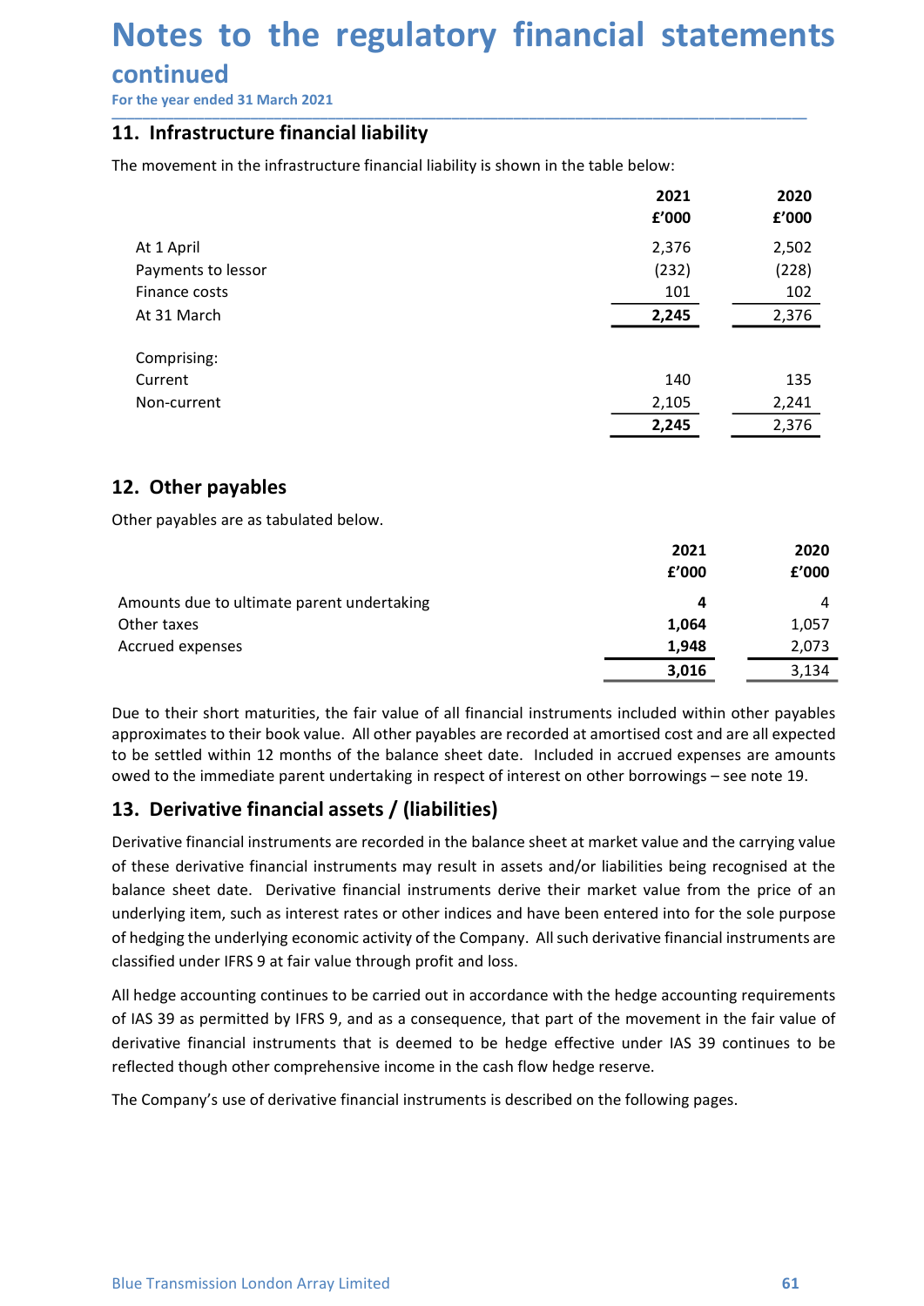# Notes to the regulatory financial statements continued

For the year ended 31 March 2021

## 11. Infrastructure financial liability

The movement in the infrastructure financial liability is shown in the table below:

| | 2021 £'000 | 2020 £'000 |
|---|---|---|
| At 1 April | 2,376 | 2,502 |
| Payments to lessor | (232) | (228) |
| Finance costs | 101 | 102 |
| At 31 March | **2,245** | 2,376 |
| | | |
| Comprising: | | |
| Current | 140 | 135 |
| Non-current | 2,105 | 2,241 |
| | **2,245** | 2,376 |

## 12. Other payables

Other payables are as tabulated below.

| | 2021 £'000 | 2020 £'000 |
|---|---|---|
| Amounts due to ultimate parent undertaking | **4** | 4 |
| Other taxes | **1,064** | 1,057 |
| Accrued expenses | **1,948** | 2,073 |
| | **3,016** | 3,134 |

Due to their short maturities, the fair value of all financial instruments included within other payables approximates to their book value. All other payables are recorded at amortised cost and are all expected to be settled within 12 months of the balance sheet date. Included in accrued expenses are amounts owed to the immediate parent undertaking in respect of interest on other borrowings – see note 19.

## 13. Derivative financial assets / (liabilities)

Derivative financial instruments are recorded in the balance sheet at market value and the carrying value of these derivative financial instruments may result in assets and/or liabilities being recognised at the balance sheet date. Derivative financial instruments derive their market value from the price of an underlying item, such as interest rates or other indices and have been entered into for the sole purpose of hedging the underlying economic activity of the Company. All such derivative financial instruments are classified under IFRS 9 at fair value through profit and loss.

All hedge accounting continues to be carried out in accordance with the hedge accounting requirements of IAS 39 as permitted by IFRS 9, and as a consequence, that part of the movement in the fair value of derivative financial instruments that is deemed to be hedge effective under IAS 39 continues to be reflected though other comprehensive income in the cash flow hedge reserve.

The Company's use of derivative financial instruments is described on the following pages.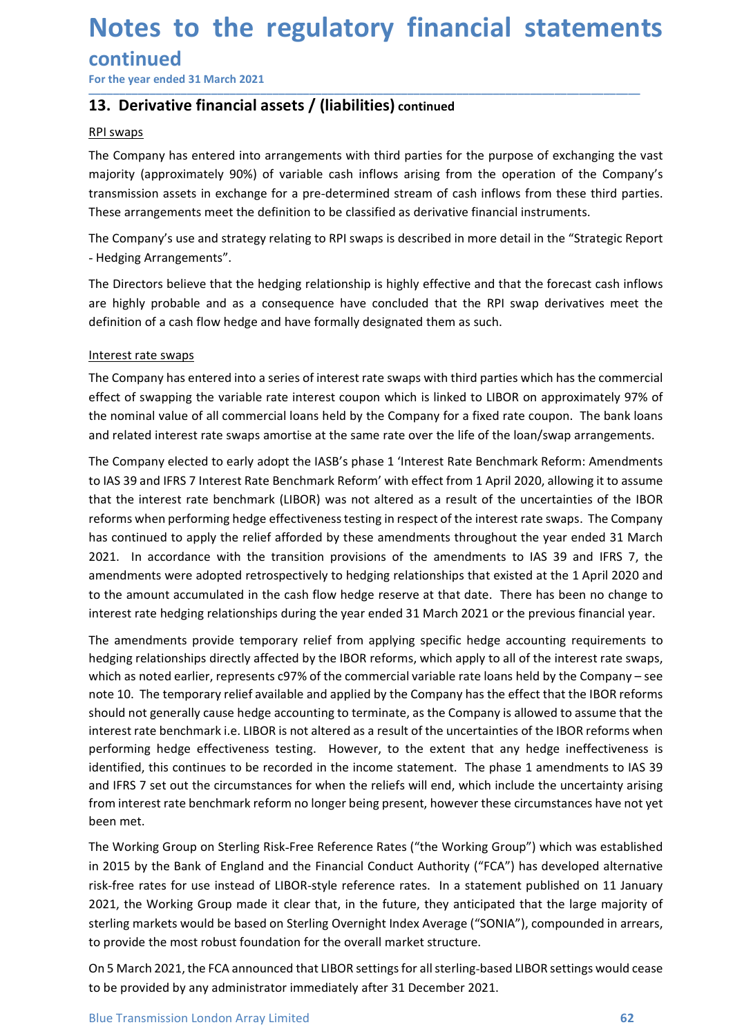# Notes to the regulatory financial statements continued

For the year ended 31 March 2021

## 13. Derivative financial assets / (liabilities) continued

RPI swaps

The Company has entered into arrangements with third parties for the purpose of exchanging the vast majority (approximately 90%) of variable cash inflows arising from the operation of the Company's transmission assets in exchange for a pre-determined stream of cash inflows from these third parties. These arrangements meet the definition to be classified as derivative financial instruments.

The Company's use and strategy relating to RPI swaps is described in more detail in the "Strategic Report - Hedging Arrangements".

The Directors believe that the hedging relationship is highly effective and that the forecast cash inflows are highly probable and as a consequence have concluded that the RPI swap derivatives meet the definition of a cash flow hedge and have formally designated them as such.

Interest rate swaps

The Company has entered into a series of interest rate swaps with third parties which has the commercial effect of swapping the variable rate interest coupon which is linked to LIBOR on approximately 97% of the nominal value of all commercial loans held by the Company for a fixed rate coupon. The bank loans and related interest rate swaps amortise at the same rate over the life of the loan/swap arrangements.

The Company elected to early adopt the IASB's phase 1 'Interest Rate Benchmark Reform: Amendments to IAS 39 and IFRS 7 Interest Rate Benchmark Reform' with effect from 1 April 2020, allowing it to assume that the interest rate benchmark (LIBOR) was not altered as a result of the uncertainties of the IBOR reforms when performing hedge effectiveness testing in respect of the interest rate swaps. The Company has continued to apply the relief afforded by these amendments throughout the year ended 31 March 2021. In accordance with the transition provisions of the amendments to IAS 39 and IFRS 7, the amendments were adopted retrospectively to hedging relationships that existed at the 1 April 2020 and to the amount accumulated in the cash flow hedge reserve at that date. There has been no change to interest rate hedging relationships during the year ended 31 March 2021 or the previous financial year.

The amendments provide temporary relief from applying specific hedge accounting requirements to hedging relationships directly affected by the IBOR reforms, which apply to all of the interest rate swaps, which as noted earlier, represents c97% of the commercial variable rate loans held by the Company – see note 10. The temporary relief available and applied by the Company has the effect that the IBOR reforms should not generally cause hedge accounting to terminate, as the Company is allowed to assume that the interest rate benchmark i.e. LIBOR is not altered as a result of the uncertainties of the IBOR reforms when performing hedge effectiveness testing. However, to the extent that any hedge ineffectiveness is identified, this continues to be recorded in the income statement. The phase 1 amendments to IAS 39 and IFRS 7 set out the circumstances for when the reliefs will end, which include the uncertainty arising from interest rate benchmark reform no longer being present, however these circumstances have not yet been met.

The Working Group on Sterling Risk-Free Reference Rates ("the Working Group") which was established in 2015 by the Bank of England and the Financial Conduct Authority ("FCA") has developed alternative risk-free rates for use instead of LIBOR-style reference rates. In a statement published on 11 January 2021, the Working Group made it clear that, in the future, they anticipated that the large majority of sterling markets would be based on Sterling Overnight Index Average ("SONIA"), compounded in arrears, to provide the most robust foundation for the overall market structure.

On 5 March 2021, the FCA announced that LIBOR settings for all sterling-based LIBOR settings would cease to be provided by any administrator immediately after 31 December 2021.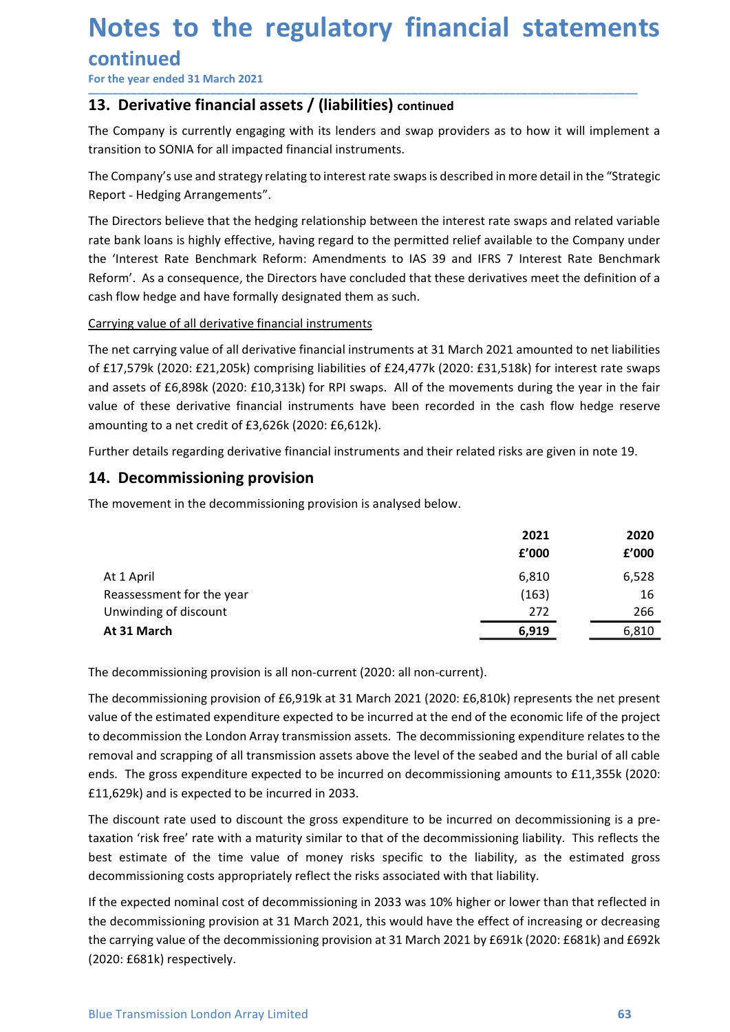# Notes to the regulatory financial statements continued

For the year ended 31 March 2021

## 13. Derivative financial assets / (liabilities) continued

The Company is currently engaging with its lenders and swap providers as to how it will implement a transition to SONIA for all impacted financial instruments.

The Company's use and strategy relating to interest rate swaps is described in more detail in the "Strategic Report - Hedging Arrangements".

The Directors believe that the hedging relationship between the interest rate swaps and related variable rate bank loans is highly effective, having regard to the permitted relief available to the Company under the 'Interest Rate Benchmark Reform: Amendments to IAS 39 and IFRS 7 Interest Rate Benchmark Reform'. As a consequence, the Directors have concluded that these derivatives meet the definition of a cash flow hedge and have formally designated them as such.

Carrying value of all derivative financial instruments

The net carrying value of all derivative financial instruments at 31 March 2021 amounted to net liabilities of £17,579k (2020: £21,205k) comprising liabilities of £24,477k (2020: £31,518k) for interest rate swaps and assets of £6,898k (2020: £10,313k) for RPI swaps. All of the movements during the year in the fair value of these derivative financial instruments have been recorded in the cash flow hedge reserve amounting to a net credit of £3,626k (2020: £6,612k).

Further details regarding derivative financial instruments and their related risks are given in note 19.

## 14. Decommissioning provision

The movement in the decommissioning provision is analysed below.

| | 2021 £'000 | 2020 £'000 |
|---|---|---|
| At 1 April | 6,810 | 6,528 |
| Reassessment for the year | (163) | 16 |
| Unwinding of discount | 272 | 266 |
| **At 31 March** | **6,919** | 6,810 |

The decommissioning provision is all non-current (2020: all non-current).

The decommissioning provision of £6,919k at 31 March 2021 (2020: £6,810k) represents the net present value of the estimated expenditure expected to be incurred at the end of the economic life of the project to decommission the London Array transmission assets. The decommissioning expenditure relates to the removal and scrapping of all transmission assets above the level of the seabed and the burial of all cable ends. The gross expenditure expected to be incurred on decommissioning amounts to £11,355k (2020: £11,629k) and is expected to be incurred in 2033.

The discount rate used to discount the gross expenditure to be incurred on decommissioning is a pre-taxation 'risk free' rate with a maturity similar to that of the decommissioning liability. This reflects the best estimate of the time value of money risks specific to the liability, as the estimated gross decommissioning costs appropriately reflect the risks associated with that liability.

If the expected nominal cost of decommissioning in 2033 was 10% higher or lower than that reflected in the decommissioning provision at 31 March 2021, this would have the effect of increasing or decreasing the carrying value of the decommissioning provision at 31 March 2021 by £691k (2020: £681k) and £692k (2020: £681k) respectively.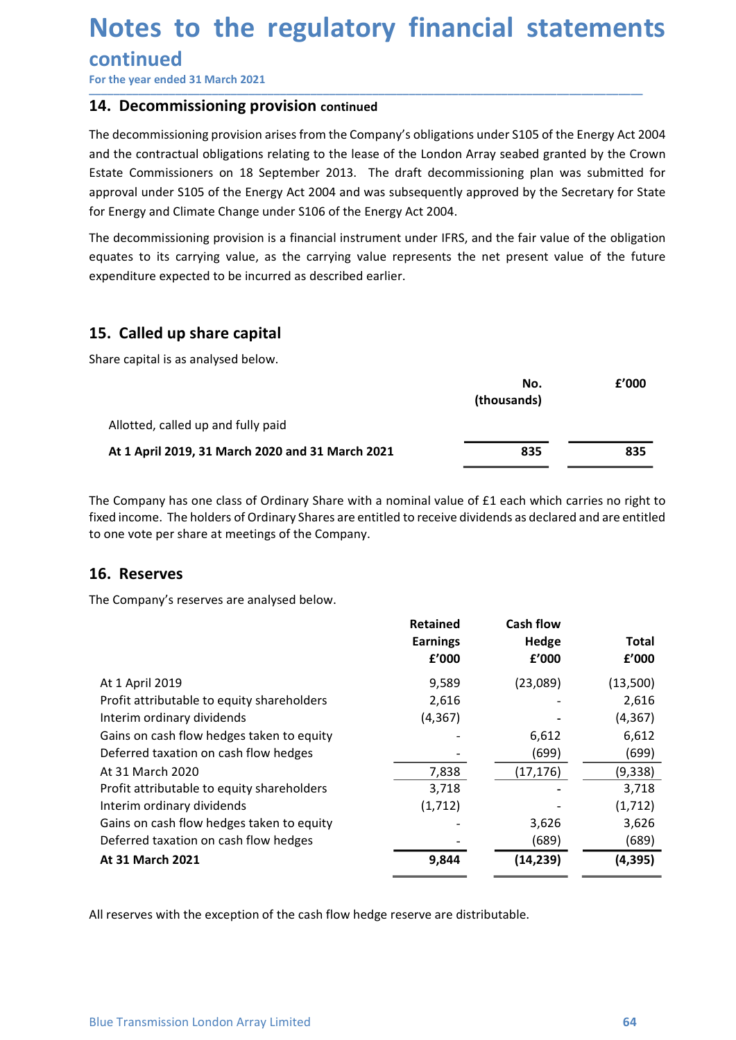# Notes to the regulatory financial statements continued

For the year ended 31 March 2021

## 14. Decommissioning provision continued

The decommissioning provision arises from the Company's obligations under S105 of the Energy Act 2004 and the contractual obligations relating to the lease of the London Array seabed granted by the Crown Estate Commissioners on 18 September 2013. The draft decommissioning plan was submitted for approval under S105 of the Energy Act 2004 and was subsequently approved by the Secretary for State for Energy and Climate Change under S106 of the Energy Act 2004.

The decommissioning provision is a financial instrument under IFRS, and the fair value of the obligation equates to its carrying value, as the carrying value represents the net present value of the future expenditure expected to be incurred as described earlier.

## 15. Called up share capital

Share capital is as analysed below.

| | No. (thousands) | £'000 |
|---|---|---|
| Allotted, called up and fully paid | | |
| **At 1 April 2019, 31 March 2020 and 31 March 2021** | **835** | **835** |

The Company has one class of Ordinary Share with a nominal value of £1 each which carries no right to fixed income. The holders of Ordinary Shares are entitled to receive dividends as declared and are entitled to one vote per share at meetings of the Company.

## 16. Reserves

The Company's reserves are analysed below.

| | Retained Earnings £'000 | Cash flow Hedge £'000 | Total £'000 |
|---|---|---|---|
| At 1 April 2019 | 9,589 | (23,089) | (13,500) |
| Profit attributable to equity shareholders | 2,616 | - | 2,616 |
| Interim ordinary dividends | (4,367) | - | (4,367) |
| Gains on cash flow hedges taken to equity | - | 6,612 | 6,612 |
| Deferred taxation on cash flow hedges | - | (699) | (699) |
| At 31 March 2020 | 7,838 | (17,176) | (9,338) |
| Profit attributable to equity shareholders | 3,718 | - | 3,718 |
| Interim ordinary dividends | (1,712) | - | (1,712) |
| Gains on cash flow hedges taken to equity | - | 3,626 | 3,626 |
| Deferred taxation on cash flow hedges | - | (689) | (689) |
| **At 31 March 2021** | **9,844** | **(14,239)** | **(4,395)** |

All reserves with the exception of the cash flow hedge reserve are distributable.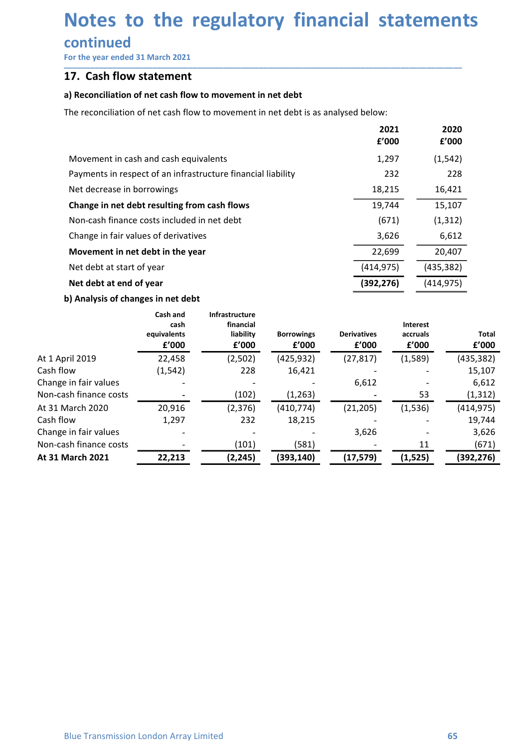# Notes to the regulatory financial statements

## continued

For the year ended 31 March 2021

## 17. Cash flow statement

### a) Reconciliation of net cash flow to movement in net debt

The reconciliation of net cash flow to movement in net debt is as analysed below:

| | 2021 £'000 | 2020 £'000 |
|---|---|---|
| Movement in cash and cash equivalents | 1,297 | (1,542) |
| Payments in respect of an infrastructure financial liability | 232 | 228 |
| Net decrease in borrowings | 18,215 | 16,421 |
| **Change in net debt resulting from cash flows** | 19,744 | 15,107 |
| Non-cash finance costs included in net debt | (671) | (1,312) |
| Change in fair values of derivatives | 3,626 | 6,612 |
| **Movement in net debt in the year** | 22,699 | 20,407 |
| Net debt at start of year | (414,975) | (435,382) |
| **Net debt at end of year** | **(392,276)** | (414,975) |

### b) Analysis of changes in net debt

| | Cash and cash equivalents £'000 | Infrastructure financial liability £'000 | Borrowings £'000 | Derivatives £'000 | Interest accruals £'000 | Total £'000 |
|---|---|---|---|---|---|---|
| At 1 April 2019 | 22,458 | (2,502) | (425,932) | (27,817) | (1,589) | (435,382) |
| Cash flow | (1,542) | 228 | 16,421 | - | - | 15,107 |
| Change in fair values | - | - | - | 6,612 | - | 6,612 |
| Non-cash finance costs | - | (102) | (1,263) | - | 53 | (1,312) |
| At 31 March 2020 | 20,916 | (2,376) | (410,774) | (21,205) | (1,536) | (414,975) |
| Cash flow | 1,297 | 232 | 18,215 | - | - | 19,744 |
| Change in fair values | - | - | - | 3,626 | - | 3,626 |
| Non-cash finance costs | - | (101) | (581) | - | 11 | (671) |
| **At 31 March 2021** | **22,213** | **(2,245)** | **(393,140)** | **(17,579)** | **(1,525)** | **(392,276)** |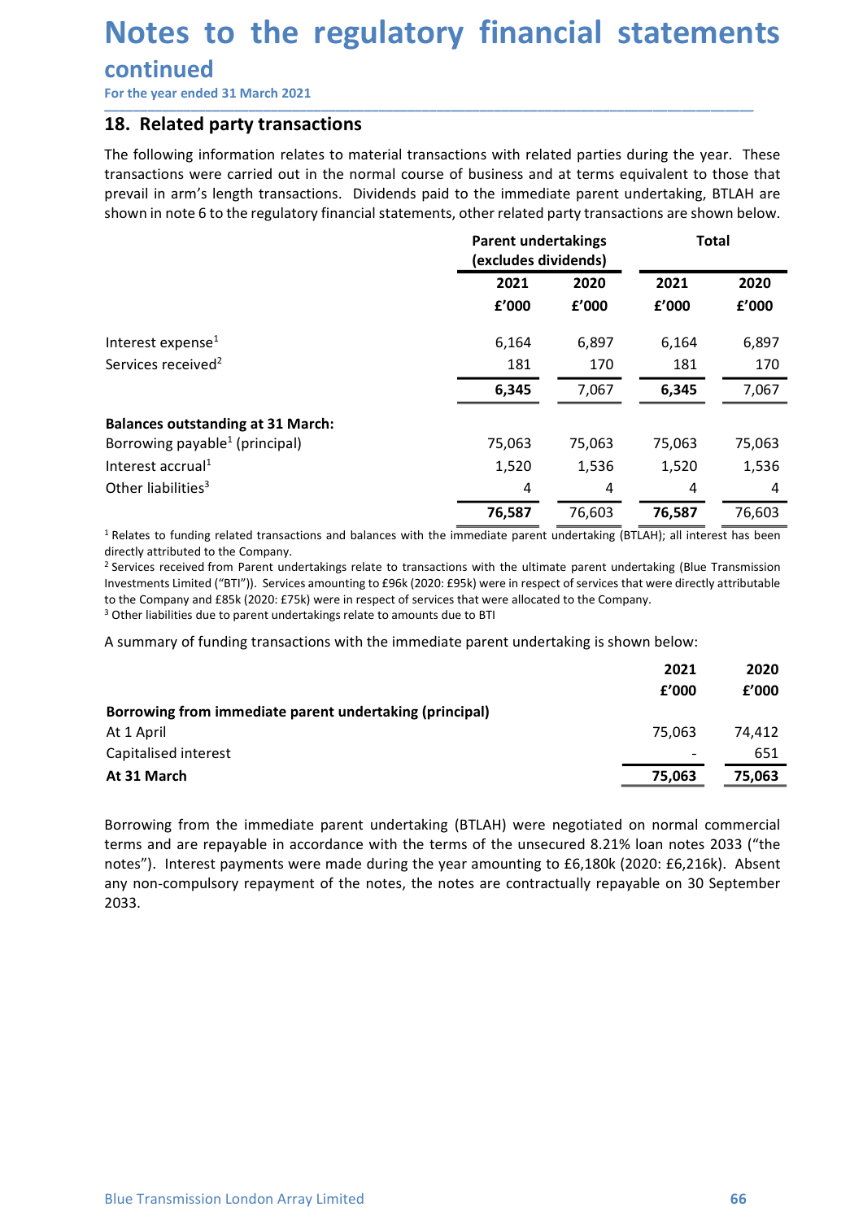# Notes to the regulatory financial statements

## continued

For the year ended 31 March 2021

### 18. Related party transactions

The following information relates to material transactions with related parties during the year. These transactions were carried out in the normal course of business and at terms equivalent to those that prevail in arm's length transactions. Dividends paid to the immediate parent undertaking, BTLAH are shown in note 6 to the regulatory financial statements, other related party transactions are shown below.

| | Parent undertakings (excludes dividends) | | Total | |
|---|---|---|---|---|
| | 2021 | 2020 | 2021 | 2020 |
| | £'000 | £'000 | £'000 | £'000 |
| Interest expense[1] | 6,164 | 6,897 | 6,164 | 6,897 |
| Services received[2] | 181 | 170 | 181 | 170 |
| | **6,345** | 7,067 | **6,345** | 7,067 |
| **Balances outstanding at 31 March:** | | | | |
| Borrowing payable[1] (principal) | 75,063 | 75,063 | 75,063 | 75,063 |
| Interest accrual[1] | 1,520 | 1,536 | 1,520 | 1,536 |
| Other liabilities[3] | 4 | 4 | 4 | 4 |
| | **76,587** | 76,603 | **76,587** | 76,603 |

[1] Relates to funding related transactions and balances with the immediate parent undertaking (BTLAH); all interest has been directly attributed to the Company.
[2] Services received from Parent undertakings relate to transactions with the ultimate parent undertaking (Blue Transmission Investments Limited ("BTI")). Services amounting to £96k (2020: £95k) were in respect of services that were directly attributable to the Company and £85k (2020: £75k) were in respect of services that were allocated to the Company.
[3] Other liabilities due to parent undertakings relate to amounts due to BTI

A summary of funding transactions with the immediate parent undertaking is shown below:

| | 2021 | 2020 |
|---|---|---|
| | £'000 | £'000 |
| **Borrowing from immediate parent undertaking (principal)** | | |
| At 1 April | 75,063 | 74,412 |
| Capitalised interest | - | 651 |
| **At 31 March** | **75,063** | **75,063** |

Borrowing from the immediate parent undertaking (BTLAH) were negotiated on normal commercial terms and are repayable in accordance with the terms of the unsecured 8.21% loan notes 2033 ("the notes"). Interest payments were made during the year amounting to £6,180k (2020: £6,216k). Absent any non-compulsory repayment of the notes, the notes are contractually repayable on 30 September 2033.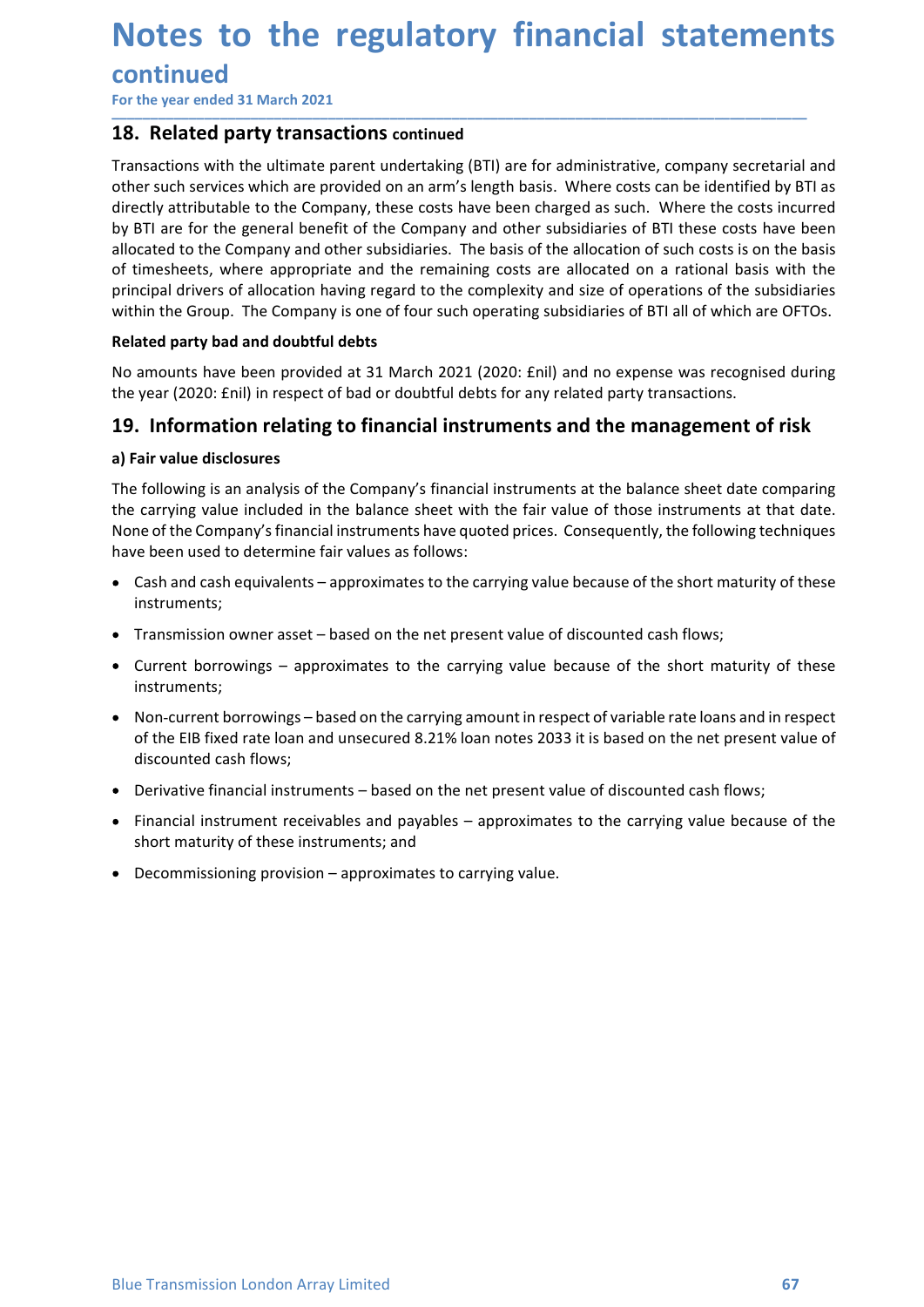# Notes to the regulatory financial statements continued

For the year ended 31 March 2021

## 18. Related party transactions continued

Transactions with the ultimate parent undertaking (BTI) are for administrative, company secretarial and other such services which are provided on an arm's length basis. Where costs can be identified by BTI as directly attributable to the Company, these costs have been charged as such. Where the costs incurred by BTI are for the general benefit of the Company and other subsidiaries of BTI these costs have been allocated to the Company and other subsidiaries. The basis of the allocation of such costs is on the basis of timesheets, where appropriate and the remaining costs are allocated on a rational basis with the principal drivers of allocation having regard to the complexity and size of operations of the subsidiaries within the Group. The Company is one of four such operating subsidiaries of BTI all of which are OFTOs.

**Related party bad and doubtful debts**

No amounts have been provided at 31 March 2021 (2020: £nil) and no expense was recognised during the year (2020: £nil) in respect of bad or doubtful debts for any related party transactions.

## 19. Information relating to financial instruments and the management of risk

**a) Fair value disclosures**

The following is an analysis of the Company's financial instruments at the balance sheet date comparing the carrying value included in the balance sheet with the fair value of those instruments at that date. None of the Company's financial instruments have quoted prices. Consequently, the following techniques have been used to determine fair values as follows:

- Cash and cash equivalents – approximates to the carrying value because of the short maturity of these instruments;
- Transmission owner asset – based on the net present value of discounted cash flows;
- Current borrowings – approximates to the carrying value because of the short maturity of these instruments;
- Non-current borrowings – based on the carrying amount in respect of variable rate loans and in respect of the EIB fixed rate loan and unsecured 8.21% loan notes 2033 it is based on the net present value of discounted cash flows;
- Derivative financial instruments – based on the net present value of discounted cash flows;
- Financial instrument receivables and payables – approximates to the carrying value because of the short maturity of these instruments; and
- Decommissioning provision – approximates to carrying value.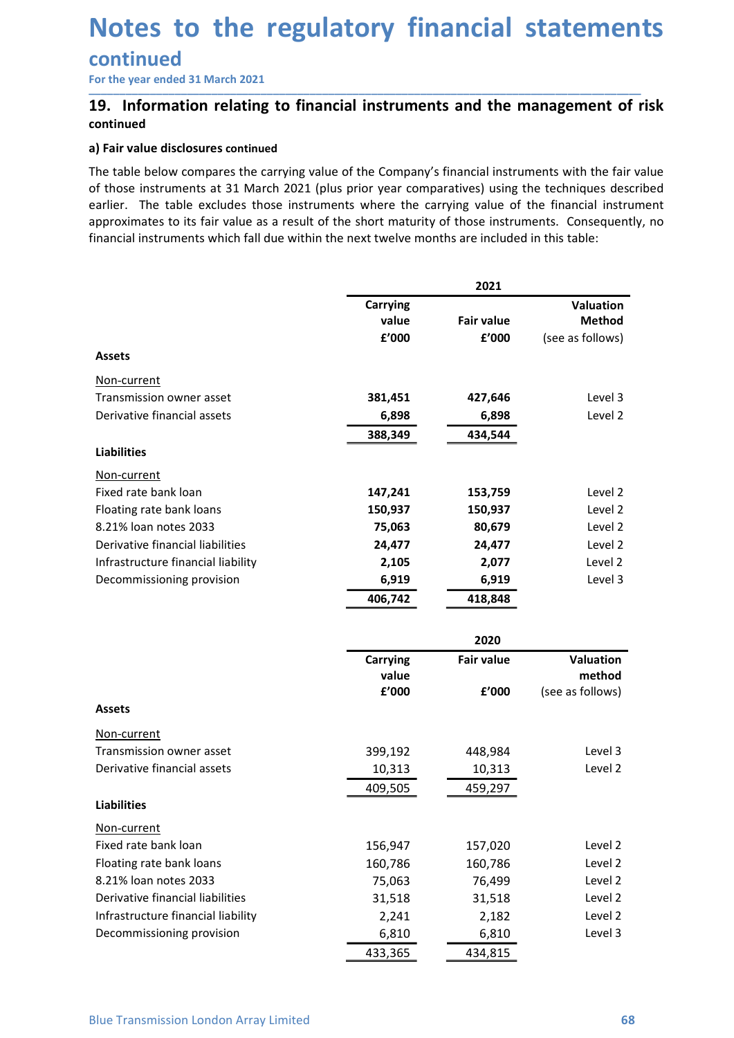# Notes to the regulatory financial statements continued

For the year ended 31 March 2021

## 19. Information relating to financial instruments and the management of risk continued

### a) Fair value disclosures continued

The table below compares the carrying value of the Company's financial instruments with the fair value of those instruments at 31 March 2021 (plus prior year comparatives) using the techniques described earlier. The table excludes those instruments where the carrying value of the financial instrument approximates to its fair value as a result of the short maturity of those instruments. Consequently, no financial instruments which fall due within the next twelve months are included in this table:

| | 2021 | | |
|---|---|---|---|
| | **Carrying value £'000** | **Fair value £'000** | **Valuation Method (see as follows)** |
| **Assets** | | | |
| Non-current | | | |
| Transmission owner asset | **381,451** | **427,646** | Level 3 |
| Derivative financial assets | **6,898** | **6,898** | Level 2 |
| | **388,349** | **434,544** | |
| **Liabilities** | | | |
| Non-current | | | |
| Fixed rate bank loan | **147,241** | **153,759** | Level 2 |
| Floating rate bank loans | **150,937** | **150,937** | Level 2 |
| 8.21% loan notes 2033 | **75,063** | **80,679** | Level 2 |
| Derivative financial liabilities | **24,477** | **24,477** | Level 2 |
| Infrastructure financial liability | **2,105** | **2,077** | Level 2 |
| Decommissioning provision | **6,919** | **6,919** | Level 3 |
| | **406,742** | **418,848** | |

| | 2020 | | |
|---|---|---|---|
| | **Carrying value £'000** | **Fair value £'000** | **Valuation method (see as follows)** |
| **Assets** | | | |
| Non-current | | | |
| Transmission owner asset | 399,192 | 448,984 | Level 3 |
| Derivative financial assets | 10,313 | 10,313 | Level 2 |
| | 409,505 | 459,297 | |
| **Liabilities** | | | |
| Non-current | | | |
| Fixed rate bank loan | 156,947 | 157,020 | Level 2 |
| Floating rate bank loans | 160,786 | 160,786 | Level 2 |
| 8.21% loan notes 2033 | 75,063 | 76,499 | Level 2 |
| Derivative financial liabilities | 31,518 | 31,518 | Level 2 |
| Infrastructure financial liability | 2,241 | 2,182 | Level 2 |
| Decommissioning provision | 6,810 | 6,810 | Level 3 |
| | 433,365 | 434,815 | |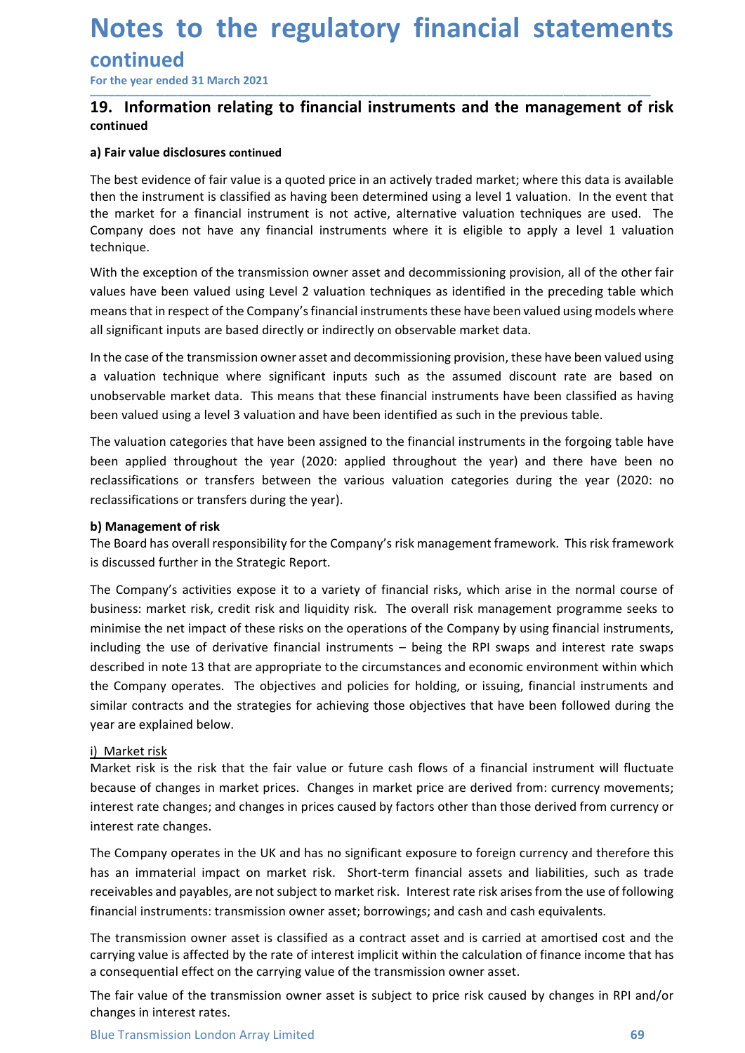# Notes to the regulatory financial statements continued

For the year ended 31 March 2021

## 19. Information relating to financial instruments and the management of risk continued

### a) Fair value disclosures continued

The best evidence of fair value is a quoted price in an actively traded market; where this data is available then the instrument is classified as having been determined using a level 1 valuation. In the event that the market for a financial instrument is not active, alternative valuation techniques are used. The Company does not have any financial instruments where it is eligible to apply a level 1 valuation technique.

With the exception of the transmission owner asset and decommissioning provision, all of the other fair values have been valued using Level 2 valuation techniques as identified in the preceding table which means that in respect of the Company's financial instruments these have been valued using models where all significant inputs are based directly or indirectly on observable market data.

In the case of the transmission owner asset and decommissioning provision, these have been valued using a valuation technique where significant inputs such as the assumed discount rate are based on unobservable market data. This means that these financial instruments have been classified as having been valued using a level 3 valuation and have been identified as such in the previous table.

The valuation categories that have been assigned to the financial instruments in the forgoing table have been applied throughout the year (2020: applied throughout the year) and there have been no reclassifications or transfers between the various valuation categories during the year (2020: no reclassifications or transfers during the year).

### b) Management of risk

The Board has overall responsibility for the Company's risk management framework. This risk framework is discussed further in the Strategic Report.

The Company's activities expose it to a variety of financial risks, which arise in the normal course of business: market risk, credit risk and liquidity risk. The overall risk management programme seeks to minimise the net impact of these risks on the operations of the Company by using financial instruments, including the use of derivative financial instruments – being the RPI swaps and interest rate swaps described in note 13 that are appropriate to the circumstances and economic environment within which the Company operates. The objectives and policies for holding, or issuing, financial instruments and similar contracts and the strategies for achieving those objectives that have been followed during the year are explained below.

#### i) Market risk

Market risk is the risk that the fair value or future cash flows of a financial instrument will fluctuate because of changes in market prices. Changes in market price are derived from: currency movements; interest rate changes; and changes in prices caused by factors other than those derived from currency or interest rate changes.

The Company operates in the UK and has no significant exposure to foreign currency and therefore this has an immaterial impact on market risk. Short-term financial assets and liabilities, such as trade receivables and payables, are not subject to market risk. Interest rate risk arises from the use of following financial instruments: transmission owner asset; borrowings; and cash and cash equivalents.

The transmission owner asset is classified as a contract asset and is carried at amortised cost and the carrying value is affected by the rate of interest implicit within the calculation of finance income that has a consequential effect on the carrying value of the transmission owner asset.

The fair value of the transmission owner asset is subject to price risk caused by changes in RPI and/or changes in interest rates.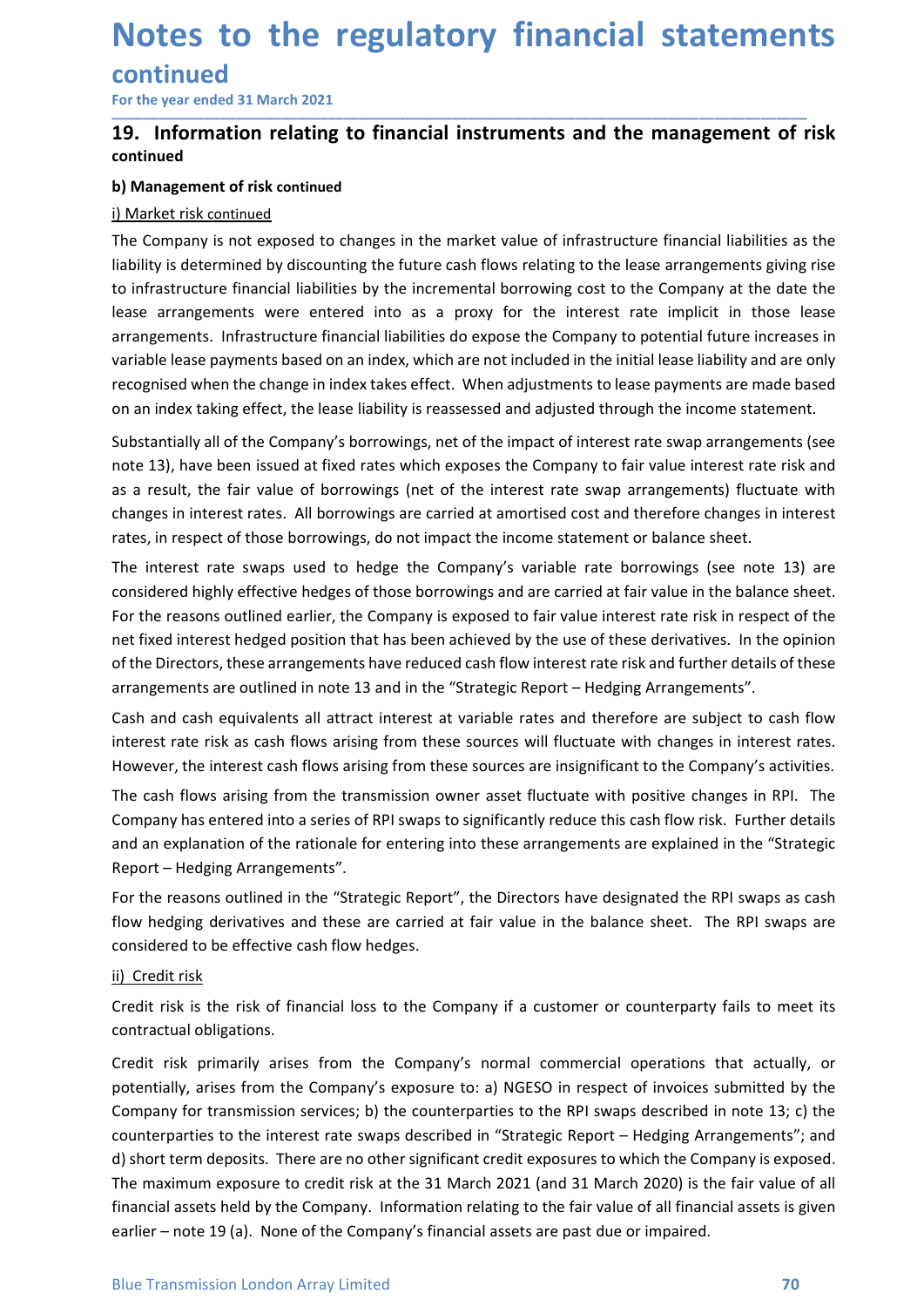# Notes to the regulatory financial statements continued

For the year ended 31 March 2021

## 19. Information relating to financial instruments and the management of risk continued

### b) Management of risk continued

i) Market risk continued

The Company is not exposed to changes in the market value of infrastructure financial liabilities as the liability is determined by discounting the future cash flows relating to the lease arrangements giving rise to infrastructure financial liabilities by the incremental borrowing cost to the Company at the date the lease arrangements were entered into as a proxy for the interest rate implicit in those lease arrangements. Infrastructure financial liabilities do expose the Company to potential future increases in variable lease payments based on an index, which are not included in the initial lease liability and are only recognised when the change in index takes effect. When adjustments to lease payments are made based on an index taking effect, the lease liability is reassessed and adjusted through the income statement.

Substantially all of the Company's borrowings, net of the impact of interest rate swap arrangements (see note 13), have been issued at fixed rates which exposes the Company to fair value interest rate risk and as a result, the fair value of borrowings (net of the interest rate swap arrangements) fluctuate with changes in interest rates. All borrowings are carried at amortised cost and therefore changes in interest rates, in respect of those borrowings, do not impact the income statement or balance sheet.

The interest rate swaps used to hedge the Company's variable rate borrowings (see note 13) are considered highly effective hedges of those borrowings and are carried at fair value in the balance sheet. For the reasons outlined earlier, the Company is exposed to fair value interest rate risk in respect of the net fixed interest hedged position that has been achieved by the use of these derivatives. In the opinion of the Directors, these arrangements have reduced cash flow interest rate risk and further details of these arrangements are outlined in note 13 and in the "Strategic Report – Hedging Arrangements".

Cash and cash equivalents all attract interest at variable rates and therefore are subject to cash flow interest rate risk as cash flows arising from these sources will fluctuate with changes in interest rates. However, the interest cash flows arising from these sources are insignificant to the Company's activities.

The cash flows arising from the transmission owner asset fluctuate with positive changes in RPI. The Company has entered into a series of RPI swaps to significantly reduce this cash flow risk. Further details and an explanation of the rationale for entering into these arrangements are explained in the "Strategic Report – Hedging Arrangements".

For the reasons outlined in the "Strategic Report", the Directors have designated the RPI swaps as cash flow hedging derivatives and these are carried at fair value in the balance sheet. The RPI swaps are considered to be effective cash flow hedges.

ii) Credit risk

Credit risk is the risk of financial loss to the Company if a customer or counterparty fails to meet its contractual obligations.

Credit risk primarily arises from the Company's normal commercial operations that actually, or potentially, arises from the Company's exposure to: a) NGESO in respect of invoices submitted by the Company for transmission services; b) the counterparties to the RPI swaps described in note 13; c) the counterparties to the interest rate swaps described in "Strategic Report – Hedging Arrangements"; and d) short term deposits. There are no other significant credit exposures to which the Company is exposed. The maximum exposure to credit risk at the 31 March 2021 (and 31 March 2020) is the fair value of all financial assets held by the Company. Information relating to the fair value of all financial assets is given earlier – note 19 (a). None of the Company's financial assets are past due or impaired.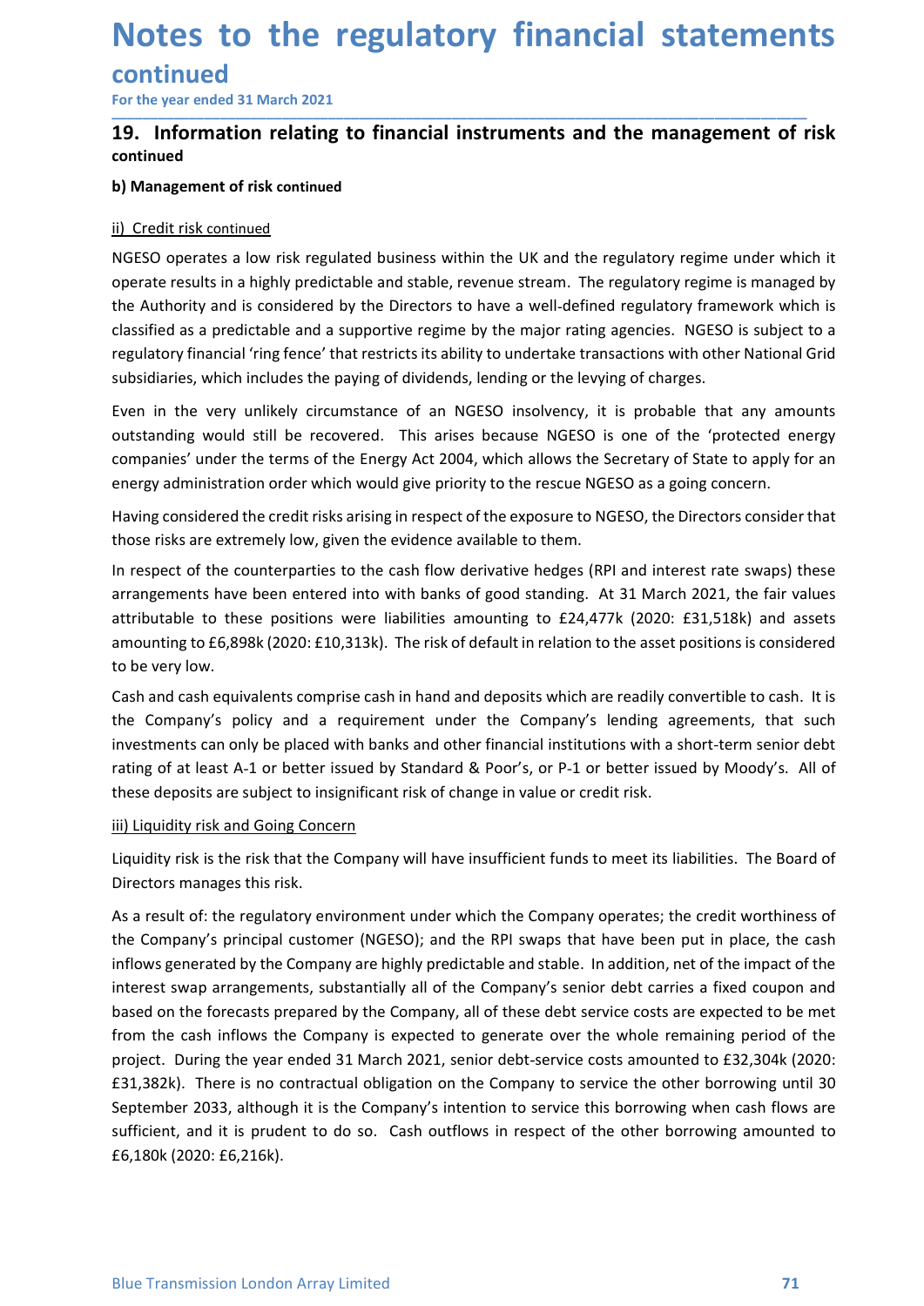# Notes to the regulatory financial statements continued

For the year ended 31 March 2021

## 19. Information relating to financial instruments and the management of risk continued

### b) Management of risk continued

ii) Credit risk continued

NGESO operates a low risk regulated business within the UK and the regulatory regime under which it operate results in a highly predictable and stable, revenue stream. The regulatory regime is managed by the Authority and is considered by the Directors to have a well-defined regulatory framework which is classified as a predictable and a supportive regime by the major rating agencies. NGESO is subject to a regulatory financial 'ring fence' that restricts its ability to undertake transactions with other National Grid subsidiaries, which includes the paying of dividends, lending or the levying of charges.

Even in the very unlikely circumstance of an NGESO insolvency, it is probable that any amounts outstanding would still be recovered. This arises because NGESO is one of the 'protected energy companies' under the terms of the Energy Act 2004, which allows the Secretary of State to apply for an energy administration order which would give priority to the rescue NGESO as a going concern.

Having considered the credit risks arising in respect of the exposure to NGESO, the Directors consider that those risks are extremely low, given the evidence available to them.

In respect of the counterparties to the cash flow derivative hedges (RPI and interest rate swaps) these arrangements have been entered into with banks of good standing. At 31 March 2021, the fair values attributable to these positions were liabilities amounting to £24,477k (2020: £31,518k) and assets amounting to £6,898k (2020: £10,313k). The risk of default in relation to the asset positions is considered to be very low.

Cash and cash equivalents comprise cash in hand and deposits which are readily convertible to cash. It is the Company's policy and a requirement under the Company's lending agreements, that such investments can only be placed with banks and other financial institutions with a short-term senior debt rating of at least A-1 or better issued by Standard & Poor's, or P-1 or better issued by Moody's. All of these deposits are subject to insignificant risk of change in value or credit risk.

iii) Liquidity risk and Going Concern

Liquidity risk is the risk that the Company will have insufficient funds to meet its liabilities. The Board of Directors manages this risk.

As a result of: the regulatory environment under which the Company operates; the credit worthiness of the Company's principal customer (NGESO); and the RPI swaps that have been put in place, the cash inflows generated by the Company are highly predictable and stable. In addition, net of the impact of the interest swap arrangements, substantially all of the Company's senior debt carries a fixed coupon and based on the forecasts prepared by the Company, all of these debt service costs are expected to be met from the cash inflows the Company is expected to generate over the whole remaining period of the project. During the year ended 31 March 2021, senior debt-service costs amounted to £32,304k (2020: £31,382k). There is no contractual obligation on the Company to service the other borrowing until 30 September 2033, although it is the Company's intention to service this borrowing when cash flows are sufficient, and it is prudent to do so. Cash outflows in respect of the other borrowing amounted to £6,180k (2020: £6,216k).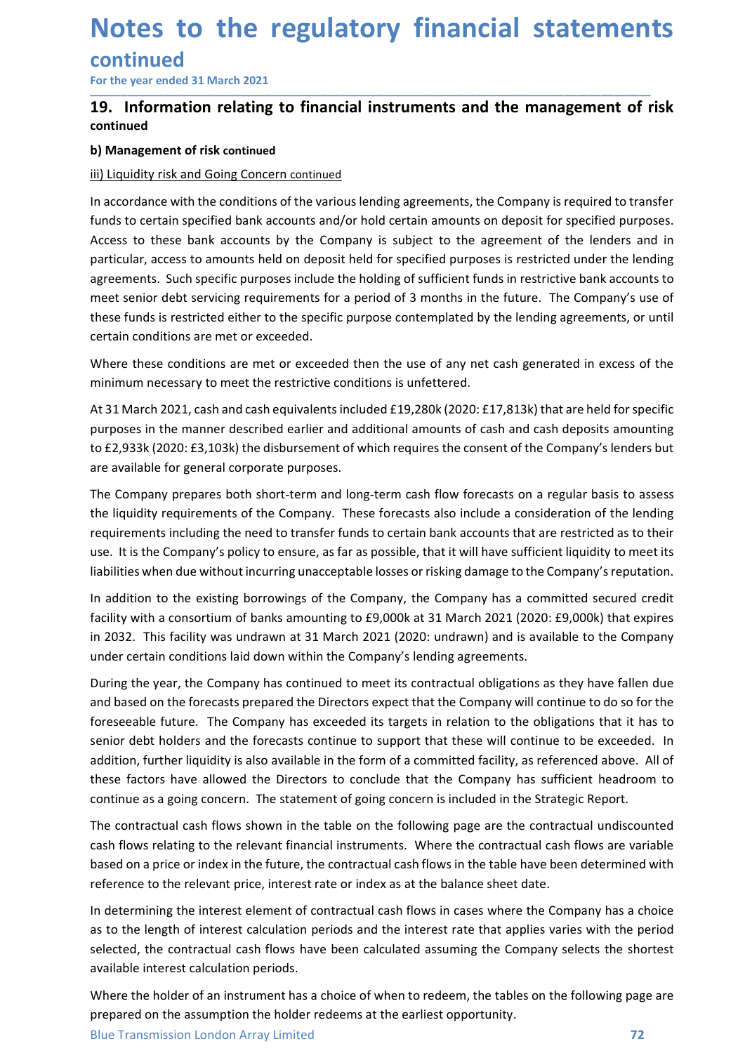# Notes to the regulatory financial statements continued

For the year ended 31 March 2021

## 19. Information relating to financial instruments and the management of risk continued

### b) Management of risk continued

iii) Liquidity risk and Going Concern continued

In accordance with the conditions of the various lending agreements, the Company is required to transfer funds to certain specified bank accounts and/or hold certain amounts on deposit for specified purposes. Access to these bank accounts by the Company is subject to the agreement of the lenders and in particular, access to amounts held on deposit held for specified purposes is restricted under the lending agreements. Such specific purposes include the holding of sufficient funds in restrictive bank accounts to meet senior debt servicing requirements for a period of 3 months in the future. The Company's use of these funds is restricted either to the specific purpose contemplated by the lending agreements, or until certain conditions are met or exceeded.

Where these conditions are met or exceeded then the use of any net cash generated in excess of the minimum necessary to meet the restrictive conditions is unfettered.

At 31 March 2021, cash and cash equivalents included £19,280k (2020: £17,813k) that are held for specific purposes in the manner described earlier and additional amounts of cash and cash deposits amounting to £2,933k (2020: £3,103k) the disbursement of which requires the consent of the Company's lenders but are available for general corporate purposes.

The Company prepares both short-term and long-term cash flow forecasts on a regular basis to assess the liquidity requirements of the Company. These forecasts also include a consideration of the lending requirements including the need to transfer funds to certain bank accounts that are restricted as to their use. It is the Company's policy to ensure, as far as possible, that it will have sufficient liquidity to meet its liabilities when due without incurring unacceptable losses or risking damage to the Company's reputation.

In addition to the existing borrowings of the Company, the Company has a committed secured credit facility with a consortium of banks amounting to £9,000k at 31 March 2021 (2020: £9,000k) that expires in 2032. This facility was undrawn at 31 March 2021 (2020: undrawn) and is available to the Company under certain conditions laid down within the Company's lending agreements.

During the year, the Company has continued to meet its contractual obligations as they have fallen due and based on the forecasts prepared the Directors expect that the Company will continue to do so for the foreseeable future. The Company has exceeded its targets in relation to the obligations that it has to senior debt holders and the forecasts continue to support that these will continue to be exceeded. In addition, further liquidity is also available in the form of a committed facility, as referenced above. All of these factors have allowed the Directors to conclude that the Company has sufficient headroom to continue as a going concern. The statement of going concern is included in the Strategic Report.

The contractual cash flows shown in the table on the following page are the contractual undiscounted cash flows relating to the relevant financial instruments. Where the contractual cash flows are variable based on a price or index in the future, the contractual cash flows in the table have been determined with reference to the relevant price, interest rate or index as at the balance sheet date.

In determining the interest element of contractual cash flows in cases where the Company has a choice as to the length of interest calculation periods and the interest rate that applies varies with the period selected, the contractual cash flows have been calculated assuming the Company selects the shortest available interest calculation periods.

Where the holder of an instrument has a choice of when to redeem, the tables on the following page are prepared on the assumption the holder redeems at the earliest opportunity.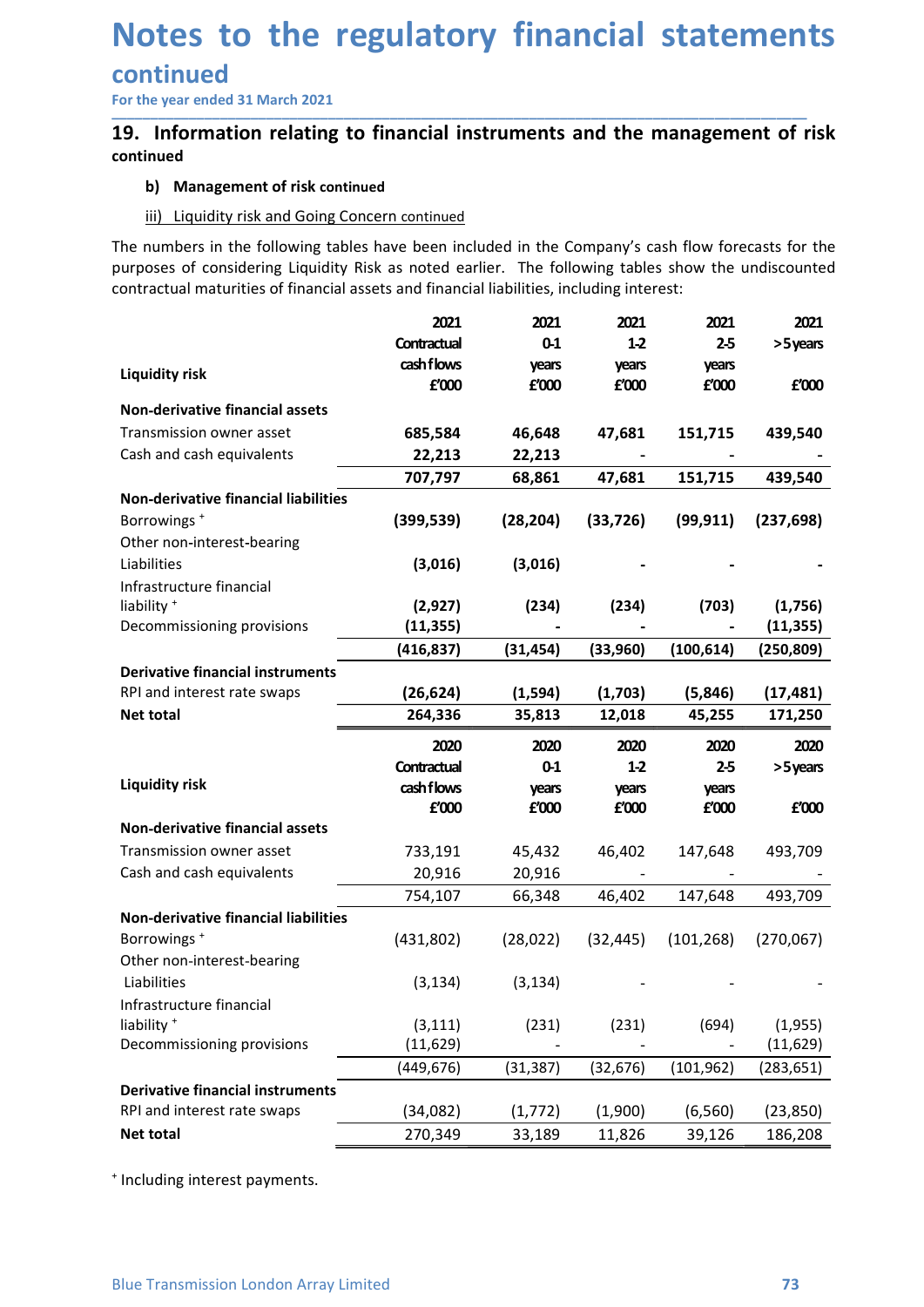# Notes to the regulatory financial statements continued

For the year ended 31 March 2021

## 19. Information relating to financial instruments and the management of risk continued

### b) Management of risk continued

#### iii) Liquidity risk and Going Concern continued

The numbers in the following tables have been included in the Company's cash flow forecasts for the purposes of considering Liquidity Risk as noted earlier. The following tables show the undiscounted contractual maturities of financial assets and financial liabilities, including interest:

| Liquidity risk | 2021 Contractual cash flows £'000 | 2021 0-1 years £'000 | 2021 1-2 years £'000 | 2021 2-5 years £'000 | 2021 >5 years £'000 |
|---|---|---|---|---|---|
| **Non-derivative financial assets** | | | | | |
| Transmission owner asset | **685,584** | **46,648** | **47,681** | **151,715** | **439,540** |
| Cash and cash equivalents | **22,213** | **22,213** | **-** | **-** | **-** |
| | **707,797** | **68,861** | **47,681** | **151,715** | **439,540** |
| **Non-derivative financial liabilities** | | | | | |
| Borrowings + | **(399,539)** | **(28,204)** | **(33,726)** | **(99,911)** | **(237,698)** |
| Other non-interest-bearing Liabilities | **(3,016)** | **(3,016)** | **-** | **-** | **-** |
| Infrastructure financial liability + | **(2,927)** | **(234)** | **(234)** | **(703)** | **(1,756)** |
| Decommissioning provisions | **(11,355)** | **-** | **-** | **-** | **(11,355)** |
| | **(416,837)** | **(31,454)** | **(33,960)** | **(100,614)** | **(250,809)** |
| **Derivative financial instruments** | | | | | |
| RPI and interest rate swaps | **(26,624)** | **(1,594)** | **(1,703)** | **(5,846)** | **(17,481)** |
| **Net total** | **264,336** | **35,813** | **12,018** | **45,255** | **171,250** |

| Liquidity risk | 2020 Contractual cash flows £'000 | 2020 0-1 years £'000 | 2020 1-2 years £'000 | 2020 2-5 years £'000 | 2020 >5 years £'000 |
|---|---|---|---|---|---|
| **Non-derivative financial assets** | | | | | |
| Transmission owner asset | 733,191 | 45,432 | 46,402 | 147,648 | 493,709 |
| Cash and cash equivalents | 20,916 | 20,916 | - | - | - |
| | 754,107 | 66,348 | 46,402 | 147,648 | 493,709 |
| **Non-derivative financial liabilities** | | | | | |
| Borrowings + | (431,802) | (28,022) | (32,445) | (101,268) | (270,067) |
| Other non-interest-bearing Liabilities | (3,134) | (3,134) | - | - | - |
| Infrastructure financial liability + | (3,111) | (231) | (231) | (694) | (1,955) |
| Decommissioning provisions | (11,629) | - | - | - | (11,629) |
| | (449,676) | (31,387) | (32,676) | (101,962) | (283,651) |
| **Derivative financial instruments** | | | | | |
| RPI and interest rate swaps | (34,082) | (1,772) | (1,900) | (6,560) | (23,850) |
| **Net total** | 270,349 | 33,189 | 11,826 | 39,126 | 186,208 |

+ Including interest payments.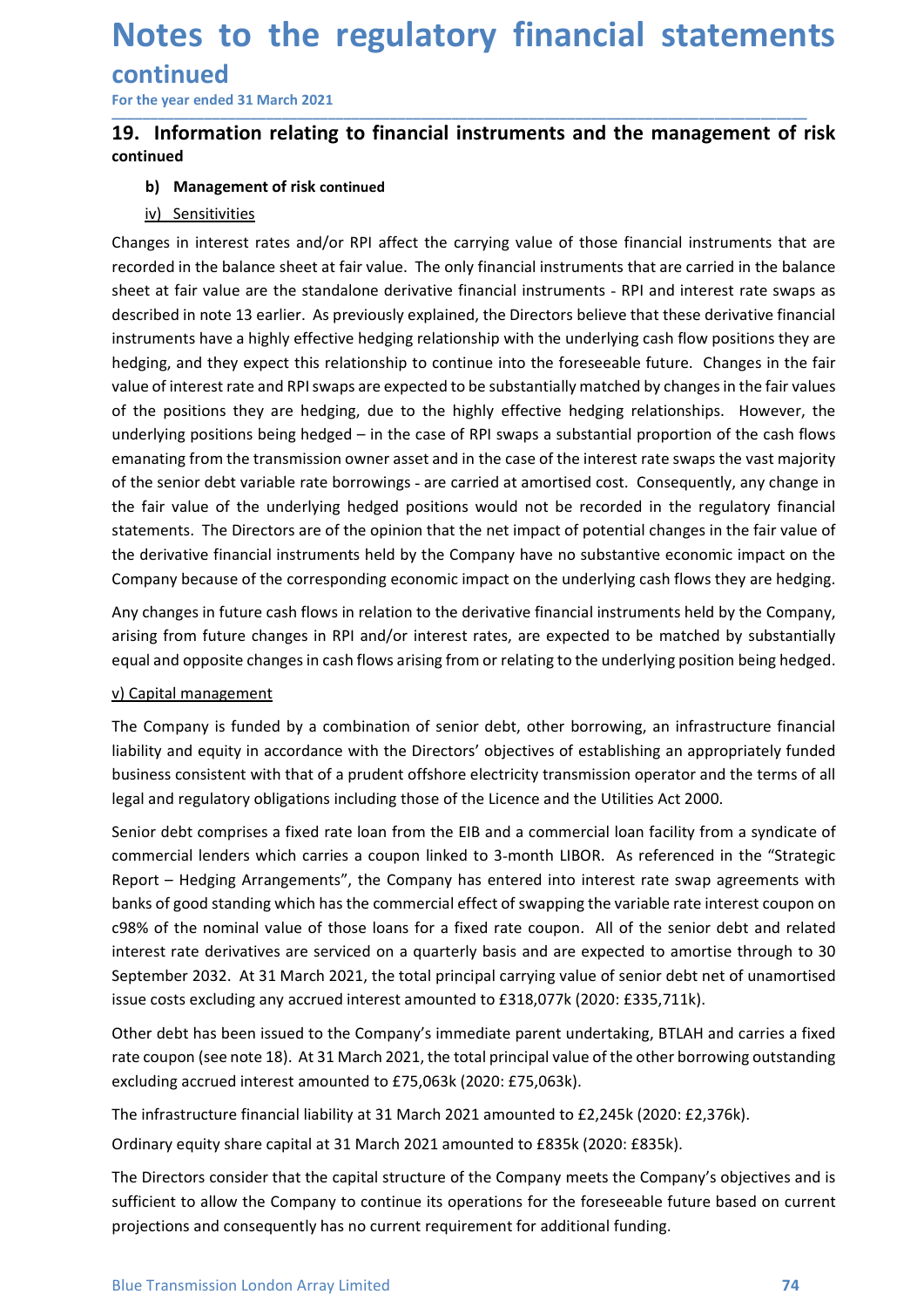# Notes to the regulatory financial statements continued

For the year ended 31 March 2021

## 19. Information relating to financial instruments and the management of risk continued

### b) Management of risk continued

#### iv) Sensitivities

Changes in interest rates and/or RPI affect the carrying value of those financial instruments that are recorded in the balance sheet at fair value. The only financial instruments that are carried in the balance sheet at fair value are the standalone derivative financial instruments - RPI and interest rate swaps as described in note 13 earlier. As previously explained, the Directors believe that these derivative financial instruments have a highly effective hedging relationship with the underlying cash flow positions they are hedging, and they expect this relationship to continue into the foreseeable future. Changes in the fair value of interest rate and RPI swaps are expected to be substantially matched by changes in the fair values of the positions they are hedging, due to the highly effective hedging relationships. However, the underlying positions being hedged – in the case of RPI swaps a substantial proportion of the cash flows emanating from the transmission owner asset and in the case of the interest rate swaps the vast majority of the senior debt variable rate borrowings - are carried at amortised cost. Consequently, any change in the fair value of the underlying hedged positions would not be recorded in the regulatory financial statements. The Directors are of the opinion that the net impact of potential changes in the fair value of the derivative financial instruments held by the Company have no substantive economic impact on the Company because of the corresponding economic impact on the underlying cash flows they are hedging.

Any changes in future cash flows in relation to the derivative financial instruments held by the Company, arising from future changes in RPI and/or interest rates, are expected to be matched by substantially equal and opposite changes in cash flows arising from or relating to the underlying position being hedged.

#### v) Capital management

The Company is funded by a combination of senior debt, other borrowing, an infrastructure financial liability and equity in accordance with the Directors' objectives of establishing an appropriately funded business consistent with that of a prudent offshore electricity transmission operator and the terms of all legal and regulatory obligations including those of the Licence and the Utilities Act 2000.

Senior debt comprises a fixed rate loan from the EIB and a commercial loan facility from a syndicate of commercial lenders which carries a coupon linked to 3-month LIBOR. As referenced in the "Strategic Report – Hedging Arrangements", the Company has entered into interest rate swap agreements with banks of good standing which has the commercial effect of swapping the variable rate interest coupon on c98% of the nominal value of those loans for a fixed rate coupon. All of the senior debt and related interest rate derivatives are serviced on a quarterly basis and are expected to amortise through to 30 September 2032. At 31 March 2021, the total principal carrying value of senior debt net of unamortised issue costs excluding any accrued interest amounted to £318,077k (2020: £335,711k).

Other debt has been issued to the Company's immediate parent undertaking, BTLAH and carries a fixed rate coupon (see note 18). At 31 March 2021, the total principal value of the other borrowing outstanding excluding accrued interest amounted to £75,063k (2020: £75,063k).

The infrastructure financial liability at 31 March 2021 amounted to £2,245k (2020: £2,376k).

Ordinary equity share capital at 31 March 2021 amounted to £835k (2020: £835k).

The Directors consider that the capital structure of the Company meets the Company's objectives and is sufficient to allow the Company to continue its operations for the foreseeable future based on current projections and consequently has no current requirement for additional funding.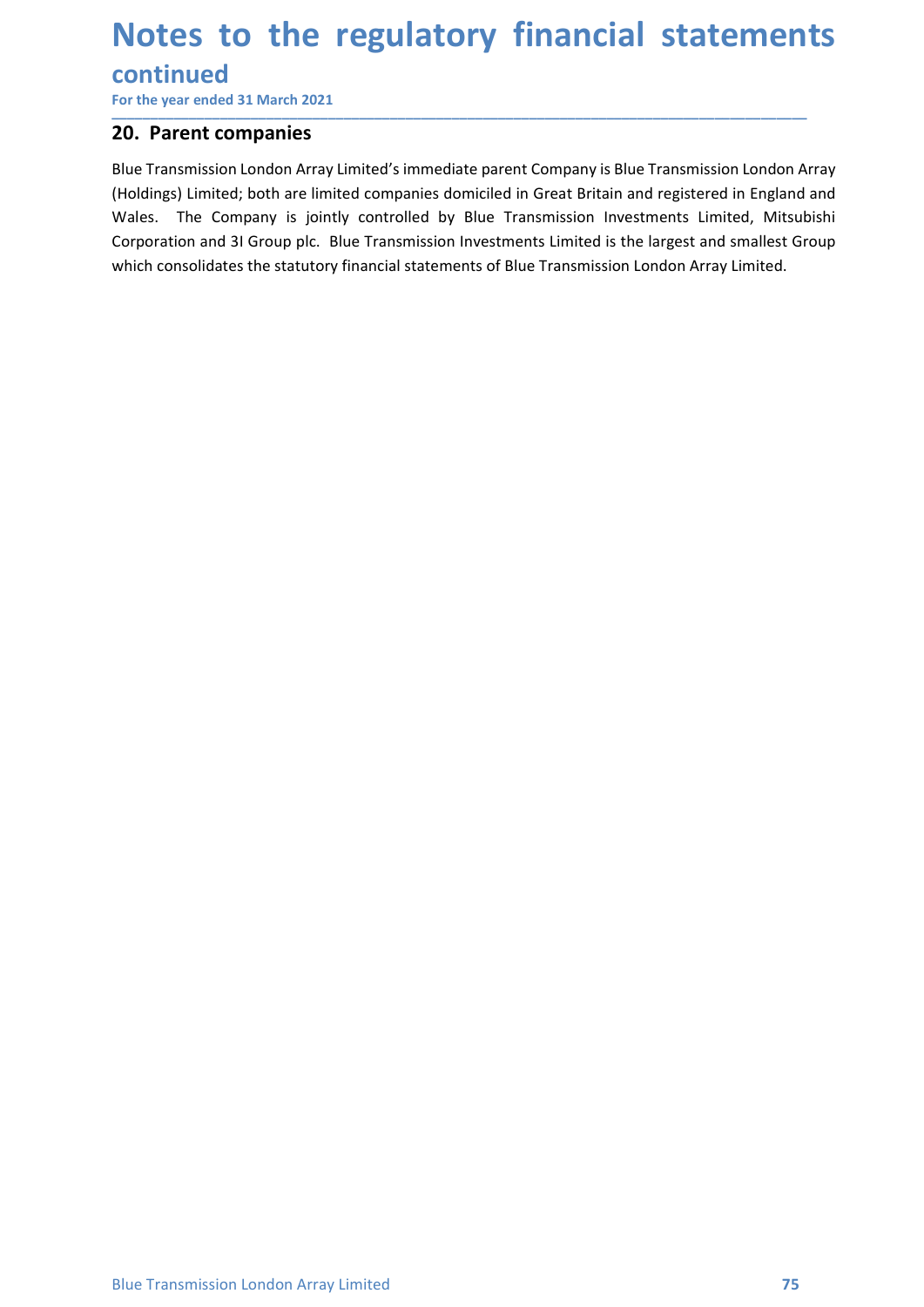# Notes to the regulatory financial statements

## continued

For the year ended 31 March 2021

## 20. Parent companies

Blue Transmission London Array Limited's immediate parent Company is Blue Transmission London Array (Holdings) Limited; both are limited companies domiciled in Great Britain and registered in England and Wales. The Company is jointly controlled by Blue Transmission Investments Limited, Mitsubishi Corporation and 3I Group plc. Blue Transmission Investments Limited is the largest and smallest Group which consolidates the statutory financial statements of Blue Transmission London Array Limited.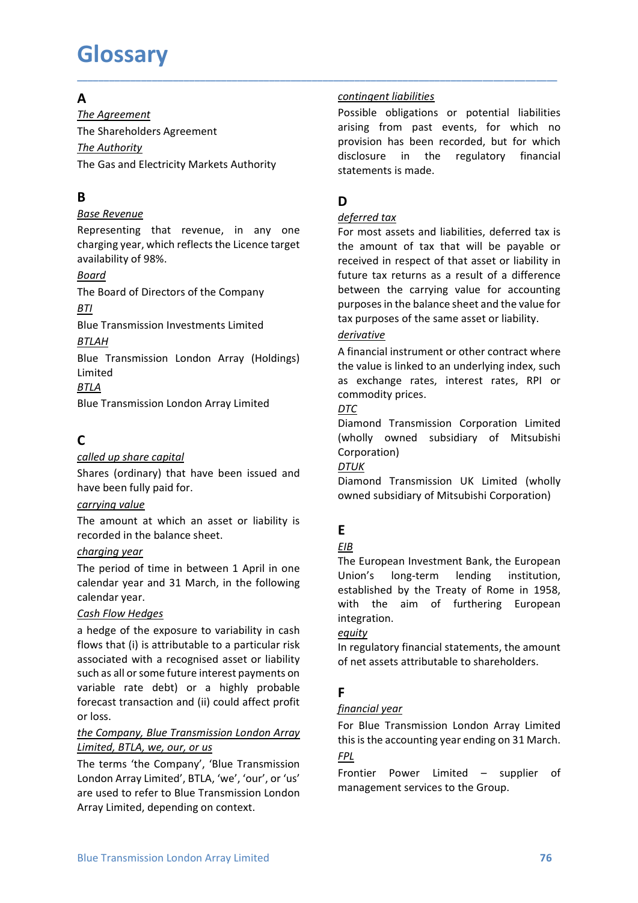# Glossary

## A

*The Agreement*

The Shareholders Agreement

*The Authority*

The Gas and Electricity Markets Authority

## B

*Base Revenue*

Representing that revenue, in any one charging year, which reflects the Licence target availability of 98%.

*Board*

The Board of Directors of the Company

*BTI*

Blue Transmission Investments Limited

*BTLAH*

Blue Transmission London Array (Holdings) Limited

*BTLA*

Blue Transmission London Array Limited

## C

*called up share capital*

Shares (ordinary) that have been issued and have been fully paid for.

*carrying value*

The amount at which an asset or liability is recorded in the balance sheet.

*charging year*

The period of time in between 1 April in one calendar year and 31 March, in the following calendar year.

*Cash Flow Hedges*

a hedge of the exposure to variability in cash flows that (i) is attributable to a particular risk associated with a recognised asset or liability such as all or some future interest payments on variable rate debt) or a highly probable forecast transaction and (ii) could affect profit or loss.

*the Company, Blue Transmission London Array Limited, BTLA, we, our, or us*

The terms 'the Company', 'Blue Transmission London Array Limited', BTLA, 'we', 'our', or 'us' are used to refer to Blue Transmission London Array Limited, depending on context.

*contingent liabilities*

Possible obligations or potential liabilities arising from past events, for which no provision has been recorded, but for which disclosure in the regulatory financial statements is made.

## D

*deferred tax*

For most assets and liabilities, deferred tax is the amount of tax that will be payable or received in respect of that asset or liability in future tax returns as a result of a difference between the carrying value for accounting purposes in the balance sheet and the value for tax purposes of the same asset or liability.

*derivative*

A financial instrument or other contract where the value is linked to an underlying index, such as exchange rates, interest rates, RPI or commodity prices.

*DTC*

Diamond Transmission Corporation Limited (wholly owned subsidiary of Mitsubishi Corporation)

*DTUK*

Diamond Transmission UK Limited (wholly owned subsidiary of Mitsubishi Corporation)

## E

*EIB*

The European Investment Bank, the European Union's long-term lending institution, established by the Treaty of Rome in 1958, with the aim of furthering European integration.

*equity*

In regulatory financial statements, the amount of net assets attributable to shareholders.

## F

*financial year*

For Blue Transmission London Array Limited this is the accounting year ending on 31 March.

*FPL*

Frontier Power Limited – supplier of management services to the Group.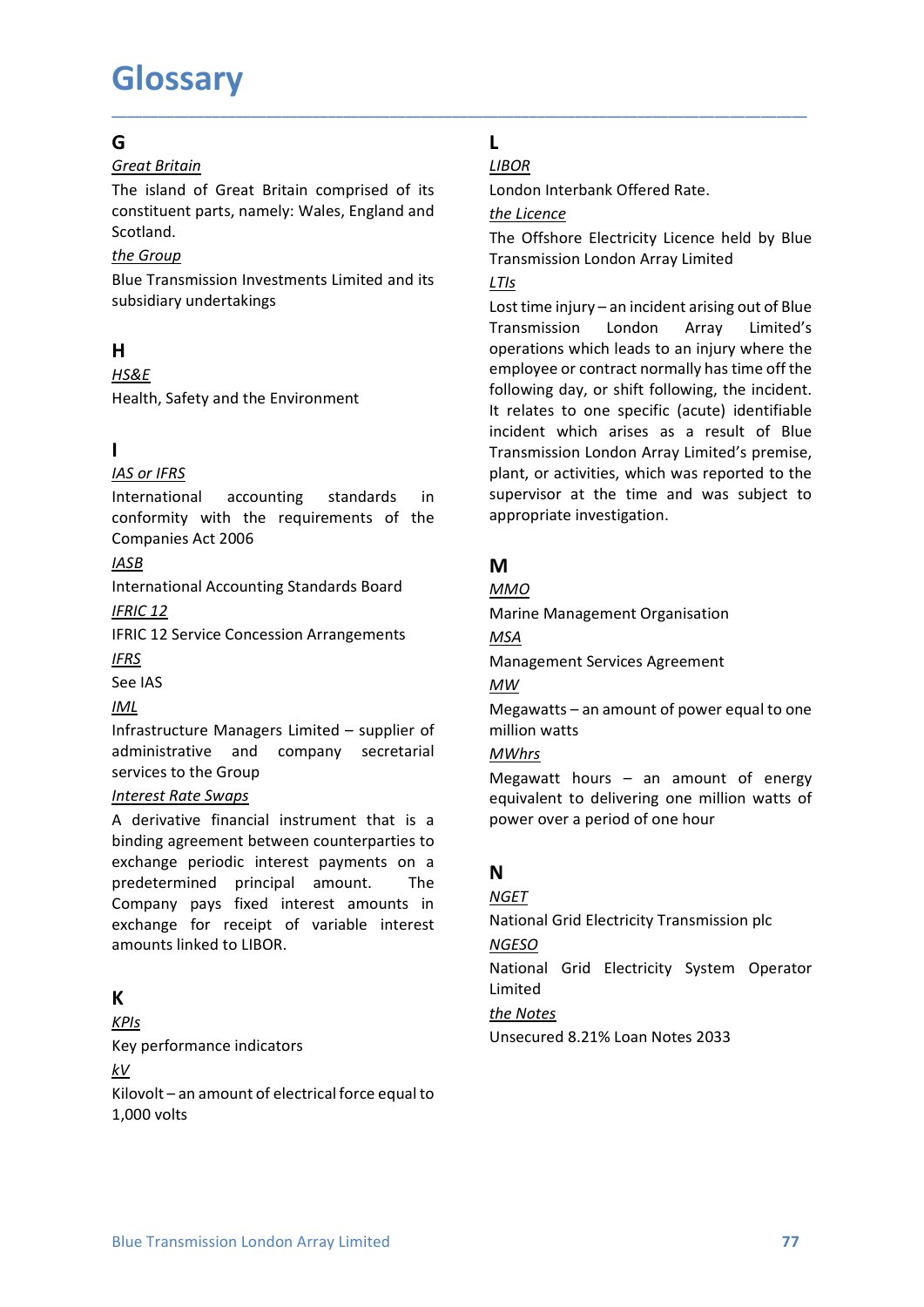# Glossary

## G

*Great Britain*

The island of Great Britain comprised of its constituent parts, namely: Wales, England and Scotland.

*the Group*

Blue Transmission Investments Limited and its subsidiary undertakings

## H

*HS&E*

Health, Safety and the Environment

## I

*IAS or IFRS*

International accounting standards in conformity with the requirements of the Companies Act 2006

*IASB*

International Accounting Standards Board

*IFRIC 12*

IFRIC 12 Service Concession Arrangements

*IFRS*

See IAS

*IML*

Infrastructure Managers Limited – supplier of administrative and company secretarial services to the Group

*Interest Rate Swaps*

A derivative financial instrument that is a binding agreement between counterparties to exchange periodic interest payments on a predetermined principal amount. The Company pays fixed interest amounts in exchange for receipt of variable interest amounts linked to LIBOR.

## K

*KPIs*

Key performance indicators

*kV*

Kilovolt – an amount of electrical force equal to 1,000 volts

## L

*LIBOR*

London Interbank Offered Rate.

*the Licence*

The Offshore Electricity Licence held by Blue Transmission London Array Limited

*LTIs*

Lost time injury – an incident arising out of Blue Transmission London Array Limited's operations which leads to an injury where the employee or contract normally has time off the following day, or shift following, the incident. It relates to one specific (acute) identifiable incident which arises as a result of Blue Transmission London Array Limited's premise, plant, or activities, which was reported to the supervisor at the time and was subject to appropriate investigation.

## M

*MMO*

Marine Management Organisation

*MSA*

Management Services Agreement

*MW*

Megawatts – an amount of power equal to one million watts

*MWhrs*

Megawatt hours – an amount of energy equivalent to delivering one million watts of power over a period of one hour

## N

*NGET*

National Grid Electricity Transmission plc

*NGESO*

National Grid Electricity System Operator Limited

*the Notes*

Unsecured 8.21% Loan Notes 2033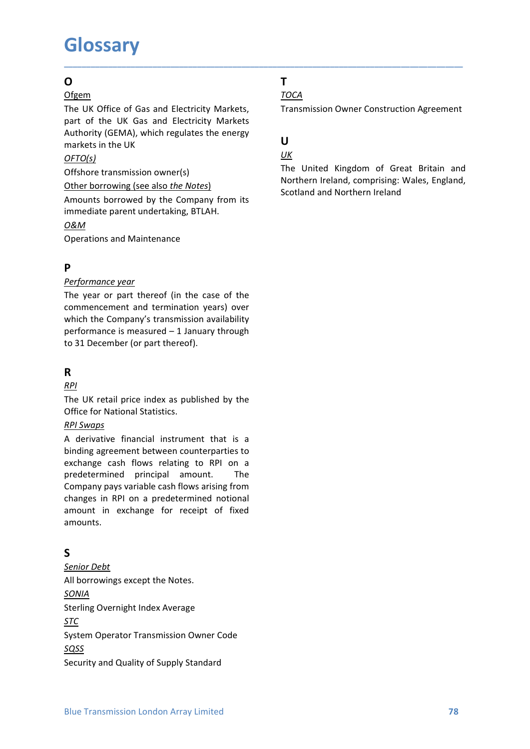# Glossary

## O

*Ofgem*

The UK Office of Gas and Electricity Markets, part of the UK Gas and Electricity Markets Authority (GEMA), which regulates the energy markets in the UK

*OFTO(s)*

Offshore transmission owner(s)

*Other borrowing (see also the Notes)*

Amounts borrowed by the Company from its immediate parent undertaking, BTLAH.

*O&M*

Operations and Maintenance

## P

*Performance year*

The year or part thereof (in the case of the commencement and termination years) over which the Company's transmission availability performance is measured – 1 January through to 31 December (or part thereof).

## R

*RPI*

The UK retail price index as published by the Office for National Statistics.

*RPI Swaps*

A derivative financial instrument that is a binding agreement between counterparties to exchange cash flows relating to RPI on a predetermined principal amount. The Company pays variable cash flows arising from changes in RPI on a predetermined notional amount in exchange for receipt of fixed amounts.

## S

*Senior Debt*

All borrowings except the Notes.

*SONIA*

Sterling Overnight Index Average

*STC*

System Operator Transmission Owner Code

*SQSS*

Security and Quality of Supply Standard

## T

*TOCA*

Transmission Owner Construction Agreement

## U

*UK*

The United Kingdom of Great Britain and Northern Ireland, comprising: Wales, England, Scotland and Northern Ireland